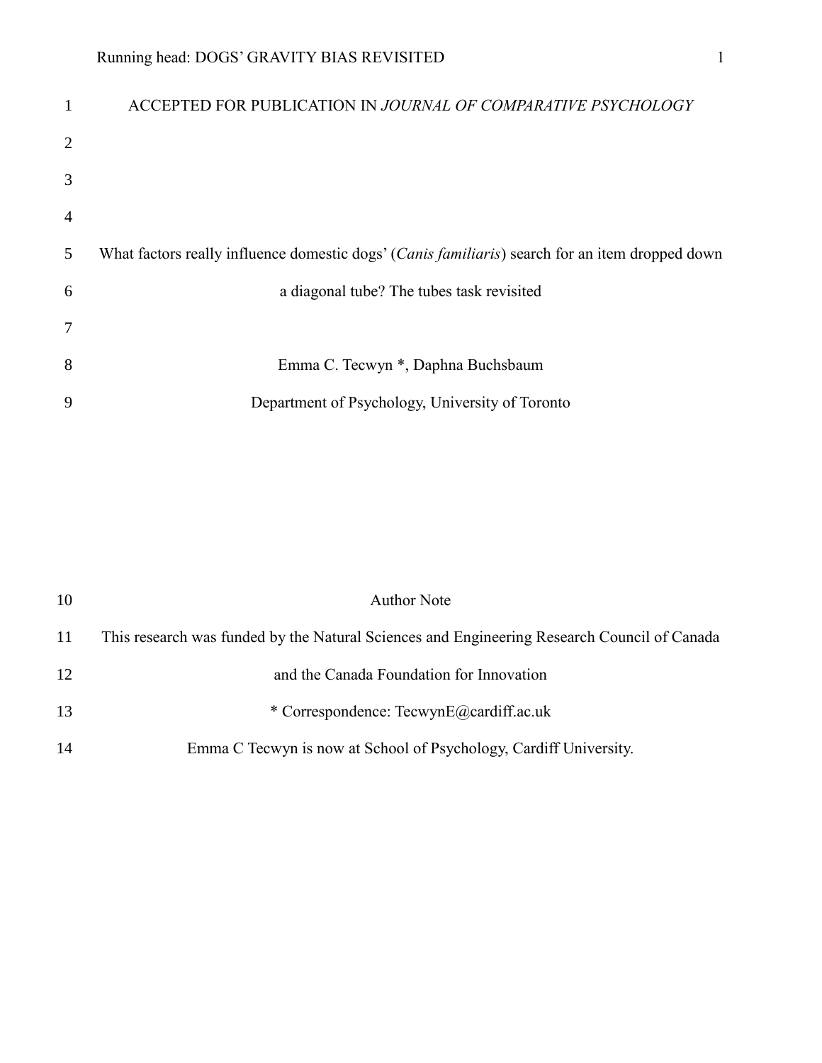ACCEPTED FOR PUBLICATION IN *JOURNAL OF COMPARATIVE PSYCHOLOGY*

# What factors really influence domestic dogs' (*Canis familiaris*) search for an item dropped down a diagonal tube? The tubes task revisited

Emma C. Tecwyn *, Daphna Buchsbaum

Department of Psychology, University of Toronto

Author Note

This research was funded by the Natural Sciences and Engineering Research Council of Canada and the Canada Foundation for Innovation

* Correspondence: TecwynE@cardiff.ac.uk

Emma C Tecwyn is now at School of Psychology, Cardiff University.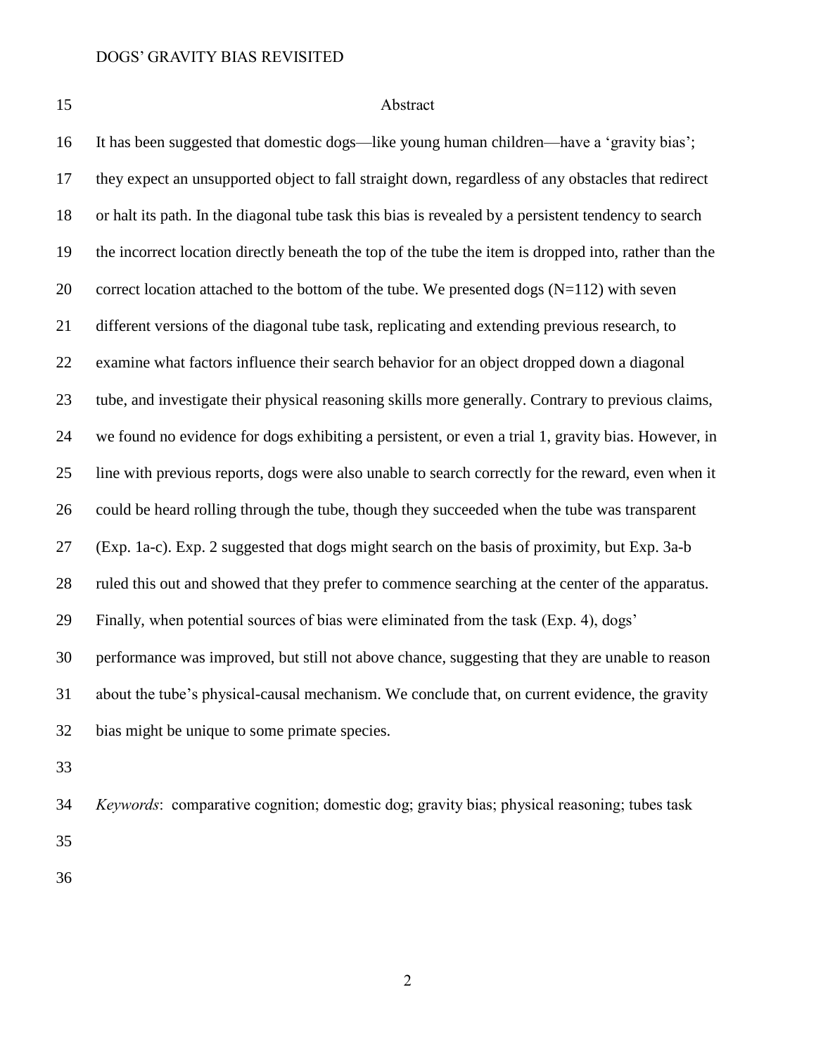## Abstract

It has been suggested that domestic dogs—like young human children—have a 'gravity bias'; they expect an unsupported object to fall straight down, regardless of any obstacles that redirect or halt its path. In the diagonal tube task this bias is revealed by a persistent tendency to search the incorrect location directly beneath the top of the tube the item is dropped into, rather than the correct location attached to the bottom of the tube. We presented dogs (N=112) with seven different versions of the diagonal tube task, replicating and extending previous research, to examine what factors influence their search behavior for an object dropped down a diagonal tube, and investigate their physical reasoning skills more generally. Contrary to previous claims, we found no evidence for dogs exhibiting a persistent, or even a trial 1, gravity bias. However, in line with previous reports, dogs were also unable to search correctly for the reward, even when it could be heard rolling through the tube, though they succeeded when the tube was transparent (Exp. 1a-c). Exp. 2 suggested that dogs might search on the basis of proximity, but Exp. 3a-b ruled this out and showed that they prefer to commence searching at the center of the apparatus. Finally, when potential sources of bias were eliminated from the task (Exp. 4), dogs' performance was improved, but still not above chance, suggesting that they are unable to reason about the tube's physical-causal mechanism. We conclude that, on current evidence, the gravity bias might be unique to some primate species.

*Keywords*: comparative cognition; domestic dog; gravity bias; physical reasoning; tubes task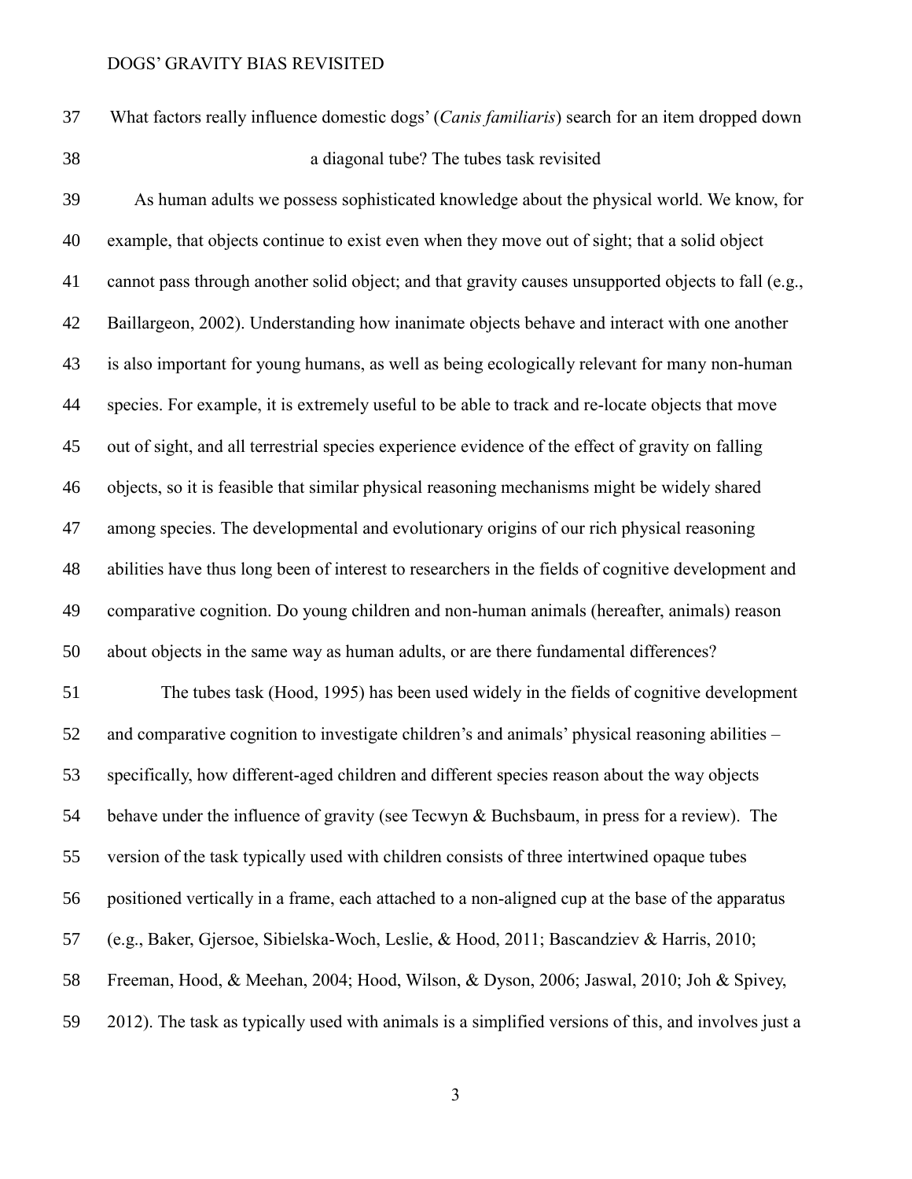# What factors really influence domestic dogs' (*Canis familiaris*) search for an item dropped down a diagonal tube? The tubes task revisited

As human adults we possess sophisticated knowledge about the physical world. We know, for example, that objects continue to exist even when they move out of sight; that a solid object cannot pass through another solid object; and that gravity causes unsupported objects to fall (e.g., Baillargeon, 2002). Understanding how inanimate objects behave and interact with one another is also important for young humans, as well as being ecologically relevant for many non-human species. For example, it is extremely useful to be able to track and re-locate objects that move out of sight, and all terrestrial species experience evidence of the effect of gravity on falling objects, so it is feasible that similar physical reasoning mechanisms might be widely shared among species. The developmental and evolutionary origins of our rich physical reasoning abilities have thus long been of interest to researchers in the fields of cognitive development and comparative cognition. Do young children and non-human animals (hereafter, animals) reason about objects in the same way as human adults, or are there fundamental differences?

The tubes task (Hood, 1995) has been used widely in the fields of cognitive development and comparative cognition to investigate children's and animals' physical reasoning abilities – specifically, how different-aged children and different species reason about the way objects behave under the influence of gravity (see Tecwyn & Buchsbaum, in press for a review). The version of the task typically used with children consists of three intertwined opaque tubes positioned vertically in a frame, each attached to a non-aligned cup at the base of the apparatus (e.g., Baker, Gjersoe, Sibielska-Woch, Leslie, & Hood, 2011; Bascandziev & Harris, 2010; Freeman, Hood, & Meehan, 2004; Hood, Wilson, & Dyson, 2006; Jaswal, 2010; Joh & Spivey, 2012). The task as typically used with animals is a simplified versions of this, and involves just a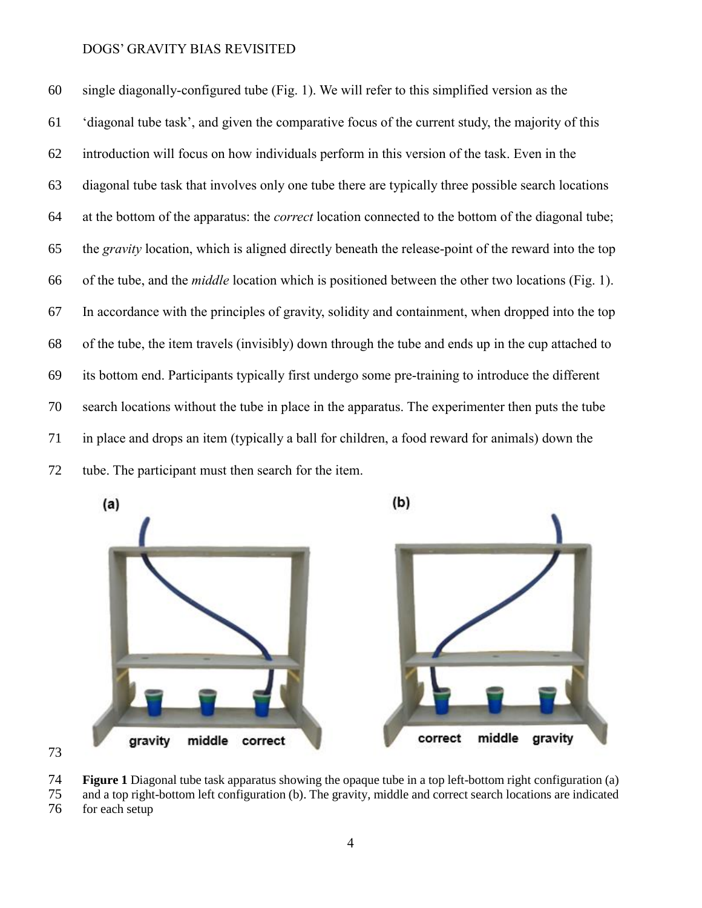single diagonally-configured tube (Fig. 1). We will refer to this simplified version as the 'diagonal tube task', and given the comparative focus of the current study, the majority of this introduction will focus on how individuals perform in this version of the task. Even in the diagonal tube task that involves only one tube there are typically three possible search locations at the bottom of the apparatus: the *correct* location connected to the bottom of the diagonal tube; the *gravity* location, which is aligned directly beneath the release-point of the reward into the top of the tube, and the *middle* location which is positioned between the other two locations (Fig. 1). In accordance with the principles of gravity, solidity and containment, when dropped into the top of the tube, the item travels (invisibly) down through the tube and ends up in the cup attached to its bottom end. Participants typically first undergo some pre-training to introduce the different search locations without the tube in place in the apparatus. The experimenter then puts the tube in place and drops an item (typically a ball for children, a food reward for animals) down the tube. The participant must then search for the item.

**Figure 1** Diagonal tube task apparatus showing the opaque tube in a top left-bottom right configuration (a) and a top right-bottom left configuration (b). The gravity, middle and correct search locations are indicated for each setup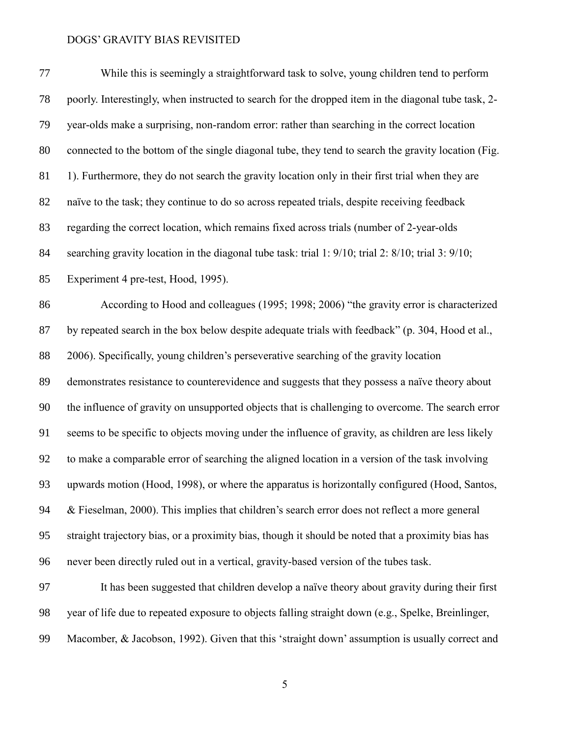While this is seemingly a straightforward task to solve, young children tend to perform poorly. Interestingly, when instructed to search for the dropped item in the diagonal tube task, 2-year-olds make a surprising, non-random error: rather than searching in the correct location connected to the bottom of the single diagonal tube, they tend to search the gravity location (Fig. 1). Furthermore, they do not search the gravity location only in their first trial when they are naïve to the task; they continue to do so across repeated trials, despite receiving feedback regarding the correct location, which remains fixed across trials (number of 2-year-olds searching gravity location in the diagonal tube task: trial 1: 9/10; trial 2: 8/10; trial 3: 9/10; Experiment 4 pre-test, Hood, 1995).

According to Hood and colleagues (1995; 1998; 2006) "the gravity error is characterized by repeated search in the box below despite adequate trials with feedback" (p. 304, Hood et al., 2006). Specifically, young children's perseverative searching of the gravity location demonstrates resistance to counterevidence and suggests that they possess a naïve theory about the influence of gravity on unsupported objects that is challenging to overcome. The search error seems to be specific to objects moving under the influence of gravity, as children are less likely to make a comparable error of searching the aligned location in a version of the task involving upwards motion (Hood, 1998), or where the apparatus is horizontally configured (Hood, Santos, & Fieselman, 2000). This implies that children's search error does not reflect a more general straight trajectory bias, or a proximity bias, though it should be noted that a proximity bias has never been directly ruled out in a vertical, gravity-based version of the tubes task.

It has been suggested that children develop a naïve theory about gravity during their first year of life due to repeated exposure to objects falling straight down (e.g., Spelke, Breinlinger, Macomber, & Jacobson, 1992). Given that this 'straight down' assumption is usually correct and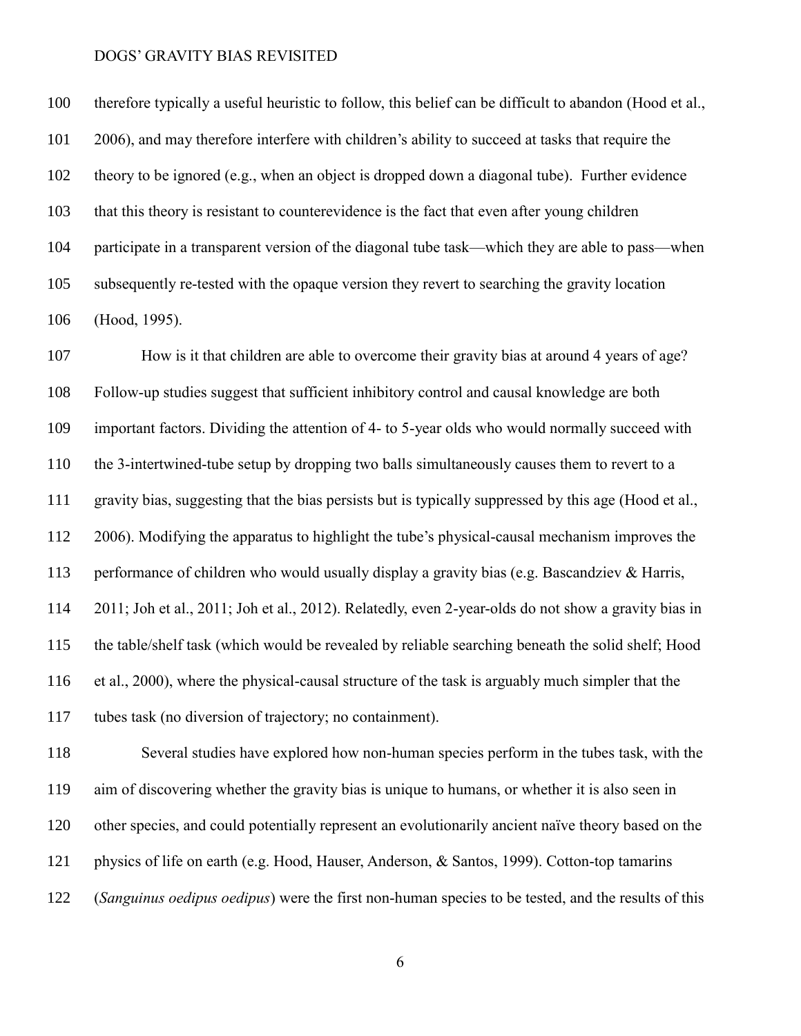therefore typically a useful heuristic to follow, this belief can be difficult to abandon (Hood et al., 2006), and may therefore interfere with children's ability to succeed at tasks that require the theory to be ignored (e.g., when an object is dropped down a diagonal tube). Further evidence that this theory is resistant to counterevidence is the fact that even after young children participate in a transparent version of the diagonal tube task—which they are able to pass—when subsequently re-tested with the opaque version they revert to searching the gravity location (Hood, 1995).

How is it that children are able to overcome their gravity bias at around 4 years of age? Follow-up studies suggest that sufficient inhibitory control and causal knowledge are both important factors. Dividing the attention of 4- to 5-year olds who would normally succeed with the 3-intertwined-tube setup by dropping two balls simultaneously causes them to revert to a gravity bias, suggesting that the bias persists but is typically suppressed by this age (Hood et al., 2006). Modifying the apparatus to highlight the tube's physical-causal mechanism improves the performance of children who would usually display a gravity bias (e.g. Bascandziev & Harris, 2011; Joh et al., 2011; Joh et al., 2012). Relatedly, even 2-year-olds do not show a gravity bias in the table/shelf task (which would be revealed by reliable searching beneath the solid shelf; Hood et al., 2000), where the physical-causal structure of the task is arguably much simpler that the tubes task (no diversion of trajectory; no containment).

Several studies have explored how non-human species perform in the tubes task, with the aim of discovering whether the gravity bias is unique to humans, or whether it is also seen in other species, and could potentially represent an evolutionarily ancient naïve theory based on the physics of life on earth (e.g. Hood, Hauser, Anderson, & Santos, 1999). Cotton-top tamarins (*Sanguinus oedipus oedipus*) were the first non-human species to be tested, and the results of this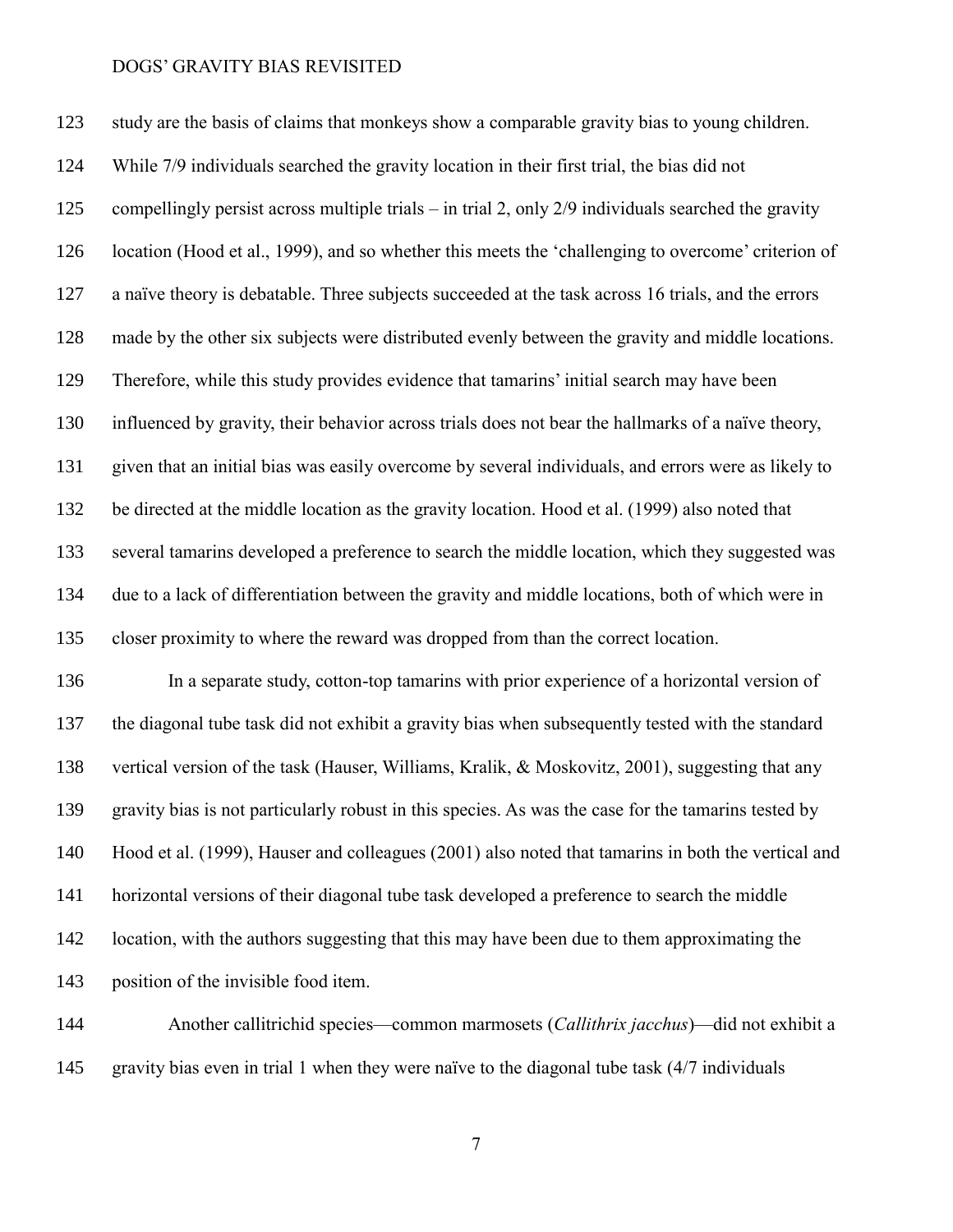study are the basis of claims that monkeys show a comparable gravity bias to young children. While 7/9 individuals searched the gravity location in their first trial, the bias did not compellingly persist across multiple trials – in trial 2, only 2/9 individuals searched the gravity location (Hood et al., 1999), and so whether this meets the 'challenging to overcome' criterion of a naïve theory is debatable. Three subjects succeeded at the task across 16 trials, and the errors made by the other six subjects were distributed evenly between the gravity and middle locations. Therefore, while this study provides evidence that tamarins' initial search may have been influenced by gravity, their behavior across trials does not bear the hallmarks of a naïve theory, given that an initial bias was easily overcome by several individuals, and errors were as likely to be directed at the middle location as the gravity location. Hood et al. (1999) also noted that several tamarins developed a preference to search the middle location, which they suggested was due to a lack of differentiation between the gravity and middle locations, both of which were in closer proximity to where the reward was dropped from than the correct location.

In a separate study, cotton-top tamarins with prior experience of a horizontal version of the diagonal tube task did not exhibit a gravity bias when subsequently tested with the standard vertical version of the task (Hauser, Williams, Kralik, & Moskovitz, 2001), suggesting that any gravity bias is not particularly robust in this species. As was the case for the tamarins tested by Hood et al. (1999), Hauser and colleagues (2001) also noted that tamarins in both the vertical and horizontal versions of their diagonal tube task developed a preference to search the middle location, with the authors suggesting that this may have been due to them approximating the position of the invisible food item.

Another callitrichid species—common marmosets (*Callithrix jacchus*)—did not exhibit a gravity bias even in trial 1 when they were naïve to the diagonal tube task (4/7 individuals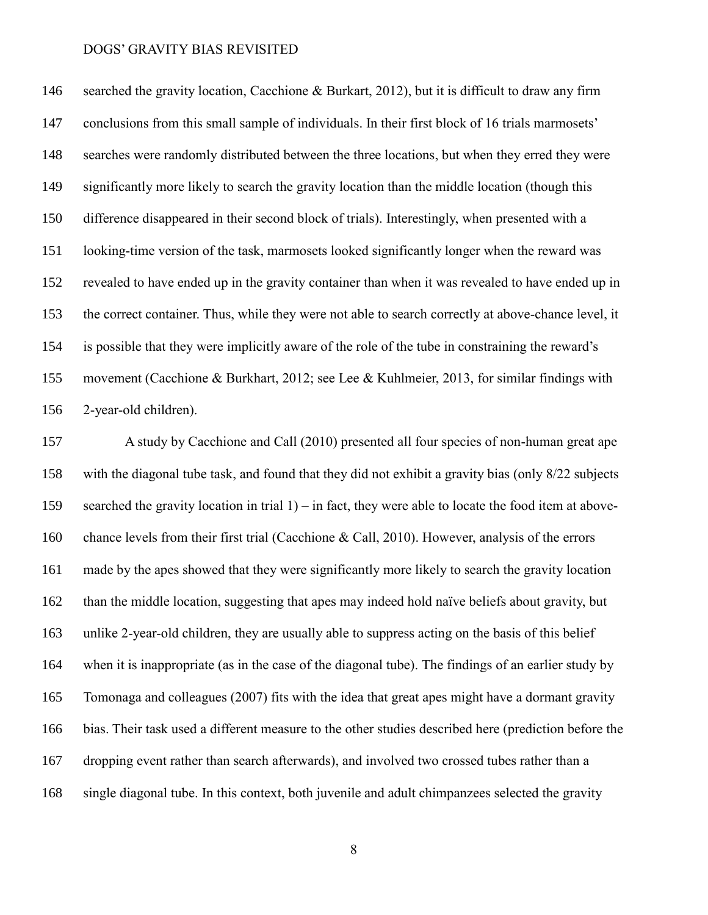searched the gravity location, Cacchione & Burkart, 2012), but it is difficult to draw any firm conclusions from this small sample of individuals. In their first block of 16 trials marmosets' searches were randomly distributed between the three locations, but when they erred they were significantly more likely to search the gravity location than the middle location (though this difference disappeared in their second block of trials). Interestingly, when presented with a looking-time version of the task, marmosets looked significantly longer when the reward was revealed to have ended up in the gravity container than when it was revealed to have ended up in the correct container. Thus, while they were not able to search correctly at above-chance level, it is possible that they were implicitly aware of the role of the tube in constraining the reward's movement (Cacchione & Burkhart, 2012; see Lee & Kuhlmeier, 2013, for similar findings with 2-year-old children).

A study by Cacchione and Call (2010) presented all four species of non-human great ape with the diagonal tube task, and found that they did not exhibit a gravity bias (only 8/22 subjects searched the gravity location in trial 1) – in fact, they were able to locate the food item at above-chance levels from their first trial (Cacchione & Call, 2010). However, analysis of the errors made by the apes showed that they were significantly more likely to search the gravity location than the middle location, suggesting that apes may indeed hold naïve beliefs about gravity, but unlike 2-year-old children, they are usually able to suppress acting on the basis of this belief when it is inappropriate (as in the case of the diagonal tube). The findings of an earlier study by Tomonaga and colleagues (2007) fits with the idea that great apes might have a dormant gravity bias. Their task used a different measure to the other studies described here (prediction before the dropping event rather than search afterwards), and involved two crossed tubes rather than a single diagonal tube. In this context, both juvenile and adult chimpanzees selected the gravity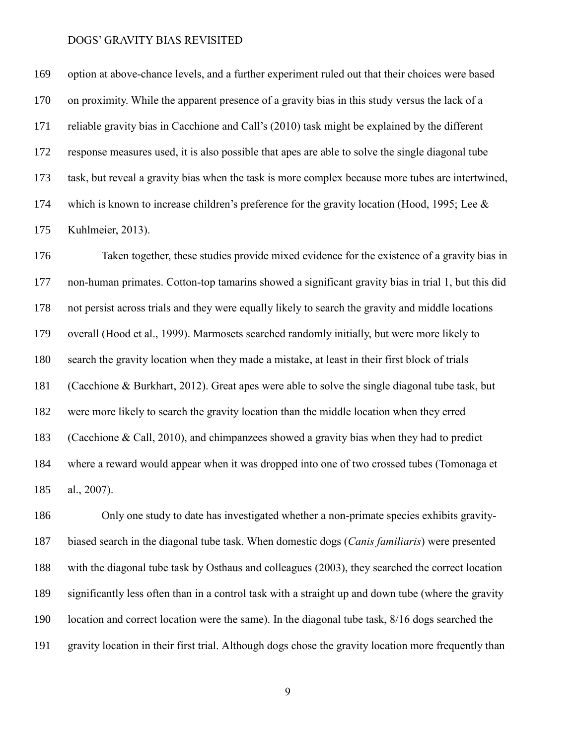option at above-chance levels, and a further experiment ruled out that their choices were based on proximity. While the apparent presence of a gravity bias in this study versus the lack of a reliable gravity bias in Cacchione and Call's (2010) task might be explained by the different response measures used, it is also possible that apes are able to solve the single diagonal tube task, but reveal a gravity bias when the task is more complex because more tubes are intertwined, which is known to increase children's preference for the gravity location (Hood, 1995; Lee & Kuhlmeier, 2013).

Taken together, these studies provide mixed evidence for the existence of a gravity bias in non-human primates. Cotton-top tamarins showed a significant gravity bias in trial 1, but this did not persist across trials and they were equally likely to search the gravity and middle locations overall (Hood et al., 1999). Marmosets searched randomly initially, but were more likely to search the gravity location when they made a mistake, at least in their first block of trials (Cacchione & Burkhart, 2012). Great apes were able to solve the single diagonal tube task, but were more likely to search the gravity location than the middle location when they erred (Cacchione & Call, 2010), and chimpanzees showed a gravity bias when they had to predict where a reward would appear when it was dropped into one of two crossed tubes (Tomonaga et al., 2007).

Only one study to date has investigated whether a non-primate species exhibits gravity-biased search in the diagonal tube task. When domestic dogs (*Canis familiaris*) were presented with the diagonal tube task by Osthaus and colleagues (2003), they searched the correct location significantly less often than in a control task with a straight up and down tube (where the gravity location and correct location were the same). In the diagonal tube task, 8/16 dogs searched the gravity location in their first trial. Although dogs chose the gravity location more frequently than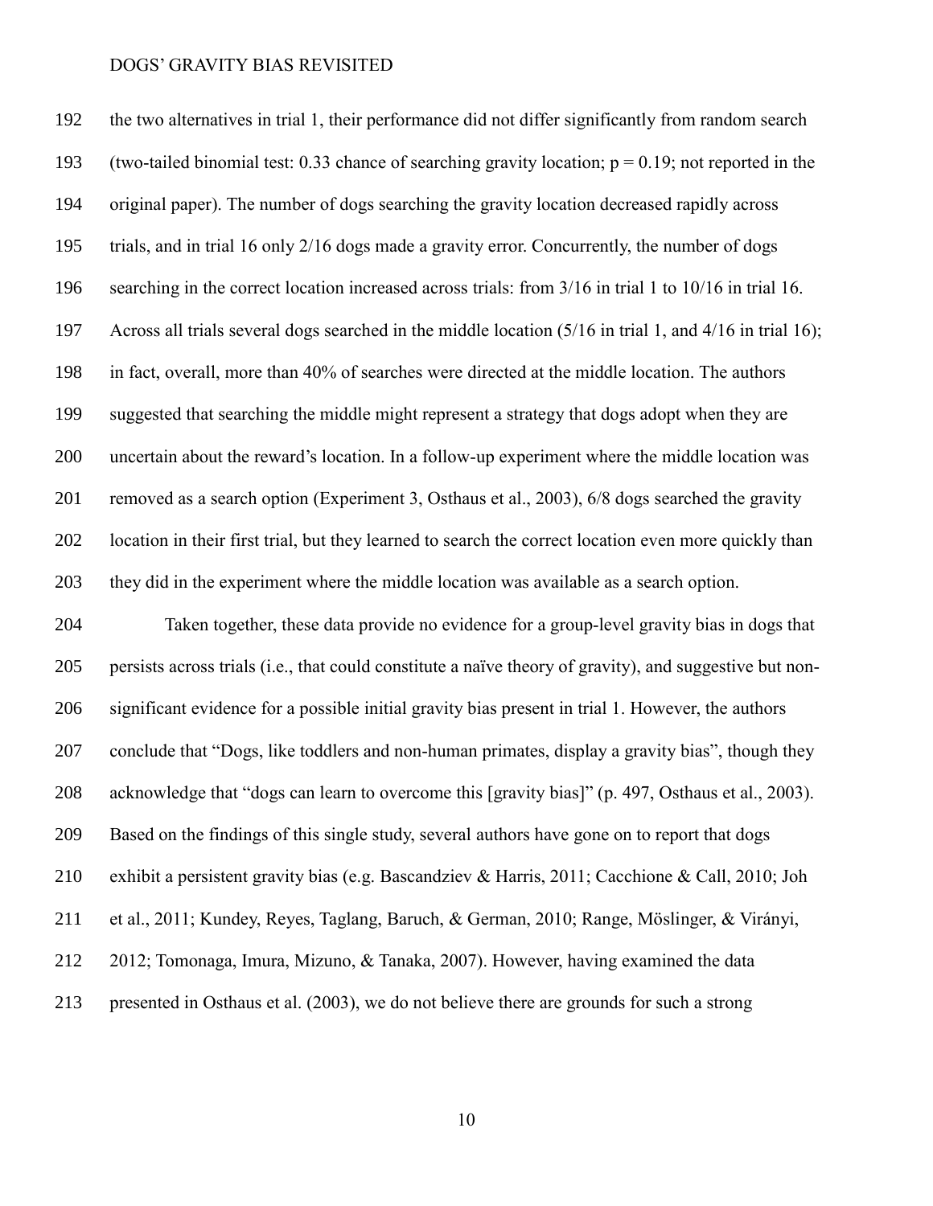the two alternatives in trial 1, their performance did not differ significantly from random search (two-tailed binomial test: 0.33 chance of searching gravity location; $p = 0.19$; not reported in the original paper). The number of dogs searching the gravity location decreased rapidly across trials, and in trial 16 only 2/16 dogs made a gravity error. Concurrently, the number of dogs searching in the correct location increased across trials: from 3/16 in trial 1 to 10/16 in trial 16. Across all trials several dogs searched in the middle location (5/16 in trial 1, and 4/16 in trial 16); in fact, overall, more than 40% of searches were directed at the middle location. The authors suggested that searching the middle might represent a strategy that dogs adopt when they are uncertain about the reward's location. In a follow-up experiment where the middle location was removed as a search option (Experiment 3, Osthaus et al., 2003), 6/8 dogs searched the gravity location in their first trial, but they learned to search the correct location even more quickly than they did in the experiment where the middle location was available as a search option.

Taken together, these data provide no evidence for a group-level gravity bias in dogs that persists across trials (i.e., that could constitute a naïve theory of gravity), and suggestive but non-significant evidence for a possible initial gravity bias present in trial 1. However, the authors conclude that "Dogs, like toddlers and non-human primates, display a gravity bias", though they acknowledge that "dogs can learn to overcome this [gravity bias]" (p. 497, Osthaus et al., 2003). Based on the findings of this single study, several authors have gone on to report that dogs exhibit a persistent gravity bias (e.g. Bascandziev & Harris, 2011; Cacchione & Call, 2010; Joh et al., 2011; Kundey, Reyes, Taglang, Baruch, & German, 2010; Range, Möslinger, & Virányi, 2012; Tomonaga, Imura, Mizuno, & Tanaka, 2007). However, having examined the data presented in Osthaus et al. (2003), we do not believe there are grounds for such a strong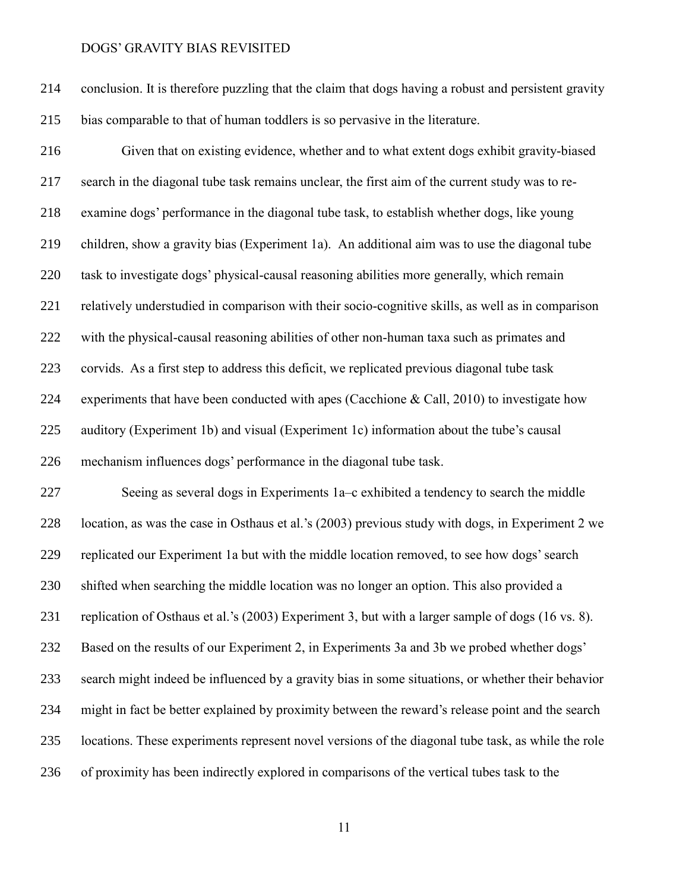conclusion. It is therefore puzzling that the claim that dogs having a robust and persistent gravity bias comparable to that of human toddlers is so pervasive in the literature.

Given that on existing evidence, whether and to what extent dogs exhibit gravity-biased search in the diagonal tube task remains unclear, the first aim of the current study was to re-examine dogs' performance in the diagonal tube task, to establish whether dogs, like young children, show a gravity bias (Experiment 1a). An additional aim was to use the diagonal tube task to investigate dogs' physical-causal reasoning abilities more generally, which remain relatively understudied in comparison with their socio-cognitive skills, as well as in comparison with the physical-causal reasoning abilities of other non-human taxa such as primates and corvids. As a first step to address this deficit, we replicated previous diagonal tube task experiments that have been conducted with apes (Cacchione & Call, 2010) to investigate how auditory (Experiment 1b) and visual (Experiment 1c) information about the tube's causal mechanism influences dogs' performance in the diagonal tube task.

Seeing as several dogs in Experiments 1a–c exhibited a tendency to search the middle location, as was the case in Osthaus et al.'s (2003) previous study with dogs, in Experiment 2 we replicated our Experiment 1a but with the middle location removed, to see how dogs' search shifted when searching the middle location was no longer an option. This also provided a replication of Osthaus et al.'s (2003) Experiment 3, but with a larger sample of dogs (16 vs. 8). Based on the results of our Experiment 2, in Experiments 3a and 3b we probed whether dogs' search might indeed be influenced by a gravity bias in some situations, or whether their behavior might in fact be better explained by proximity between the reward's release point and the search locations. These experiments represent novel versions of the diagonal tube task, as while the role of proximity has been indirectly explored in comparisons of the vertical tubes task to the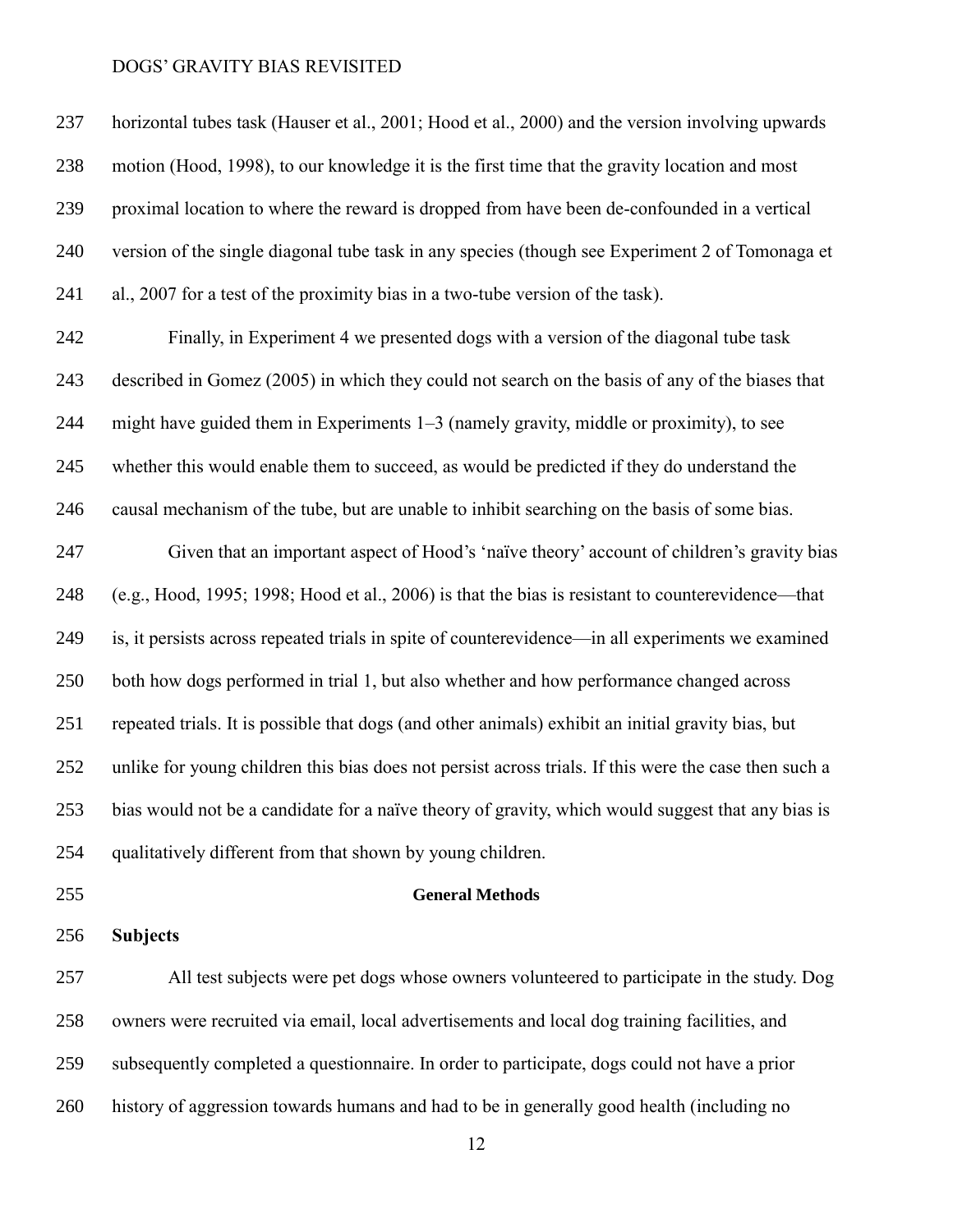horizontal tubes task (Hauser et al., 2001; Hood et al., 2000) and the version involving upwards motion (Hood, 1998), to our knowledge it is the first time that the gravity location and most proximal location to where the reward is dropped from have been de-confounded in a vertical version of the single diagonal tube task in any species (though see Experiment 2 of Tomonaga et al., 2007 for a test of the proximity bias in a two-tube version of the task).

Finally, in Experiment 4 we presented dogs with a version of the diagonal tube task described in Gomez (2005) in which they could not search on the basis of any of the biases that might have guided them in Experiments 1–3 (namely gravity, middle or proximity), to see whether this would enable them to succeed, as would be predicted if they do understand the causal mechanism of the tube, but are unable to inhibit searching on the basis of some bias.

Given that an important aspect of Hood's 'naïve theory' account of children's gravity bias (e.g., Hood, 1995; 1998; Hood et al., 2006) is that the bias is resistant to counterevidence—that is, it persists across repeated trials in spite of counterevidence—in all experiments we examined both how dogs performed in trial 1, but also whether and how performance changed across repeated trials. It is possible that dogs (and other animals) exhibit an initial gravity bias, but unlike for young children this bias does not persist across trials. If this were the case then such a bias would not be a candidate for a naïve theory of gravity, which would suggest that any bias is qualitatively different from that shown by young children.

## General Methods

### Subjects

All test subjects were pet dogs whose owners volunteered to participate in the study. Dog owners were recruited via email, local advertisements and local dog training facilities, and subsequently completed a questionnaire. In order to participate, dogs could not have a prior history of aggression towards humans and had to be in generally good health (including no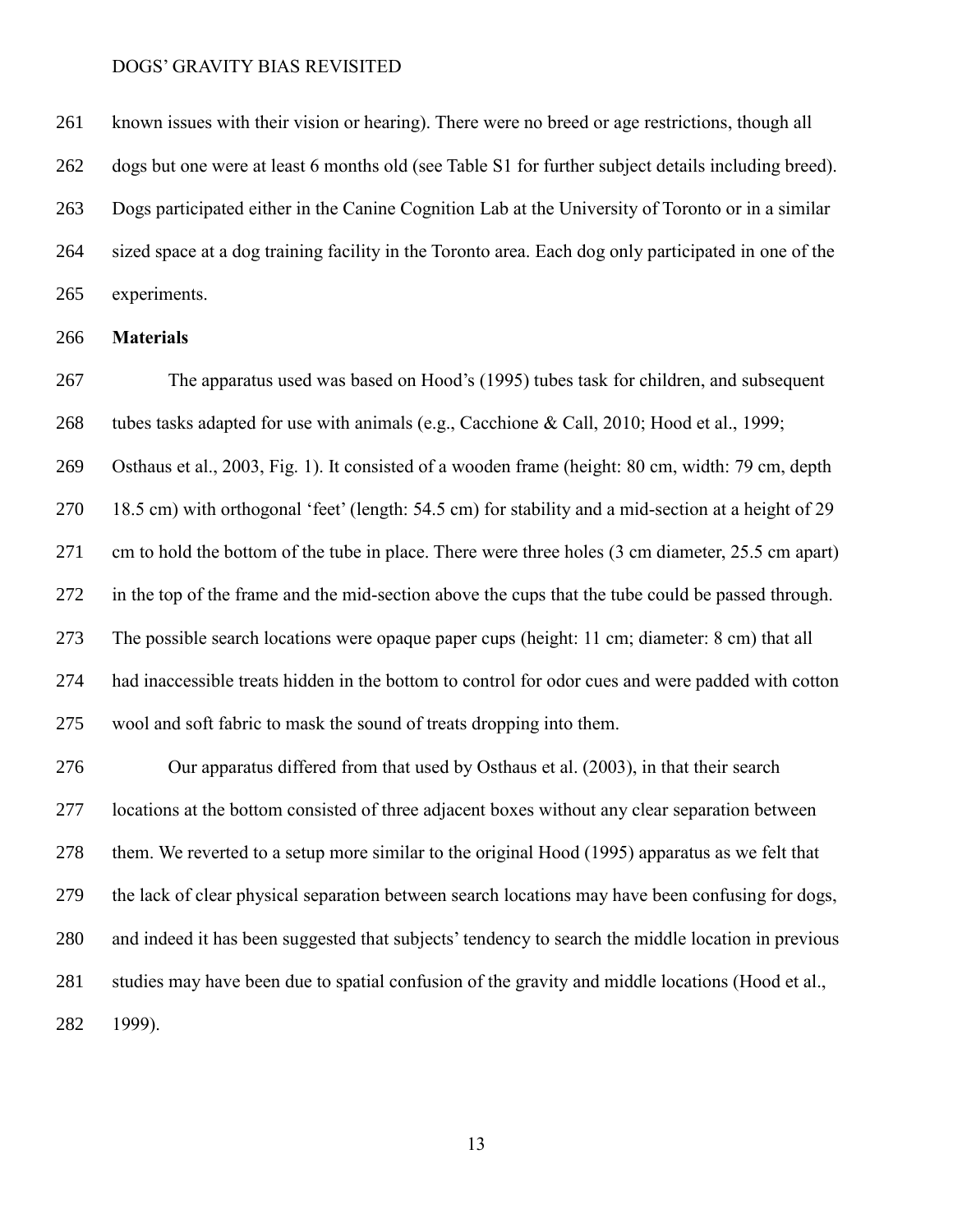known issues with their vision or hearing). There were no breed or age restrictions, though all dogs but one were at least 6 months old (see Table S1 for further subject details including breed). Dogs participated either in the Canine Cognition Lab at the University of Toronto or in a similar sized space at a dog training facility in the Toronto area. Each dog only participated in one of the experiments.

**Materials**

The apparatus used was based on Hood's (1995) tubes task for children, and subsequent tubes tasks adapted for use with animals (e.g., Cacchione & Call, 2010; Hood et al., 1999; Osthaus et al., 2003, Fig. 1). It consisted of a wooden frame (height: 80 cm, width: 79 cm, depth 18.5 cm) with orthogonal 'feet' (length: 54.5 cm) for stability and a mid-section at a height of 29 cm to hold the bottom of the tube in place. There were three holes (3 cm diameter, 25.5 cm apart) in the top of the frame and the mid-section above the cups that the tube could be passed through. The possible search locations were opaque paper cups (height: 11 cm; diameter: 8 cm) that all had inaccessible treats hidden in the bottom to control for odor cues and were padded with cotton wool and soft fabric to mask the sound of treats dropping into them.

Our apparatus differed from that used by Osthaus et al. (2003), in that their search locations at the bottom consisted of three adjacent boxes without any clear separation between them. We reverted to a setup more similar to the original Hood (1995) apparatus as we felt that the lack of clear physical separation between search locations may have been confusing for dogs, and indeed it has been suggested that subjects' tendency to search the middle location in previous studies may have been due to spatial confusion of the gravity and middle locations (Hood et al., 1999).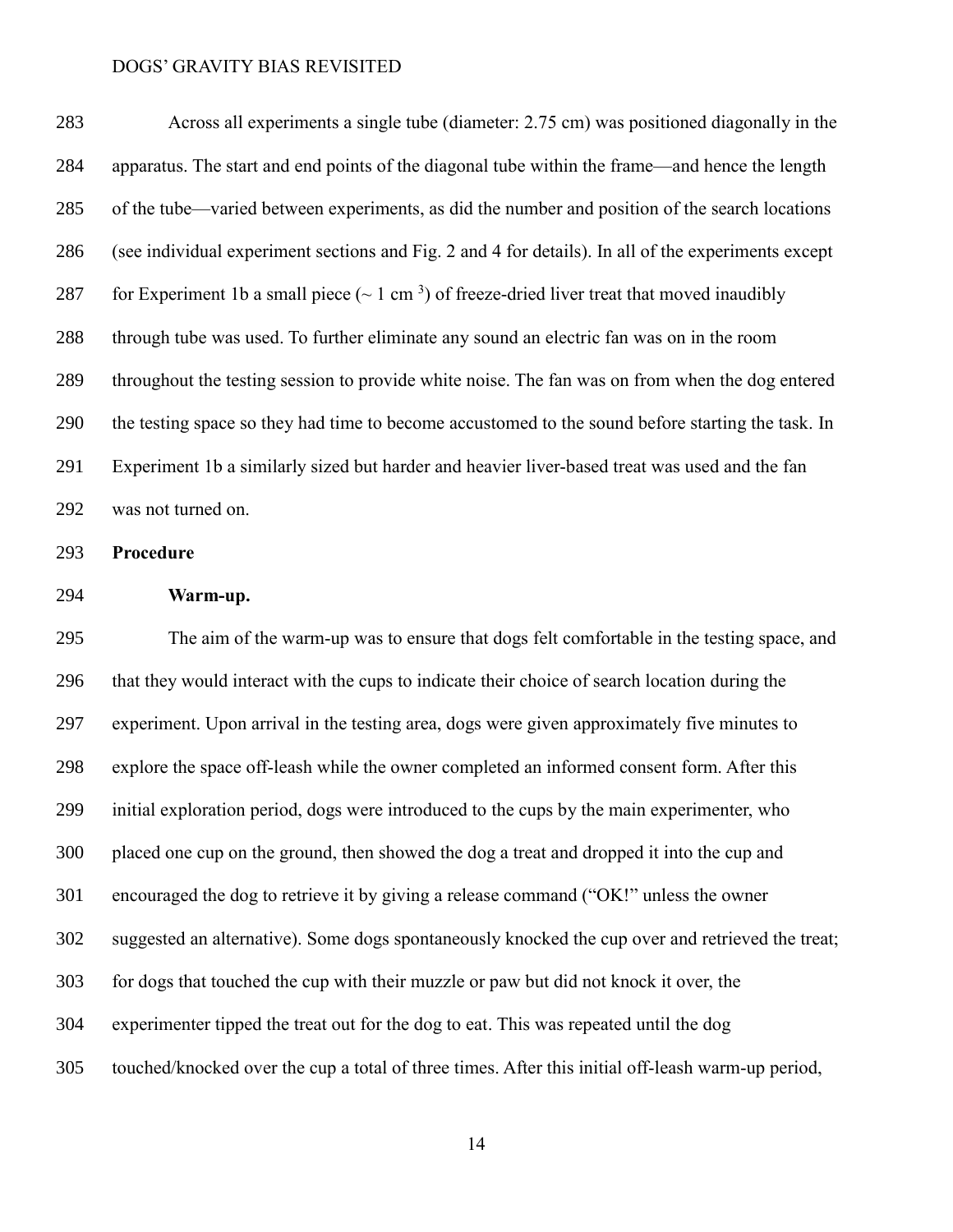Across all experiments a single tube (diameter: 2.75 cm) was positioned diagonally in the apparatus. The start and end points of the diagonal tube within the frame—and hence the length of the tube—varied between experiments, as did the number and position of the search locations (see individual experiment sections and Fig. 2 and 4 for details). In all of the experiments except for Experiment 1b a small piece (~ 1 cm $^3$) of freeze-dried liver treat that moved inaudibly through tube was used. To further eliminate any sound an electric fan was on in the room throughout the testing session to provide white noise. The fan was on from when the dog entered the testing space so they had time to become accustomed to the sound before starting the task. In Experiment 1b a similarly sized but harder and heavier liver-based treat was used and the fan was not turned on.

## Procedure

### Warm-up.

The aim of the warm-up was to ensure that dogs felt comfortable in the testing space, and that they would interact with the cups to indicate their choice of search location during the experiment. Upon arrival in the testing area, dogs were given approximately five minutes to explore the space off-leash while the owner completed an informed consent form. After this initial exploration period, dogs were introduced to the cups by the main experimenter, who placed one cup on the ground, then showed the dog a treat and dropped it into the cup and encouraged the dog to retrieve it by giving a release command ("OK!" unless the owner suggested an alternative). Some dogs spontaneously knocked the cup over and retrieved the treat; for dogs that touched the cup with their muzzle or paw but did not knock it over, the experimenter tipped the treat out for the dog to eat. This was repeated until the dog touched/knocked over the cup a total of three times. After this initial off-leash warm-up period,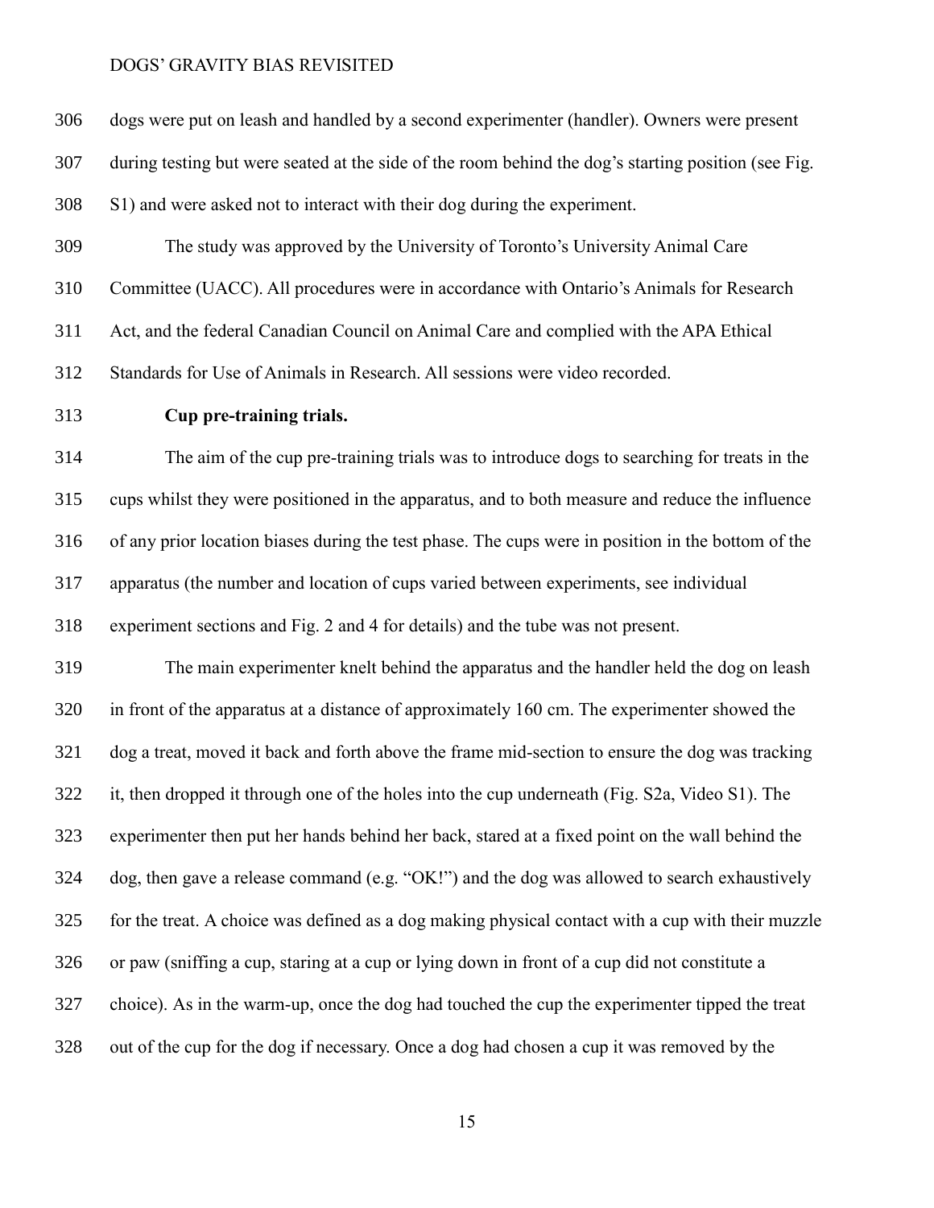dogs were put on leash and handled by a second experimenter (handler). Owners were present during testing but were seated at the side of the room behind the dog's starting position (see Fig. S1) and were asked not to interact with their dog during the experiment.

The study was approved by the University of Toronto's University Animal Care Committee (UACC). All procedures were in accordance with Ontario's Animals for Research Act, and the federal Canadian Council on Animal Care and complied with the APA Ethical Standards for Use of Animals in Research. All sessions were video recorded.

**Cup pre-training trials.**

The aim of the cup pre-training trials was to introduce dogs to searching for treats in the cups whilst they were positioned in the apparatus, and to both measure and reduce the influence of any prior location biases during the test phase. The cups were in position in the bottom of the apparatus (the number and location of cups varied between experiments, see individual experiment sections and Fig. 2 and 4 for details) and the tube was not present.

The main experimenter knelt behind the apparatus and the handler held the dog on leash in front of the apparatus at a distance of approximately 160 cm. The experimenter showed the dog a treat, moved it back and forth above the frame mid-section to ensure the dog was tracking it, then dropped it through one of the holes into the cup underneath (Fig. S2a, Video S1). The experimenter then put her hands behind her back, stared at a fixed point on the wall behind the dog, then gave a release command (e.g. "OK!") and the dog was allowed to search exhaustively for the treat. A choice was defined as a dog making physical contact with a cup with their muzzle or paw (sniffing a cup, staring at a cup or lying down in front of a cup did not constitute a choice). As in the warm-up, once the dog had touched the cup the experimenter tipped the treat out of the cup for the dog if necessary. Once a dog had chosen a cup it was removed by the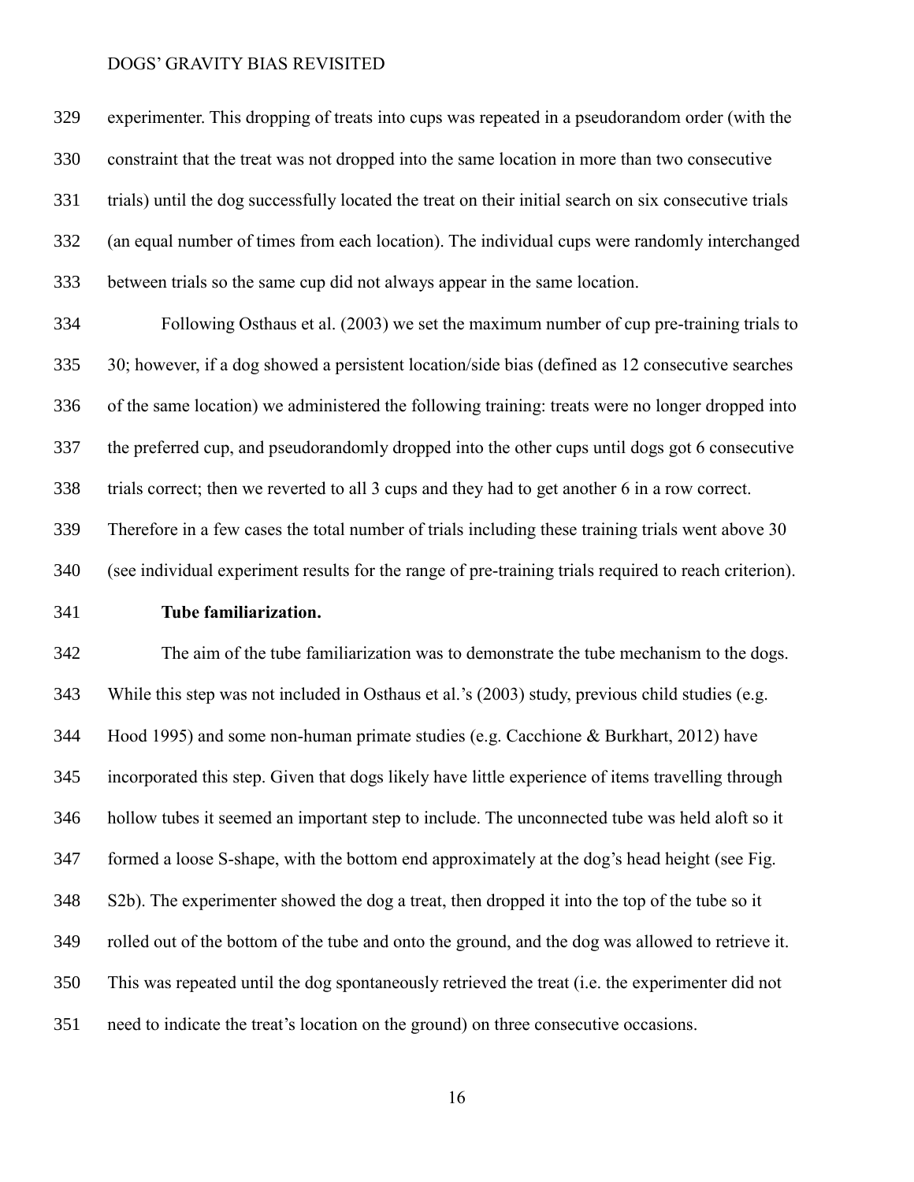experimenter. This dropping of treats into cups was repeated in a pseudorandom order (with the constraint that the treat was not dropped into the same location in more than two consecutive trials) until the dog successfully located the treat on their initial search on six consecutive trials (an equal number of times from each location). The individual cups were randomly interchanged between trials so the same cup did not always appear in the same location.

Following Osthaus et al. (2003) we set the maximum number of cup pre-training trials to 30; however, if a dog showed a persistent location/side bias (defined as 12 consecutive searches of the same location) we administered the following training: treats were no longer dropped into the preferred cup, and pseudorandomly dropped into the other cups until dogs got 6 consecutive trials correct; then we reverted to all 3 cups and they had to get another 6 in a row correct. Therefore in a few cases the total number of trials including these training trials went above 30 (see individual experiment results for the range of pre-training trials required to reach criterion).

**Tube familiarization.**

The aim of the tube familiarization was to demonstrate the tube mechanism to the dogs. While this step was not included in Osthaus et al.'s (2003) study, previous child studies (e.g. Hood 1995) and some non-human primate studies (e.g. Cacchione & Burkhart, 2012) have incorporated this step. Given that dogs likely have little experience of items travelling through hollow tubes it seemed an important step to include. The unconnected tube was held aloft so it formed a loose S-shape, with the bottom end approximately at the dog's head height (see Fig. S2b). The experimenter showed the dog a treat, then dropped it into the top of the tube so it rolled out of the bottom of the tube and onto the ground, and the dog was allowed to retrieve it. This was repeated until the dog spontaneously retrieved the treat (i.e. the experimenter did not need to indicate the treat's location on the ground) on three consecutive occasions.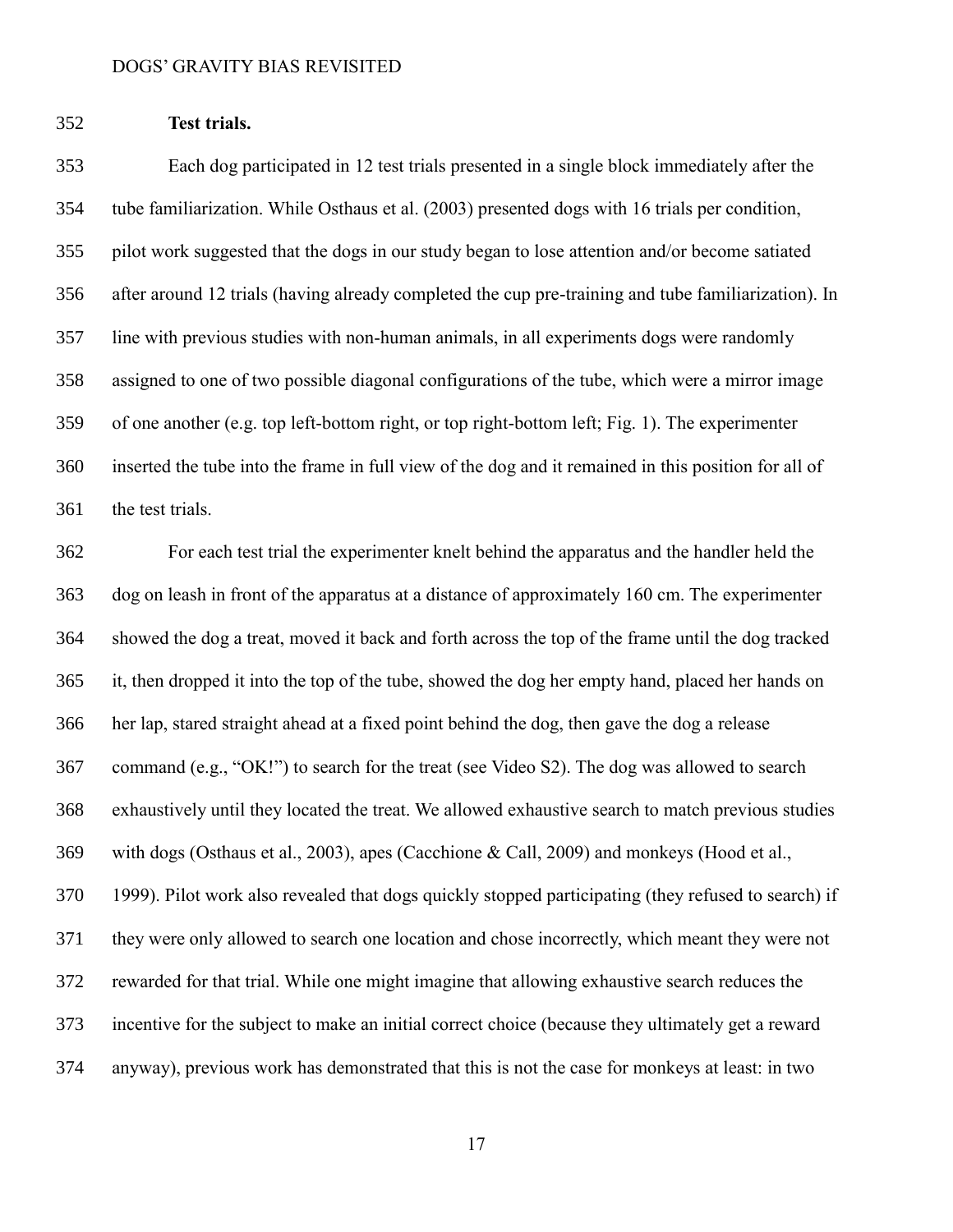**Test trials.**

Each dog participated in 12 test trials presented in a single block immediately after the tube familiarization. While Osthaus et al. (2003) presented dogs with 16 trials per condition, pilot work suggested that the dogs in our study began to lose attention and/or become satiated after around 12 trials (having already completed the cup pre-training and tube familiarization). In line with previous studies with non-human animals, in all experiments dogs were randomly assigned to one of two possible diagonal configurations of the tube, which were a mirror image of one another (e.g. top left-bottom right, or top right-bottom left; Fig. 1). The experimenter inserted the tube into the frame in full view of the dog and it remained in this position for all of the test trials.

For each test trial the experimenter knelt behind the apparatus and the handler held the dog on leash in front of the apparatus at a distance of approximately 160 cm. The experimenter showed the dog a treat, moved it back and forth across the top of the frame until the dog tracked it, then dropped it into the top of the tube, showed the dog her empty hand, placed her hands on her lap, stared straight ahead at a fixed point behind the dog, then gave the dog a release command (e.g., "OK!") to search for the treat (see Video S2). The dog was allowed to search exhaustively until they located the treat. We allowed exhaustive search to match previous studies with dogs (Osthaus et al., 2003), apes (Cacchione & Call, 2009) and monkeys (Hood et al., 1999). Pilot work also revealed that dogs quickly stopped participating (they refused to search) if they were only allowed to search one location and chose incorrectly, which meant they were not rewarded for that trial. While one might imagine that allowing exhaustive search reduces the incentive for the subject to make an initial correct choice (because they ultimately get a reward anyway), previous work has demonstrated that this is not the case for monkeys at least: in two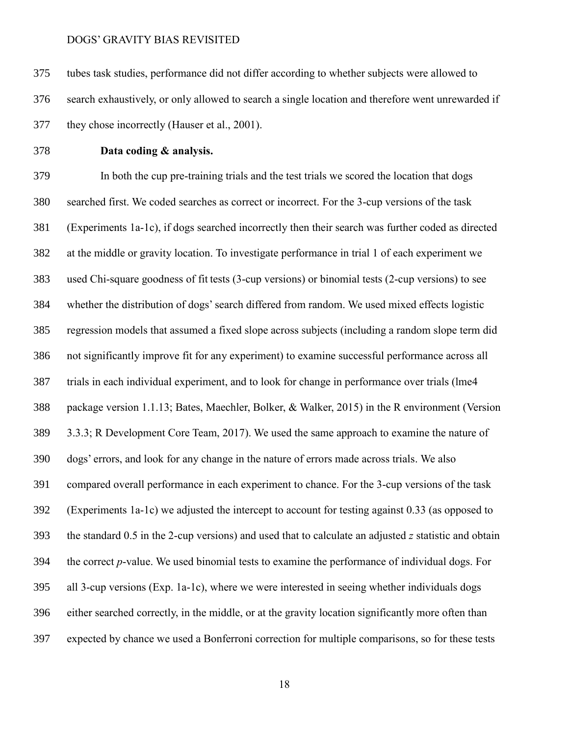tubes task studies, performance did not differ according to whether subjects were allowed to search exhaustively, or only allowed to search a single location and therefore went unrewarded if they chose incorrectly (Hauser et al., 2001).

**Data coding & analysis.**

In both the cup pre-training trials and the test trials we scored the location that dogs searched first. We coded searches as correct or incorrect. For the 3-cup versions of the task (Experiments 1a-1c), if dogs searched incorrectly then their search was further coded as directed at the middle or gravity location. To investigate performance in trial 1 of each experiment we used Chi-square goodness of fit tests (3-cup versions) or binomial tests (2-cup versions) to see whether the distribution of dogs' search differed from random. We used mixed effects logistic regression models that assumed a fixed slope across subjects (including a random slope term did not significantly improve fit for any experiment) to examine successful performance across all trials in each individual experiment, and to look for change in performance over trials (lme4 package version 1.1.13; Bates, Maechler, Bolker, & Walker, 2015) in the R environment (Version 3.3.3; R Development Core Team, 2017). We used the same approach to examine the nature of dogs' errors, and look for any change in the nature of errors made across trials. We also compared overall performance in each experiment to chance. For the 3-cup versions of the task (Experiments 1a-1c) we adjusted the intercept to account for testing against 0.33 (as opposed to the standard 0.5 in the 2-cup versions) and used that to calculate an adjusted $z$ statistic and obtain the correct $p$-value. We used binomial tests to examine the performance of individual dogs. For all 3-cup versions (Exp. 1a-1c), where we were interested in seeing whether individuals dogs either searched correctly, in the middle, or at the gravity location significantly more often than expected by chance we used a Bonferroni correction for multiple comparisons, so for these tests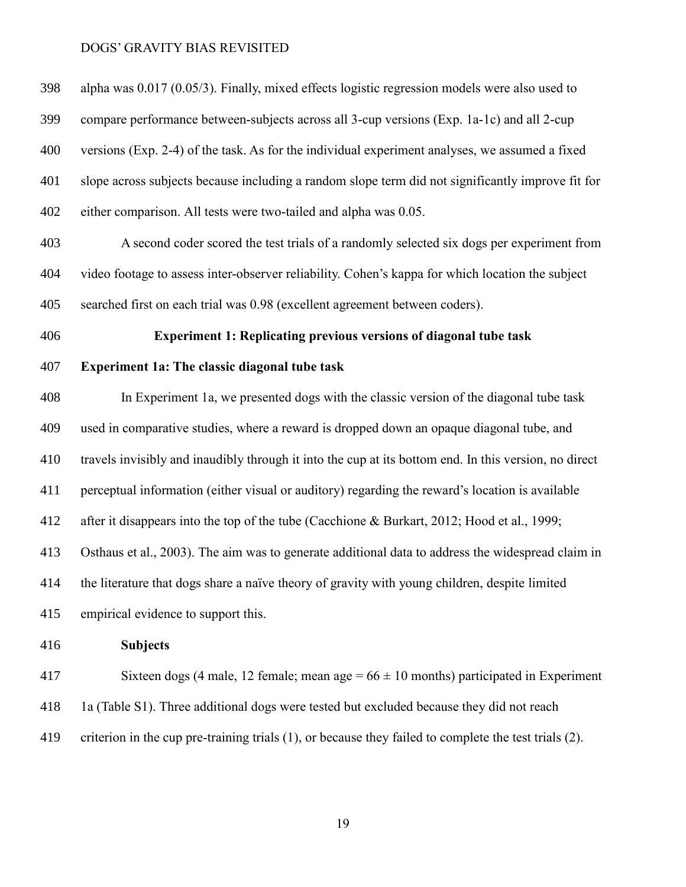alpha was 0.017 (0.05/3). Finally, mixed effects logistic regression models were also used to compare performance between-subjects across all 3-cup versions (Exp. 1a-1c) and all 2-cup versions (Exp. 2-4) of the task. As for the individual experiment analyses, we assumed a fixed slope across subjects because including a random slope term did not significantly improve fit for either comparison. All tests were two-tailed and alpha was 0.05.

A second coder scored the test trials of a randomly selected six dogs per experiment from video footage to assess inter-observer reliability. Cohen's kappa for which location the subject searched first on each trial was 0.98 (excellent agreement between coders).

## Experiment 1: Replicating previous versions of diagonal tube task

### Experiment 1a: The classic diagonal tube task

In Experiment 1a, we presented dogs with the classic version of the diagonal tube task used in comparative studies, where a reward is dropped down an opaque diagonal tube, and travels invisibly and inaudibly through it into the cup at its bottom end. In this version, no direct perceptual information (either visual or auditory) regarding the reward's location is available after it disappears into the top of the tube (Cacchione & Burkart, 2012; Hood et al., 1999; Osthaus et al., 2003). The aim was to generate additional data to address the widespread claim in the literature that dogs share a naïve theory of gravity with young children, despite limited empirical evidence to support this.

#### Subjects

Sixteen dogs (4 male, 12 female; mean age = 66 ± 10 months) participated in Experiment 1a (Table S1). Three additional dogs were tested but excluded because they did not reach criterion in the cup pre-training trials (1), or because they failed to complete the test trials (2).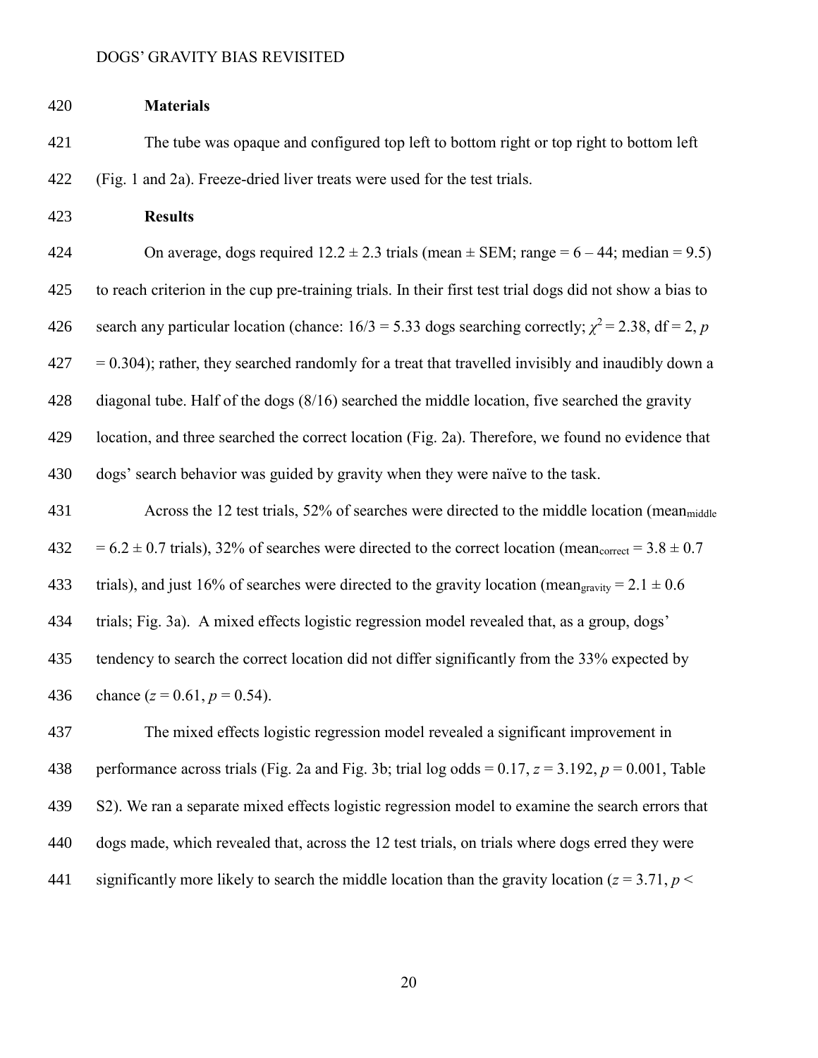### Materials

The tube was opaque and configured top left to bottom right or top right to bottom left (Fig. 1 and 2a). Freeze-dried liver treats were used for the test trials.

### Results

On average, dogs required 12.2 ± 2.3 trials (mean ± SEM; range = 6 – 44; median = 9.5) to reach criterion in the cup pre-training trials. In their first test trial dogs did not show a bias to search any particular location (chance: 16/3 = 5.33 dogs searching correctly; $\chi^2 = 2.38$, df = 2, $p = 0.304$); rather, they searched randomly for a treat that travelled invisibly and inaudibly down a diagonal tube. Half of the dogs (8/16) searched the middle location, five searched the gravity location, and three searched the correct location (Fig. 2a). Therefore, we found no evidence that dogs' search behavior was guided by gravity when they were naïve to the task.

Across the 12 test trials, 52% of searches were directed to the middle location ($mean_{middle} = 6.2 \pm 0.7$ trials), 32% of searches were directed to the correct location ($mean_{correct} = 3.8 \pm 0.7$ trials), and just 16% of searches were directed to the gravity location ($mean_{gravity} = 2.1 \pm 0.6$ trials; Fig. 3a). A mixed effects logistic regression model revealed that, as a group, dogs' tendency to search the correct location did not differ significantly from the 33% expected by chance ($z = 0.61$, $p = 0.54$).

The mixed effects logistic regression model revealed a significant improvement in performance across trials (Fig. 2a and Fig. 3b; trial log odds = 0.17, $z = 3.192$, $p = 0.001$, Table S2). We ran a separate mixed effects logistic regression model to examine the search errors that dogs made, which revealed that, across the 12 test trials, on trials where dogs erred they were significantly more likely to search the middle location than the gravity location ($z = 3.71$, $p <$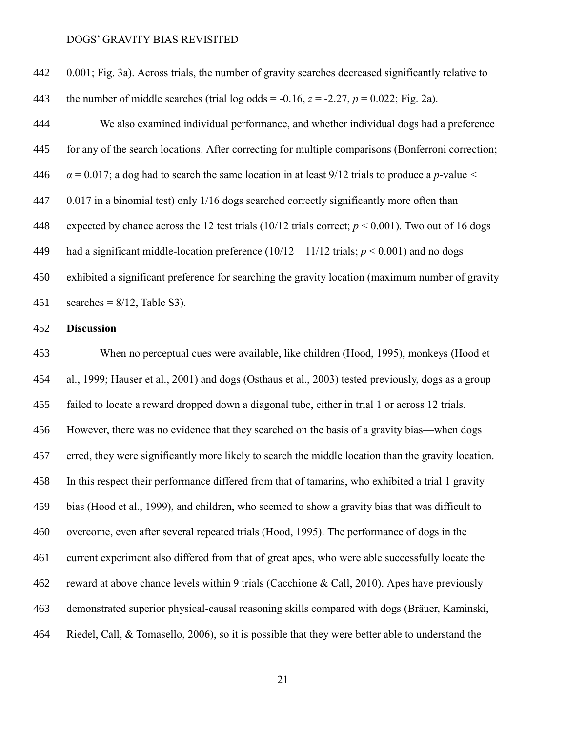0.001; Fig. 3a). Across trials, the number of gravity searches decreased significantly relative to the number of middle searches (trial log odds = -0.16, $z = -2.27$, $p = 0.022$; Fig. 2a).

We also examined individual performance, and whether individual dogs had a preference for any of the search locations. After correcting for multiple comparisons (Bonferroni correction; $\alpha = 0.017$; a dog had to search the same location in at least 9/12 trials to produce a $p$-value < 0.017 in a binomial test) only 1/16 dogs searched correctly significantly more often than expected by chance across the 12 test trials (10/12 trials correct; $p < 0.001$). Two out of 16 dogs had a significant middle-location preference (10/12 – 11/12 trials; $p < 0.001$) and no dogs exhibited a significant preference for searching the gravity location (maximum number of gravity searches = 8/12, Table S3).

**Discussion**

When no perceptual cues were available, like children (Hood, 1995), monkeys (Hood et al., 1999; Hauser et al., 2001) and dogs (Osthaus et al., 2003) tested previously, dogs as a group failed to locate a reward dropped down a diagonal tube, either in trial 1 or across 12 trials. However, there was no evidence that they searched on the basis of a gravity bias—when dogs erred, they were significantly more likely to search the middle location than the gravity location. In this respect their performance differed from that of tamarins, who exhibited a trial 1 gravity bias (Hood et al., 1999), and children, who seemed to show a gravity bias that was difficult to overcome, even after several repeated trials (Hood, 1995). The performance of dogs in the current experiment also differed from that of great apes, who were able successfully locate the reward at above chance levels within 9 trials (Cacchione & Call, 2010). Apes have previously demonstrated superior physical-causal reasoning skills compared with dogs (Bräuer, Kaminski, Riedel, Call, & Tomasello, 2006), so it is possible that they were better able to understand the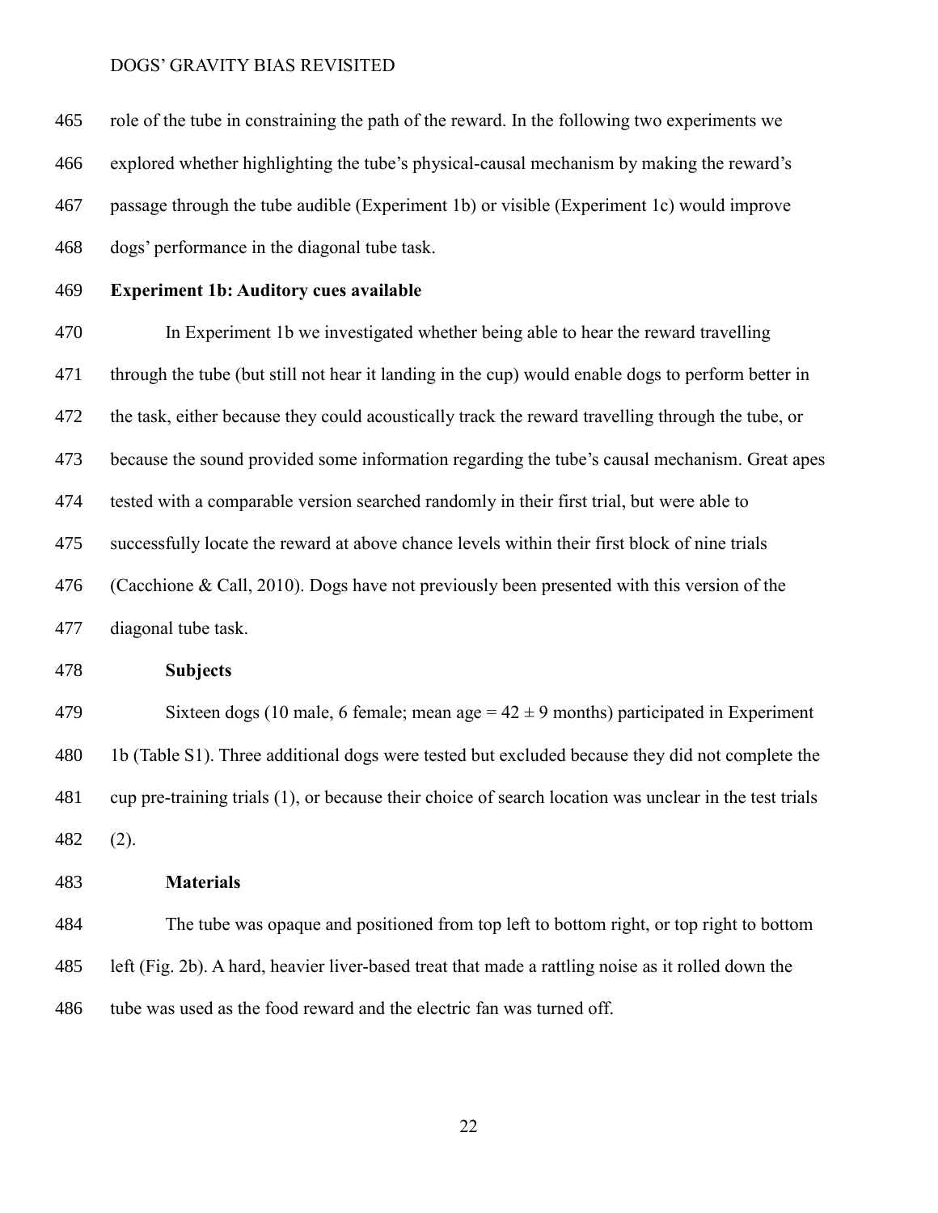role of the tube in constraining the path of the reward. In the following two experiments we explored whether highlighting the tube's physical-causal mechanism by making the reward's passage through the tube audible (Experiment 1b) or visible (Experiment 1c) would improve dogs' performance in the diagonal tube task.

## Experiment 1b: Auditory cues available

In Experiment 1b we investigated whether being able to hear the reward travelling through the tube (but still not hear it landing in the cup) would enable dogs to perform better in the task, either because they could acoustically track the reward travelling through the tube, or because the sound provided some information regarding the tube's causal mechanism. Great apes tested with a comparable version searched randomly in their first trial, but were able to successfully locate the reward at above chance levels within their first block of nine trials (Cacchione & Call, 2010). Dogs have not previously been presented with this version of the diagonal tube task.

### Subjects

Sixteen dogs (10 male, 6 female; mean age = 42 ± 9 months) participated in Experiment 1b (Table S1). Three additional dogs were tested but excluded because they did not complete the cup pre-training trials (1), or because their choice of search location was unclear in the test trials (2).

### Materials

The tube was opaque and positioned from top left to bottom right, or top right to bottom left (Fig. 2b). A hard, heavier liver-based treat that made a rattling noise as it rolled down the tube was used as the food reward and the electric fan was turned off.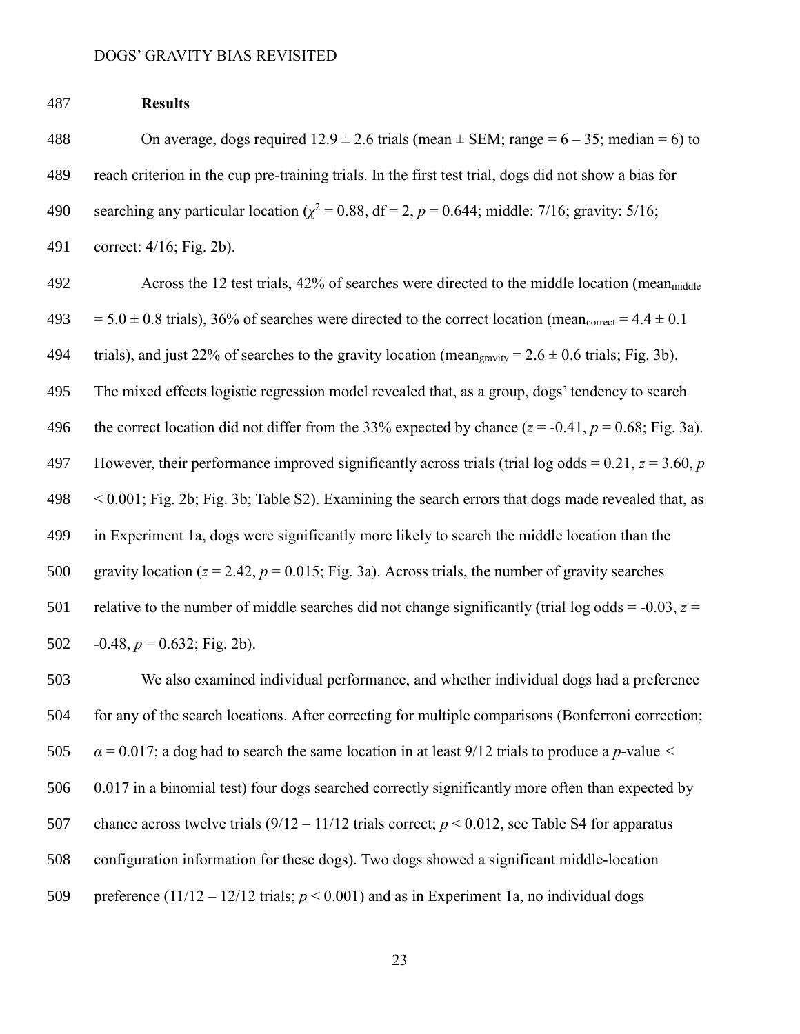**Results**

On average, dogs required 12.9 ± 2.6 trials (mean ± SEM; range = 6 – 35; median = 6) to reach criterion in the cup pre-training trials. In the first test trial, dogs did not show a bias for searching any particular location ($\chi^2 = 0.88$, df = 2, $p = 0.644$; middle: 7/16; gravity: 5/16; correct: 4/16; Fig. 2b).

Across the 12 test trials, 42% of searches were directed to the middle location ($\text{mean}_{\text{middle}} = 5.0 \pm 0.8$ trials), 36% of searches were directed to the correct location ($\text{mean}_{\text{correct}} = 4.4 \pm 0.1$ trials), and just 22% of searches to the gravity location ($\text{mean}_{\text{gravity}} = 2.6 \pm 0.6$ trials; Fig. 3b). The mixed effects logistic regression model revealed that, as a group, dogs' tendency to search the correct location did not differ from the 33% expected by chance ($z = -0.41$, $p = 0.68$; Fig. 3a). However, their performance improved significantly across trials (trial log odds = 0.21, $z = 3.60$, $p < 0.001$; Fig. 2b; Fig. 3b; Table S2). Examining the search errors that dogs made revealed that, as in Experiment 1a, dogs were significantly more likely to search the middle location than the gravity location ($z = 2.42$, $p = 0.015$; Fig. 3a). Across trials, the number of gravity searches relative to the number of middle searches did not change significantly (trial log odds = -0.03, $z = -0.48$, $p = 0.632$; Fig. 2b).

We also examined individual performance, and whether individual dogs had a preference for any of the search locations. After correcting for multiple comparisons (Bonferroni correction; $\alpha = 0.017$; a dog had to search the same location in at least 9/12 trials to produce a $p$-value < 0.017 in a binomial test) four dogs searched correctly significantly more often than expected by chance across twelve trials (9/12 – 11/12 trials correct; $p < 0.012$, see Table S4 for apparatus configuration information for these dogs). Two dogs showed a significant middle-location preference (11/12 – 12/12 trials; $p < 0.001$) and as in Experiment 1a, no individual dogs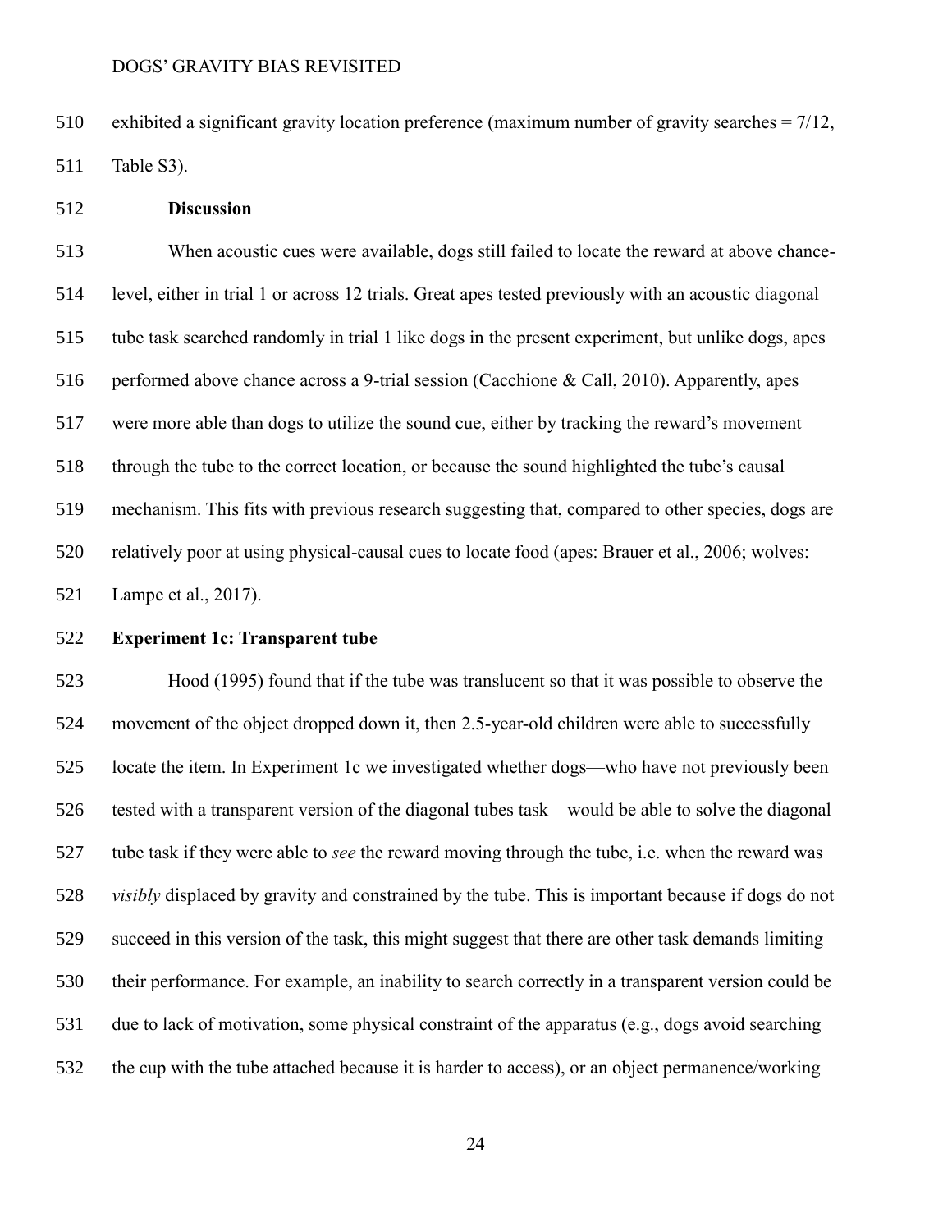exhibited a significant gravity location preference (maximum number of gravity searches = 7/12, Table S3).

### Discussion

When acoustic cues were available, dogs still failed to locate the reward at above chance-level, either in trial 1 or across 12 trials. Great apes tested previously with an acoustic diagonal tube task searched randomly in trial 1 like dogs in the present experiment, but unlike dogs, apes performed above chance across a 9-trial session (Cacchione & Call, 2010). Apparently, apes were more able than dogs to utilize the sound cue, either by tracking the reward's movement through the tube to the correct location, or because the sound highlighted the tube's causal mechanism. This fits with previous research suggesting that, compared to other species, dogs are relatively poor at using physical-causal cues to locate food (apes: Brauer et al., 2006; wolves: Lampe et al., 2017).

## Experiment 1c: Transparent tube

Hood (1995) found that if the tube was translucent so that it was possible to observe the movement of the object dropped down it, then 2.5-year-old children were able to successfully locate the item. In Experiment 1c we investigated whether dogs—who have not previously been tested with a transparent version of the diagonal tubes task—would be able to solve the diagonal tube task if they were able to *see* the reward moving through the tube, i.e. when the reward was *visibly* displaced by gravity and constrained by the tube. This is important because if dogs do not succeed in this version of the task, this might suggest that there are other task demands limiting their performance. For example, an inability to search correctly in a transparent version could be due to lack of motivation, some physical constraint of the apparatus (e.g., dogs avoid searching the cup with the tube attached because it is harder to access), or an object permanence/working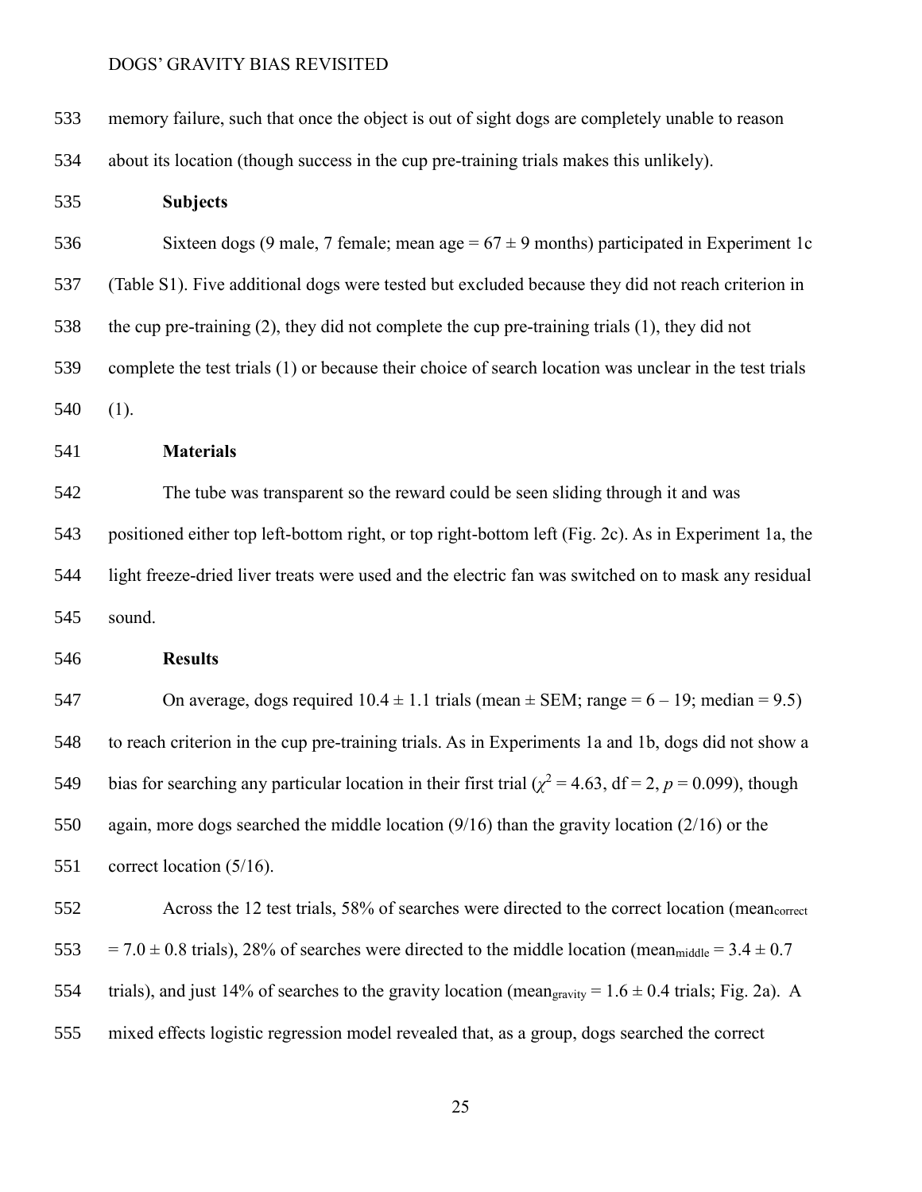memory failure, such that once the object is out of sight dogs are completely unable to reason about its location (though success in the cup pre-training trials makes this unlikely).

### Subjects

Sixteen dogs (9 male, 7 female; mean age = 67 ± 9 months) participated in Experiment 1c (Table S1). Five additional dogs were tested but excluded because they did not reach criterion in the cup pre-training (2), they did not complete the cup pre-training trials (1), they did not complete the test trials (1) or because their choice of search location was unclear in the test trials (1).

### Materials

The tube was transparent so the reward could be seen sliding through it and was positioned either top left-bottom right, or top right-bottom left (Fig. 2c). As in Experiment 1a, the light freeze-dried liver treats were used and the electric fan was switched on to mask any residual sound.

### Results

On average, dogs required 10.4 ± 1.1 trials (mean ± SEM; range = 6 – 19; median = 9.5) to reach criterion in the cup pre-training trials. As in Experiments 1a and 1b, dogs did not show a bias for searching any particular location in their first trial ($\chi^2 = 4.63$, df = 2, $p = 0.099$), though again, more dogs searched the middle location (9/16) than the gravity location (2/16) or the correct location (5/16).

Across the 12 test trials, 58% of searches were directed to the correct location ($mean_{correct} = 7.0 \pm 0.8$ trials), 28% of searches were directed to the middle location ($mean_{middle} = 3.4 \pm 0.7$ trials), and just 14% of searches to the gravity location ($mean_{gravity} = 1.6 \pm 0.4$ trials; Fig. 2a). A mixed effects logistic regression model revealed that, as a group, dogs searched the correct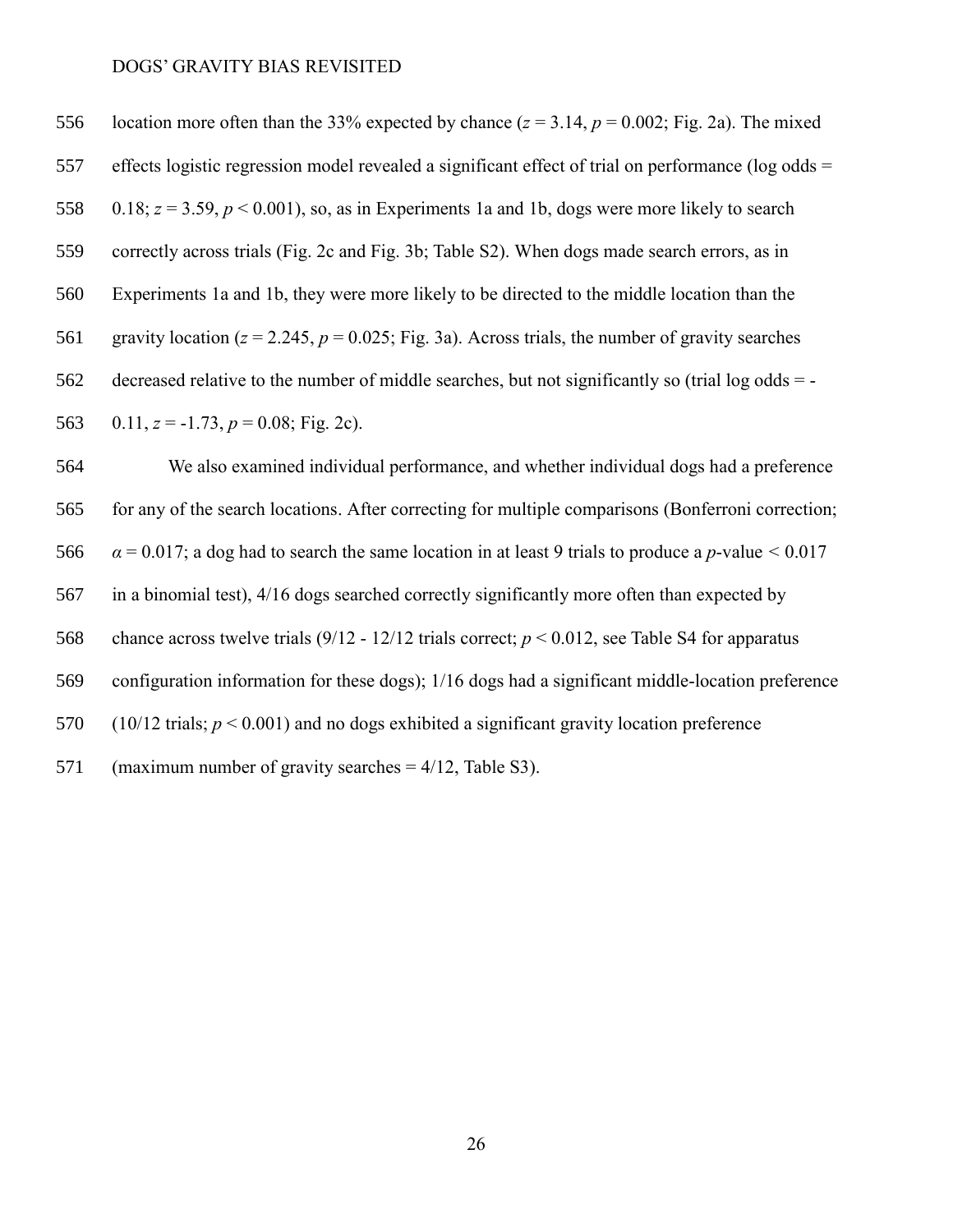location more often than the 33% expected by chance ($z = 3.14$, $p = 0.002$; Fig. 2a). The mixed effects logistic regression model revealed a significant effect of trial on performance (log odds = 0.18; $z = 3.59$, $p < 0.001$), so, as in Experiments 1a and 1b, dogs were more likely to search correctly across trials (Fig. 2c and Fig. 3b; Table S2). When dogs made search errors, as in Experiments 1a and 1b, they were more likely to be directed to the middle location than the gravity location ($z = 2.245$, $p = 0.025$; Fig. 3a). Across trials, the number of gravity searches decreased relative to the number of middle searches, but not significantly so (trial log odds = -0.11, $z = -1.73$, $p = 0.08$; Fig. 2c).

We also examined individual performance, and whether individual dogs had a preference for any of the search locations. After correcting for multiple comparisons (Bonferroni correction; $\alpha = 0.017$; a dog had to search the same location in at least 9 trials to produce a $p$-value $< 0.017$ in a binomial test), 4/16 dogs searched correctly significantly more often than expected by chance across twelve trials (9/12 - 12/12 trials correct; $p < 0.012$, see Table S4 for apparatus configuration information for these dogs); 1/16 dogs had a significant middle-location preference (10/12 trials; $p < 0.001$) and no dogs exhibited a significant gravity location preference (maximum number of gravity searches = 4/12, Table S3).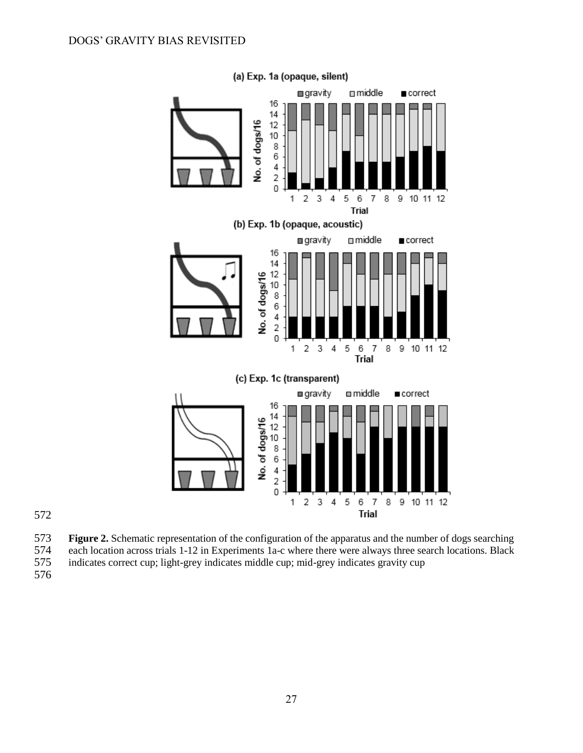**Figure 2.** Schematic representation of the configuration of the apparatus and the number of dogs searching each location across trials 1-12 in Experiments 1a-c where there were always three search locations. Black indicates correct cup; light-grey indicates middle cup; mid-grey indicates gravity cup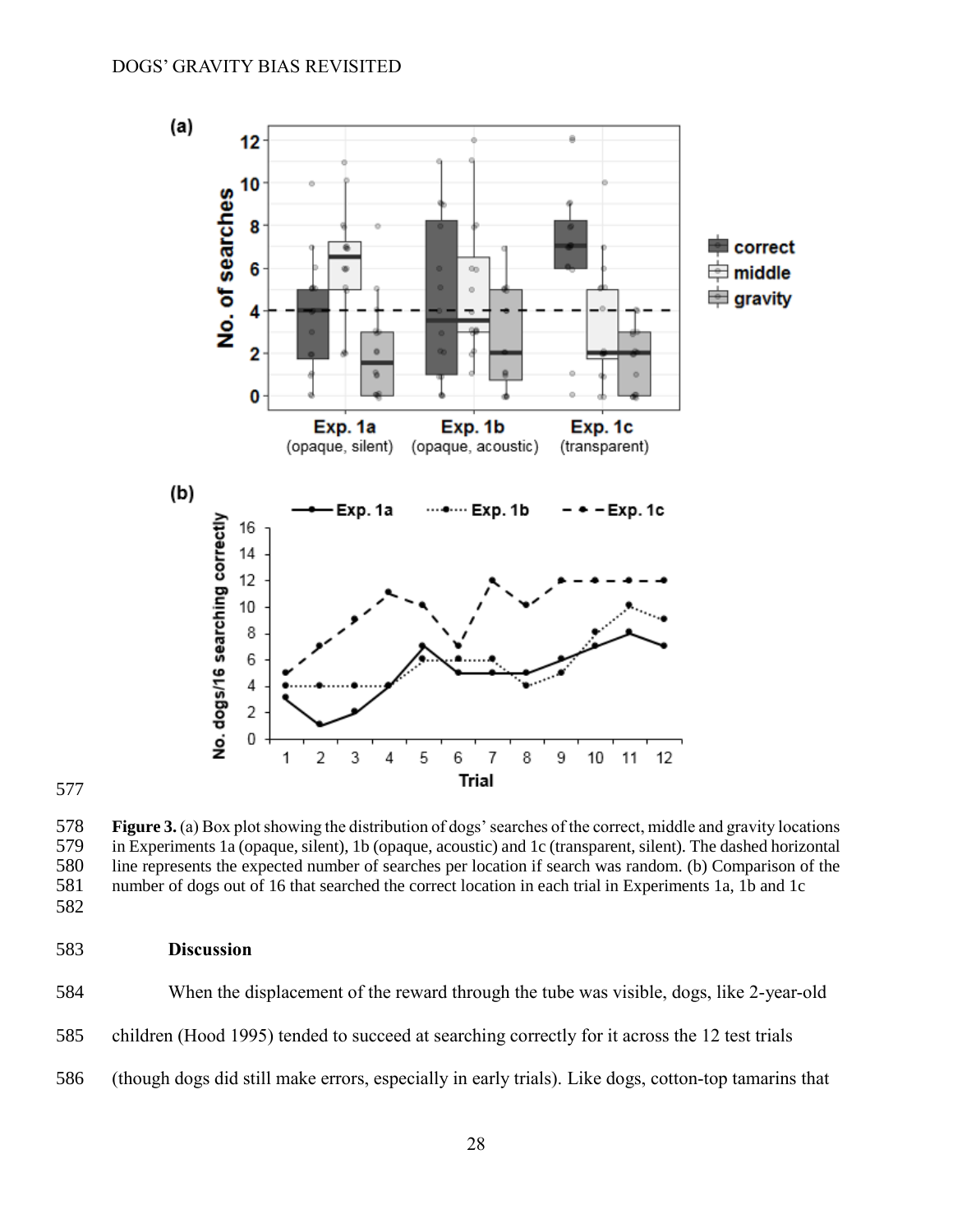**Figure 3.** (a) Box plot showing the distribution of dogs' searches of the correct, middle and gravity locations in Experiments 1a (opaque, silent), 1b (opaque, acoustic) and 1c (transparent, silent). The dashed horizontal line represents the expected number of searches per location if search was random. (b) Comparison of the number of dogs out of 16 that searched the correct location in each trial in Experiments 1a, 1b and 1c

## Discussion

When the displacement of the reward through the tube was visible, dogs, like 2-year-old children (Hood 1995) tended to succeed at searching correctly for it across the 12 test trials (though dogs did still make errors, especially in early trials). Like dogs, cotton-top tamarins that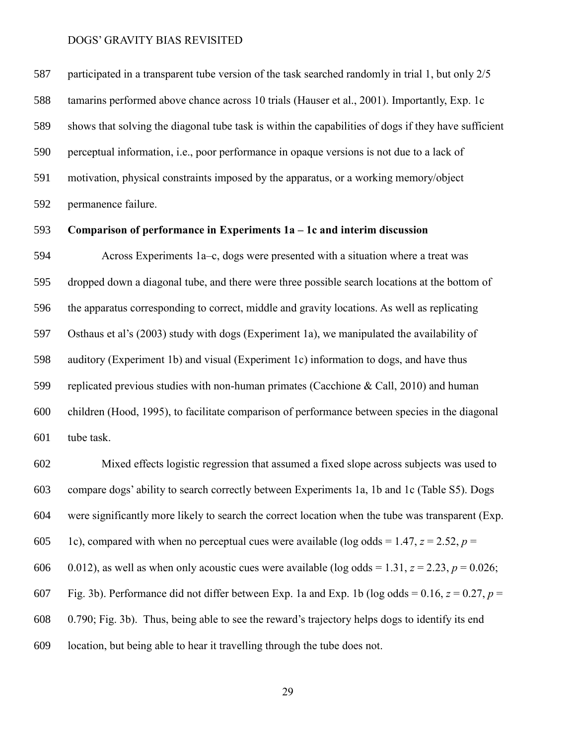participated in a transparent tube version of the task searched randomly in trial 1, but only 2/5 tamarins performed above chance across 10 trials (Hauser et al., 2001). Importantly, Exp. 1c shows that solving the diagonal tube task is within the capabilities of dogs if they have sufficient perceptual information, i.e., poor performance in opaque versions is not due to a lack of motivation, physical constraints imposed by the apparatus, or a working memory/object permanence failure.

**Comparison of performance in Experiments 1a – 1c and interim discussion**

Across Experiments 1a–c, dogs were presented with a situation where a treat was dropped down a diagonal tube, and there were three possible search locations at the bottom of the apparatus corresponding to correct, middle and gravity locations. As well as replicating Osthaus et al's (2003) study with dogs (Experiment 1a), we manipulated the availability of auditory (Experiment 1b) and visual (Experiment 1c) information to dogs, and have thus replicated previous studies with non-human primates (Cacchione & Call, 2010) and human children (Hood, 1995), to facilitate comparison of performance between species in the diagonal tube task.

Mixed effects logistic regression that assumed a fixed slope across subjects was used to compare dogs' ability to search correctly between Experiments 1a, 1b and 1c (Table S5). Dogs were significantly more likely to search the correct location when the tube was transparent (Exp. 1c), compared with when no perceptual cues were available (log odds = 1.47, $z = 2.52$, $p = 0.012$), as well as when only acoustic cues were available (log odds = 1.31, $z = 2.23$, $p = 0.026$; Fig. 3b). Performance did not differ between Exp. 1a and Exp. 1b (log odds = 0.16, $z = 0.27$, $p = 0.790$; Fig. 3b). Thus, being able to see the reward's trajectory helps dogs to identify its end location, but being able to hear it travelling through the tube does not.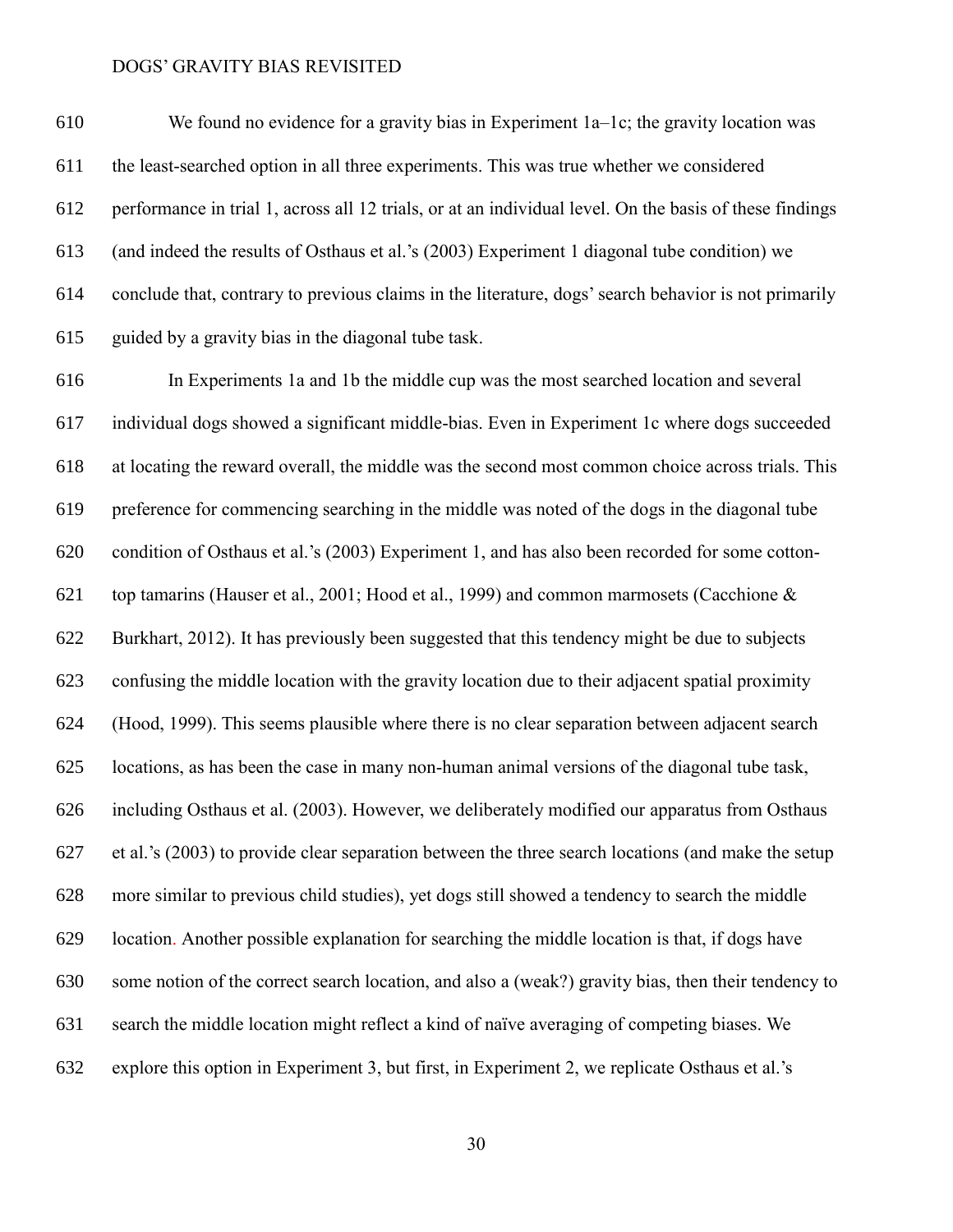We found no evidence for a gravity bias in Experiment 1a–1c; the gravity location was the least-searched option in all three experiments. This was true whether we considered performance in trial 1, across all 12 trials, or at an individual level. On the basis of these findings (and indeed the results of Osthaus et al.'s (2003) Experiment 1 diagonal tube condition) we conclude that, contrary to previous claims in the literature, dogs' search behavior is not primarily guided by a gravity bias in the diagonal tube task.

In Experiments 1a and 1b the middle cup was the most searched location and several individual dogs showed a significant middle-bias. Even in Experiment 1c where dogs succeeded at locating the reward overall, the middle was the second most common choice across trials. This preference for commencing searching in the middle was noted of the dogs in the diagonal tube condition of Osthaus et al.'s (2003) Experiment 1, and has also been recorded for some cotton-top tamarins (Hauser et al., 2001; Hood et al., 1999) and common marmosets (Cacchione & Burkhart, 2012). It has previously been suggested that this tendency might be due to subjects confusing the middle location with the gravity location due to their adjacent spatial proximity (Hood, 1999). This seems plausible where there is no clear separation between adjacent search locations, as has been the case in many non-human animal versions of the diagonal tube task, including Osthaus et al. (2003). However, we deliberately modified our apparatus from Osthaus et al.'s (2003) to provide clear separation between the three search locations (and make the setup more similar to previous child studies), yet dogs still showed a tendency to search the middle location. Another possible explanation for searching the middle location is that, if dogs have some notion of the correct search location, and also a (weak?) gravity bias, then their tendency to search the middle location might reflect a kind of naïve averaging of competing biases. We explore this option in Experiment 3, but first, in Experiment 2, we replicate Osthaus et al.'s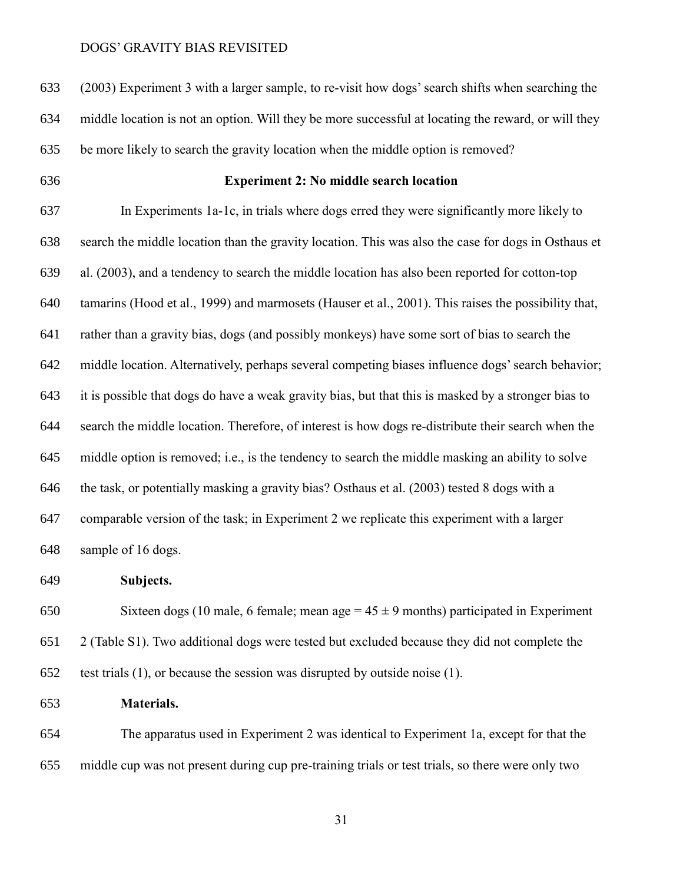(2003) Experiment 3 with a larger sample, to re-visit how dogs' search shifts when searching the middle location is not an option. Will they be more successful at locating the reward, or will they be more likely to search the gravity location when the middle option is removed?

## Experiment 2: No middle search location

In Experiments 1a-1c, in trials where dogs erred they were significantly more likely to search the middle location than the gravity location. This was also the case for dogs in Osthaus et al. (2003), and a tendency to search the middle location has also been reported for cotton-top tamarins (Hood et al., 1999) and marmosets (Hauser et al., 2001). This raises the possibility that, rather than a gravity bias, dogs (and possibly monkeys) have some sort of bias to search the middle location. Alternatively, perhaps several competing biases influence dogs' search behavior; it is possible that dogs do have a weak gravity bias, but that this is masked by a stronger bias to search the middle location. Therefore, of interest is how dogs re-distribute their search when the middle option is removed; i.e., is the tendency to search the middle masking an ability to solve the task, or potentially masking a gravity bias? Osthaus et al. (2003) tested 8 dogs with a comparable version of the task; in Experiment 2 we replicate this experiment with a larger sample of 16 dogs.

**Subjects.**

Sixteen dogs (10 male, 6 female; mean age = $45 \pm 9$ months) participated in Experiment 2 (Table S1). Two additional dogs were tested but excluded because they did not complete the test trials (1), or because the session was disrupted by outside noise (1).

**Materials.**

The apparatus used in Experiment 2 was identical to Experiment 1a, except for that the middle cup was not present during cup pre-training trials or test trials, so there were only two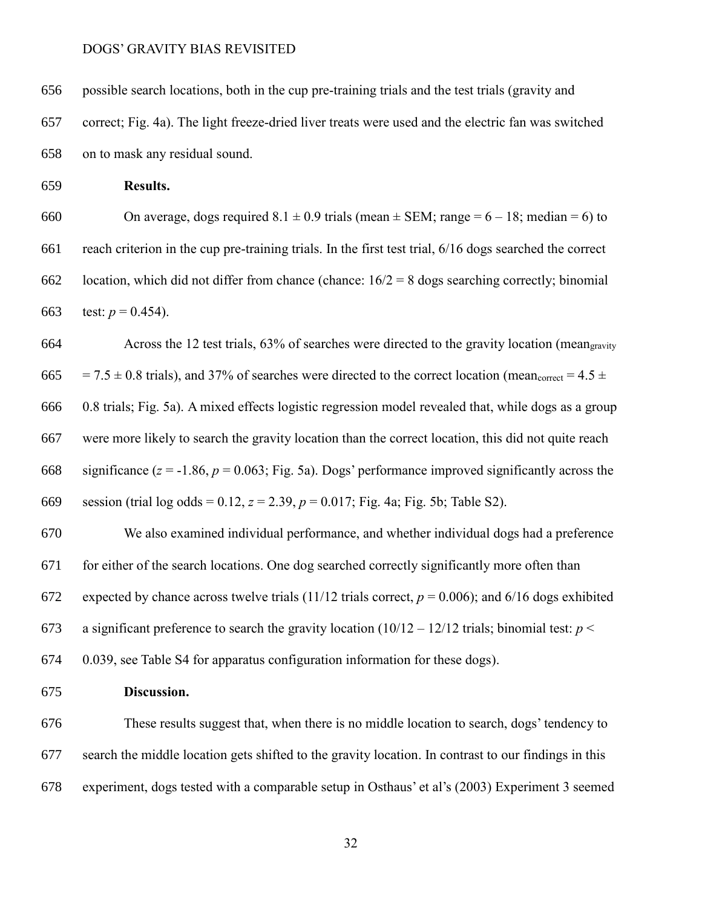possible search locations, both in the cup pre-training trials and the test trials (gravity and correct; Fig. 4a). The light freeze-dried liver treats were used and the electric fan was switched on to mask any residual sound.

**Results.**

On average, dogs required $8.1 \pm 0.9$ trials (mean ± SEM; range = 6 – 18; median = 6) to reach criterion in the cup pre-training trials. In the first test trial, 6/16 dogs searched the correct location, which did not differ from chance (chance: 16/2 = 8 dogs searching correctly; binomial test: $p = 0.454$).

Across the 12 test trials, 63% of searches were directed to the gravity location ($mean_{gravity} = 7.5 \pm 0.8$ trials), and 37% of searches were directed to the correct location ($mean_{correct} = 4.5 \pm 0.8$ trials; Fig. 5a). A mixed effects logistic regression model revealed that, while dogs as a group were more likely to search the gravity location than the correct location, this did not quite reach significance ($z = -1.86$, $p = 0.063$; Fig. 5a). Dogs' performance improved significantly across the session (trial log odds = 0.12, $z = 2.39$, $p = 0.017$; Fig. 4a; Fig. 5b; Table S2).

We also examined individual performance, and whether individual dogs had a preference for either of the search locations. One dog searched correctly significantly more often than expected by chance across twelve trials (11/12 trials correct, $p = 0.006$); and 6/16 dogs exhibited a significant preference to search the gravity location (10/12 – 12/12 trials; binomial test: $p < 0.039$, see Table S4 for apparatus configuration information for these dogs).

**Discussion.**

These results suggest that, when there is no middle location to search, dogs' tendency to search the middle location gets shifted to the gravity location. In contrast to our findings in this experiment, dogs tested with a comparable setup in Osthaus' et al's (2003) Experiment 3 seemed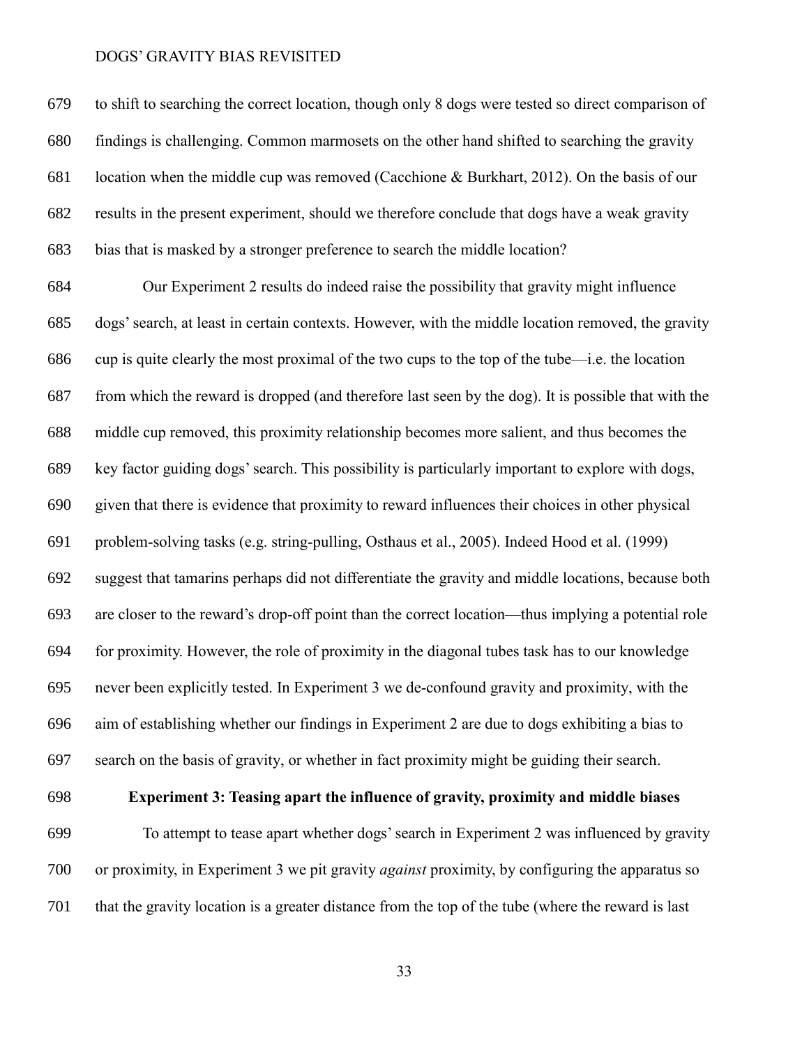to shift to searching the correct location, though only 8 dogs were tested so direct comparison of findings is challenging. Common marmosets on the other hand shifted to searching the gravity location when the middle cup was removed (Cacchione & Burkhart, 2012). On the basis of our results in the present experiment, should we therefore conclude that dogs have a weak gravity bias that is masked by a stronger preference to search the middle location?

Our Experiment 2 results do indeed raise the possibility that gravity might influence dogs' search, at least in certain contexts. However, with the middle location removed, the gravity cup is quite clearly the most proximal of the two cups to the top of the tube—i.e. the location from which the reward is dropped (and therefore last seen by the dog). It is possible that with the middle cup removed, this proximity relationship becomes more salient, and thus becomes the key factor guiding dogs' search. This possibility is particularly important to explore with dogs, given that there is evidence that proximity to reward influences their choices in other physical problem-solving tasks (e.g. string-pulling, Osthaus et al., 2005). Indeed Hood et al. (1999) suggest that tamarins perhaps did not differentiate the gravity and middle locations, because both are closer to the reward's drop-off point than the correct location—thus implying a potential role for proximity. However, the role of proximity in the diagonal tubes task has to our knowledge never been explicitly tested. In Experiment 3 we de-confound gravity and proximity, with the aim of establishing whether our findings in Experiment 2 are due to dogs exhibiting a bias to search on the basis of gravity, or whether in fact proximity might be guiding their search.

## Experiment 3: Teasing apart the influence of gravity, proximity and middle biases

To attempt to tease apart whether dogs' search in Experiment 2 was influenced by gravity or proximity, in Experiment 3 we pit gravity *against* proximity, by configuring the apparatus so that the gravity location is a greater distance from the top of the tube (where the reward is last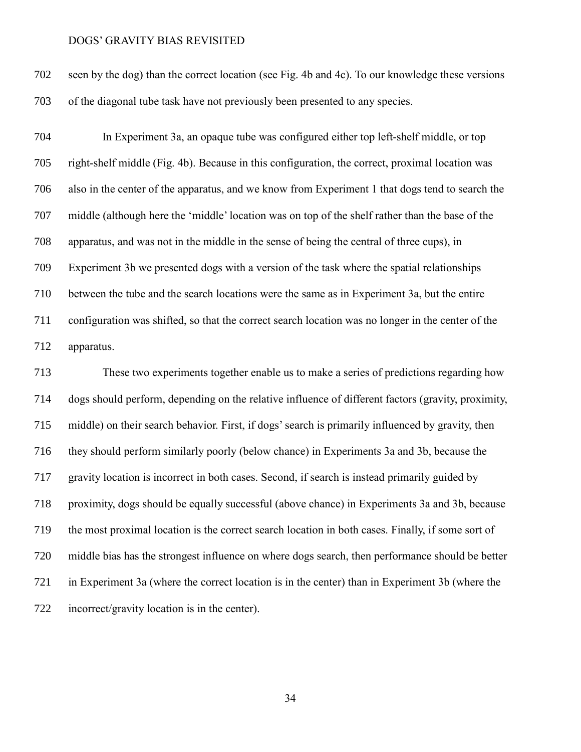seen by the dog) than the correct location (see Fig. 4b and 4c). To our knowledge these versions of the diagonal tube task have not previously been presented to any species.

In Experiment 3a, an opaque tube was configured either top left-shelf middle, or top right-shelf middle (Fig. 4b). Because in this configuration, the correct, proximal location was also in the center of the apparatus, and we know from Experiment 1 that dogs tend to search the middle (although here the 'middle' location was on top of the shelf rather than the base of the apparatus, and was not in the middle in the sense of being the central of three cups), in Experiment 3b we presented dogs with a version of the task where the spatial relationships between the tube and the search locations were the same as in Experiment 3a, but the entire configuration was shifted, so that the correct search location was no longer in the center of the apparatus.

These two experiments together enable us to make a series of predictions regarding how dogs should perform, depending on the relative influence of different factors (gravity, proximity, middle) on their search behavior. First, if dogs' search is primarily influenced by gravity, then they should perform similarly poorly (below chance) in Experiments 3a and 3b, because the gravity location is incorrect in both cases. Second, if search is instead primarily guided by proximity, dogs should be equally successful (above chance) in Experiments 3a and 3b, because the most proximal location is the correct search location in both cases. Finally, if some sort of middle bias has the strongest influence on where dogs search, then performance should be better in Experiment 3a (where the correct location is in the center) than in Experiment 3b (where the incorrect/gravity location is in the center).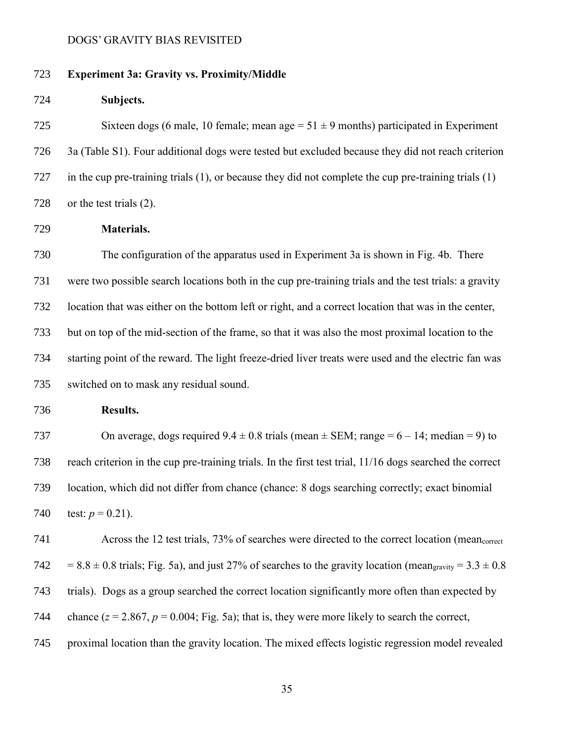**Experiment 3a: Gravity vs. Proximity/Middle**

**Subjects.**

Sixteen dogs (6 male, 10 female; mean age = 51 ± 9 months) participated in Experiment 3a (Table S1). Four additional dogs were tested but excluded because they did not reach criterion in the cup pre-training trials (1), or because they did not complete the cup pre-training trials (1) or the test trials (2).

**Materials.**

The configuration of the apparatus used in Experiment 3a is shown in Fig. 4b. There were two possible search locations both in the cup pre-training trials and the test trials: a gravity location that was either on the bottom left or right, and a correct location that was in the center, but on top of the mid-section of the frame, so that it was also the most proximal location to the starting point of the reward. The light freeze-dried liver treats were used and the electric fan was switched on to mask any residual sound.

**Results.**

On average, dogs required 9.4 ± 0.8 trials (mean ± SEM; range = 6 – 14; median = 9) to reach criterion in the cup pre-training trials. In the first test trial, 11/16 dogs searched the correct location, which did not differ from chance (chance: 8 dogs searching correctly; exact binomial test: $p = 0.21$).

Across the 12 test trials, 73% of searches were directed to the correct location ($mean_{correct} = 8.8 \pm 0.8$ trials; Fig. 5a), and just 27% of searches to the gravity location ($mean_{gravity} = 3.3 \pm 0.8$ trials). Dogs as a group searched the correct location significantly more often than expected by chance ($z = 2.867$, $p = 0.004$; Fig. 5a); that is, they were more likely to search the correct, proximal location than the gravity location. The mixed effects logistic regression model revealed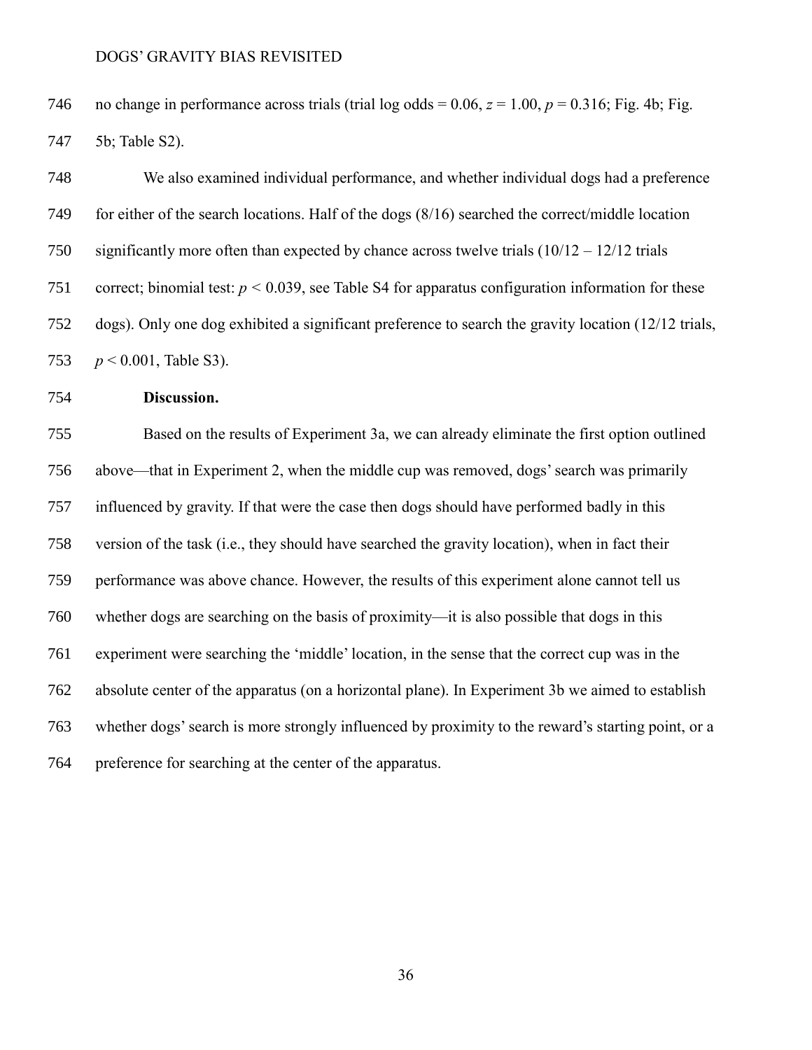no change in performance across trials (trial log odds = 0.06, $z = 1.00$, $p = 0.316$; Fig. 4b; Fig. 5b; Table S2).

We also examined individual performance, and whether individual dogs had a preference for either of the search locations. Half of the dogs (8/16) searched the correct/middle location significantly more often than expected by chance across twelve trials (10/12 – 12/12 trials correct; binomial test: $p < 0.039$, see Table S4 for apparatus configuration information for these dogs). Only one dog exhibited a significant preference to search the gravity location (12/12 trials, $p < 0.001$, Table S3).

**Discussion.**

Based on the results of Experiment 3a, we can already eliminate the first option outlined above—that in Experiment 2, when the middle cup was removed, dogs' search was primarily influenced by gravity. If that were the case then dogs should have performed badly in this version of the task (i.e., they should have searched the gravity location), when in fact their performance was above chance. However, the results of this experiment alone cannot tell us whether dogs are searching on the basis of proximity—it is also possible that dogs in this experiment were searching the 'middle' location, in the sense that the correct cup was in the absolute center of the apparatus (on a horizontal plane). In Experiment 3b we aimed to establish whether dogs' search is more strongly influenced by proximity to the reward's starting point, or a preference for searching at the center of the apparatus.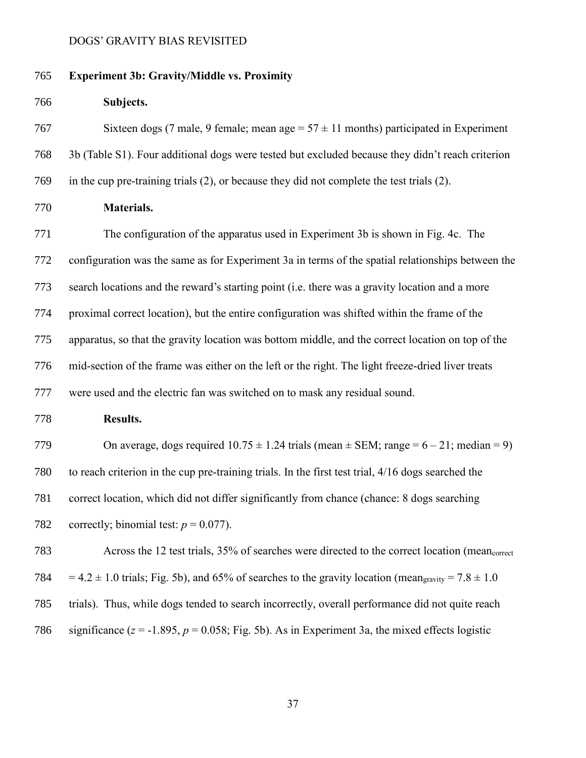### Experiment 3b: Gravity/Middle vs. Proximity

#### Subjects.

Sixteen dogs (7 male, 9 female; mean age = 57 ± 11 months) participated in Experiment 3b (Table S1). Four additional dogs were tested but excluded because they didn't reach criterion in the cup pre-training trials (2), or because they did not complete the test trials (2).

#### Materials.

The configuration of the apparatus used in Experiment 3b is shown in Fig. 4c. The configuration was the same as for Experiment 3a in terms of the spatial relationships between the search locations and the reward's starting point (i.e. there was a gravity location and a more proximal correct location), but the entire configuration was shifted within the frame of the apparatus, so that the gravity location was bottom middle, and the correct location on top of the mid-section of the frame was either on the left or the right. The light freeze-dried liver treats were used and the electric fan was switched on to mask any residual sound.

#### Results.

On average, dogs required 10.75 ± 1.24 trials (mean ± SEM; range = 6 – 21; median = 9) to reach criterion in the cup pre-training trials. In the first test trial, 4/16 dogs searched the correct location, which did not differ significantly from chance (chance: 8 dogs searching correctly; binomial test: $p = 0.077$).

Across the 12 test trials, 35% of searches were directed to the correct location ($mean_{correct} = 4.2 \pm 1.0$ trials; Fig. 5b), and 65% of searches to the gravity location ($mean_{gravity} = 7.8 \pm 1.0$ trials). Thus, while dogs tended to search incorrectly, overall performance did not quite reach significance ($z = -1.895$, $p = 0.058$; Fig. 5b). As in Experiment 3a, the mixed effects logistic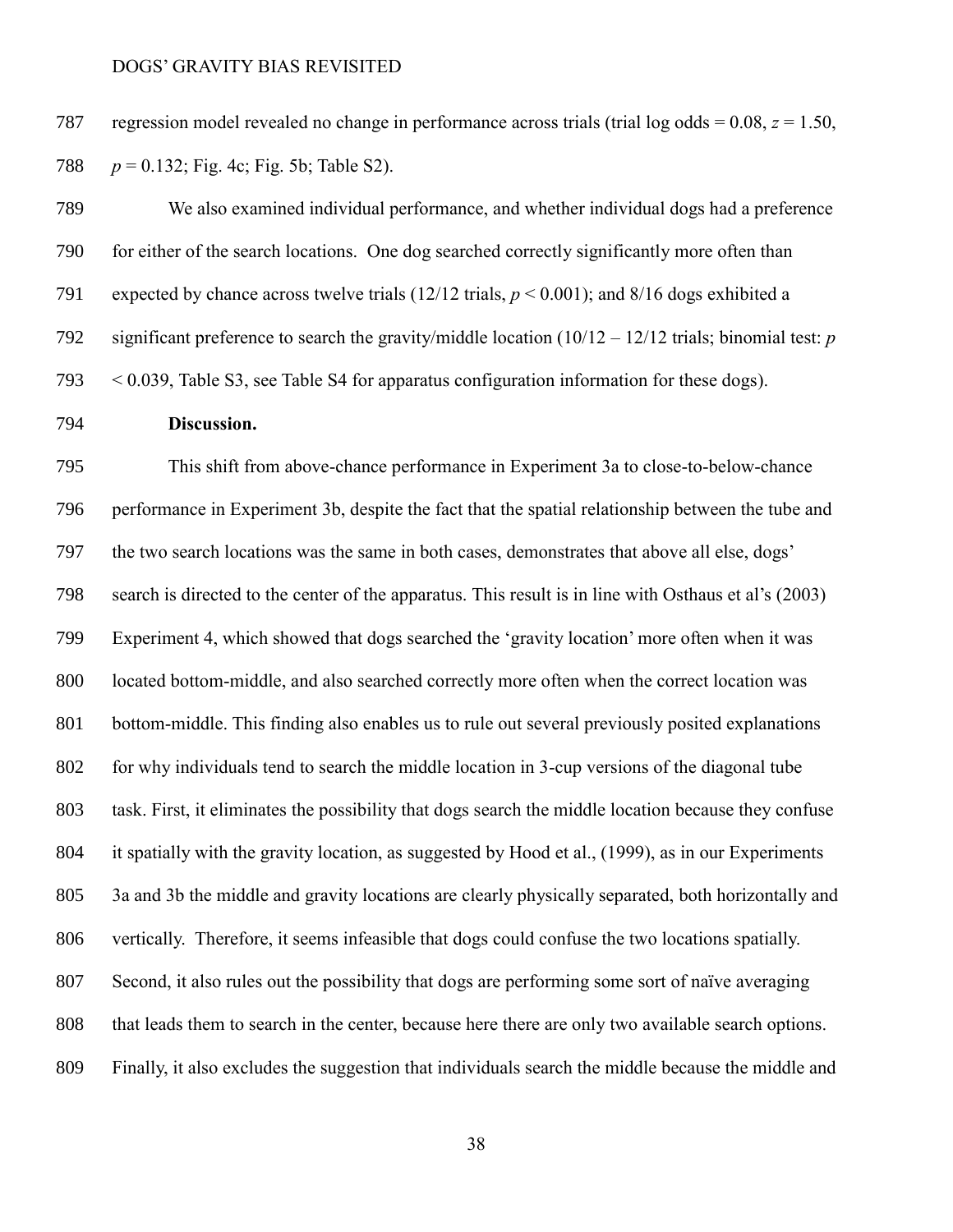regression model revealed no change in performance across trials (trial log odds = 0.08, $z = 1.50$, $p = 0.132$; Fig. 4c; Fig. 5b; Table S2).

We also examined individual performance, and whether individual dogs had a preference for either of the search locations. One dog searched correctly significantly more often than expected by chance across twelve trials (12/12 trials, $p < 0.001$); and 8/16 dogs exhibited a significant preference to search the gravity/middle location (10/12 – 12/12 trials; binomial test: $p < 0.039$, Table S3, see Table S4 for apparatus configuration information for these dogs).

**Discussion.**

This shift from above-chance performance in Experiment 3a to close-to-below-chance performance in Experiment 3b, despite the fact that the spatial relationship between the tube and the two search locations was the same in both cases, demonstrates that above all else, dogs' search is directed to the center of the apparatus. This result is in line with Osthaus et al's (2003) Experiment 4, which showed that dogs searched the 'gravity location' more often when it was located bottom-middle, and also searched correctly more often when the correct location was bottom-middle. This finding also enables us to rule out several previously posited explanations for why individuals tend to search the middle location in 3-cup versions of the diagonal tube task. First, it eliminates the possibility that dogs search the middle location because they confuse it spatially with the gravity location, as suggested by Hood et al., (1999), as in our Experiments 3a and 3b the middle and gravity locations are clearly physically separated, both horizontally and vertically. Therefore, it seems infeasible that dogs could confuse the two locations spatially. Second, it also rules out the possibility that dogs are performing some sort of naïve averaging that leads them to search in the center, because here there are only two available search options. Finally, it also excludes the suggestion that individuals search the middle because the middle and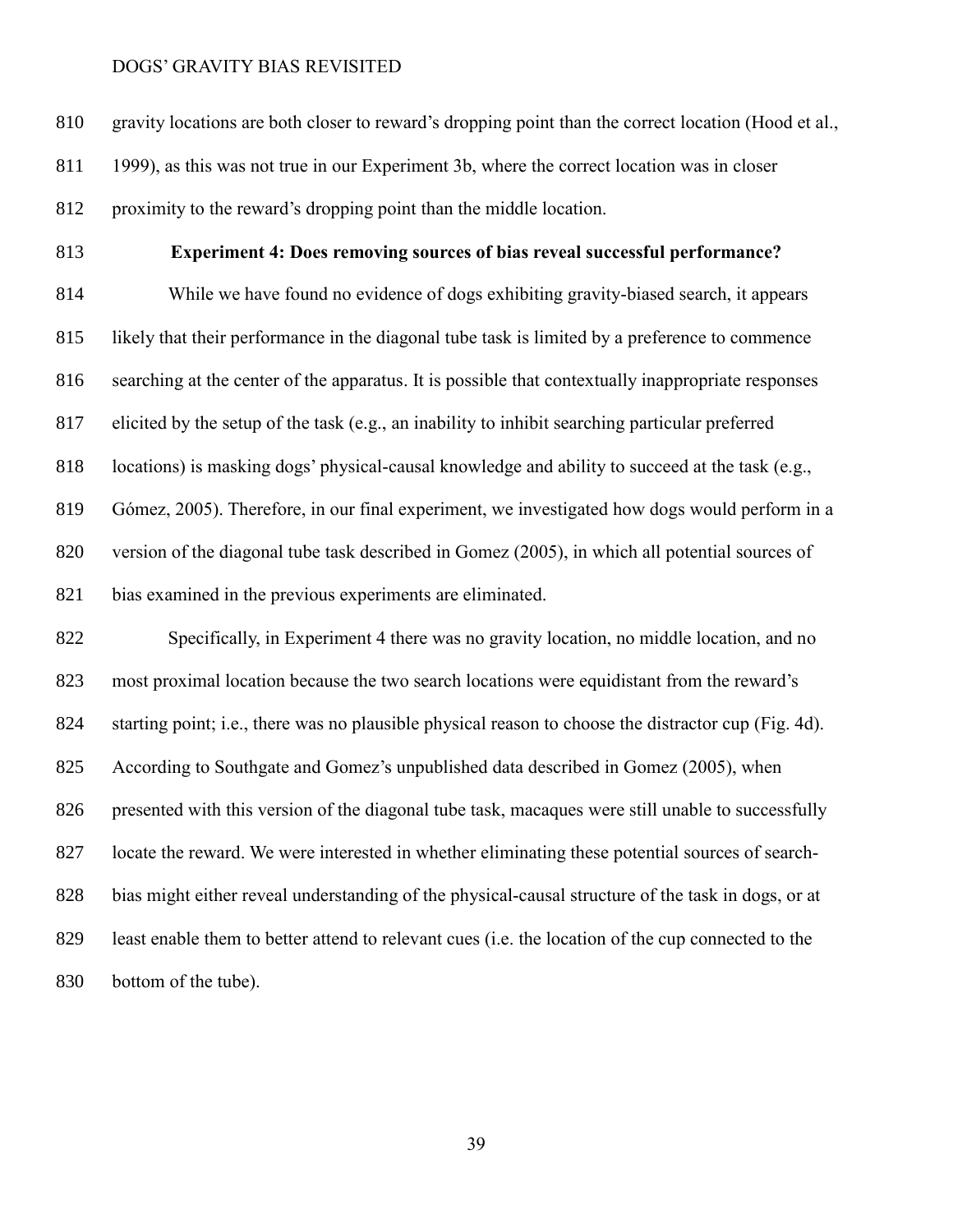gravity locations are both closer to reward's dropping point than the correct location (Hood et al., 1999), as this was not true in our Experiment 3b, where the correct location was in closer proximity to the reward's dropping point than the middle location.

## Experiment 4: Does removing sources of bias reveal successful performance?

While we have found no evidence of dogs exhibiting gravity-biased search, it appears likely that their performance in the diagonal tube task is limited by a preference to commence searching at the center of the apparatus. It is possible that contextually inappropriate responses elicited by the setup of the task (e.g., an inability to inhibit searching particular preferred locations) is masking dogs' physical-causal knowledge and ability to succeed at the task (e.g., Gómez, 2005). Therefore, in our final experiment, we investigated how dogs would perform in a version of the diagonal tube task described in Gomez (2005), in which all potential sources of bias examined in the previous experiments are eliminated.

Specifically, in Experiment 4 there was no gravity location, no middle location, and no most proximal location because the two search locations were equidistant from the reward's starting point; i.e., there was no plausible physical reason to choose the distractor cup (Fig. 4d). According to Southgate and Gomez's unpublished data described in Gomez (2005), when presented with this version of the diagonal tube task, macaques were still unable to successfully locate the reward. We were interested in whether eliminating these potential sources of search-bias might either reveal understanding of the physical-causal structure of the task in dogs, or at least enable them to better attend to relevant cues (i.e. the location of the cup connected to the bottom of the tube).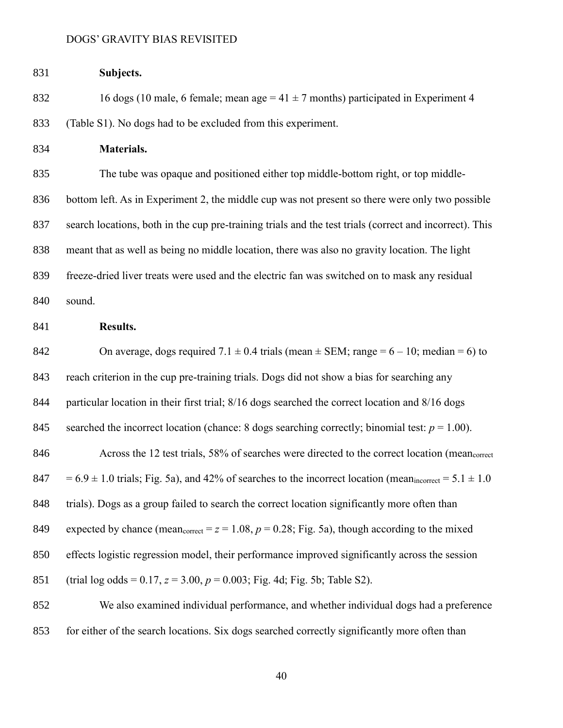**Subjects.**

16 dogs (10 male, 6 female; mean age = 41 ± 7 months) participated in Experiment 4 (Table S1). No dogs had to be excluded from this experiment.

**Materials.**

The tube was opaque and positioned either top middle-bottom right, or top middle-bottom left. As in Experiment 2, the middle cup was not present so there were only two possible search locations, both in the cup pre-training trials and the test trials (correct and incorrect). This meant that as well as being no middle location, there was also no gravity location. The light freeze-dried liver treats were used and the electric fan was switched on to mask any residual sound.

**Results.**

On average, dogs required 7.1 ± 0.4 trials (mean ± SEM; range = 6 – 10; median = 6) to reach criterion in the cup pre-training trials. Dogs did not show a bias for searching any particular location in their first trial; 8/16 dogs searched the correct location and 8/16 dogs searched the incorrect location (chance: 8 dogs searching correctly; binomial test: $p = 1.00$).

Across the 12 test trials, 58% of searches were directed to the correct location ($mean_{correct} = 6.9 \pm 1.0$ trials; Fig. 5a), and 42% of searches to the incorrect location ($mean_{incorrect} = 5.1 \pm 1.0$ trials). Dogs as a group failed to search the correct location significantly more often than expected by chance ($mean_{correct} = z = 1.08$, $p = 0.28$; Fig. 5a), though according to the mixed effects logistic regression model, their performance improved significantly across the session (trial log odds = 0.17, $z = 3.00$, $p = 0.003$; Fig. 4d; Fig. 5b; Table S2).

We also examined individual performance, and whether individual dogs had a preference for either of the search locations. Six dogs searched correctly significantly more often than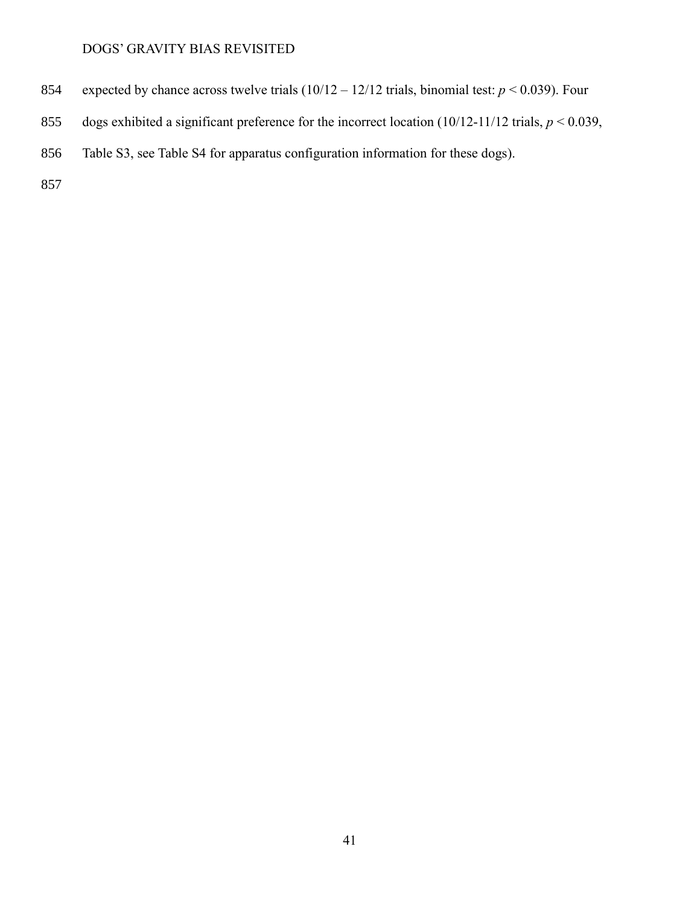expected by chance across twelve trials (10/12 – 12/12 trials, binomial test: $p < 0.039$). Four dogs exhibited a significant preference for the incorrect location (10/12-11/12 trials, $p < 0.039$, Table S3, see Table S4 for apparatus configuration information for these dogs).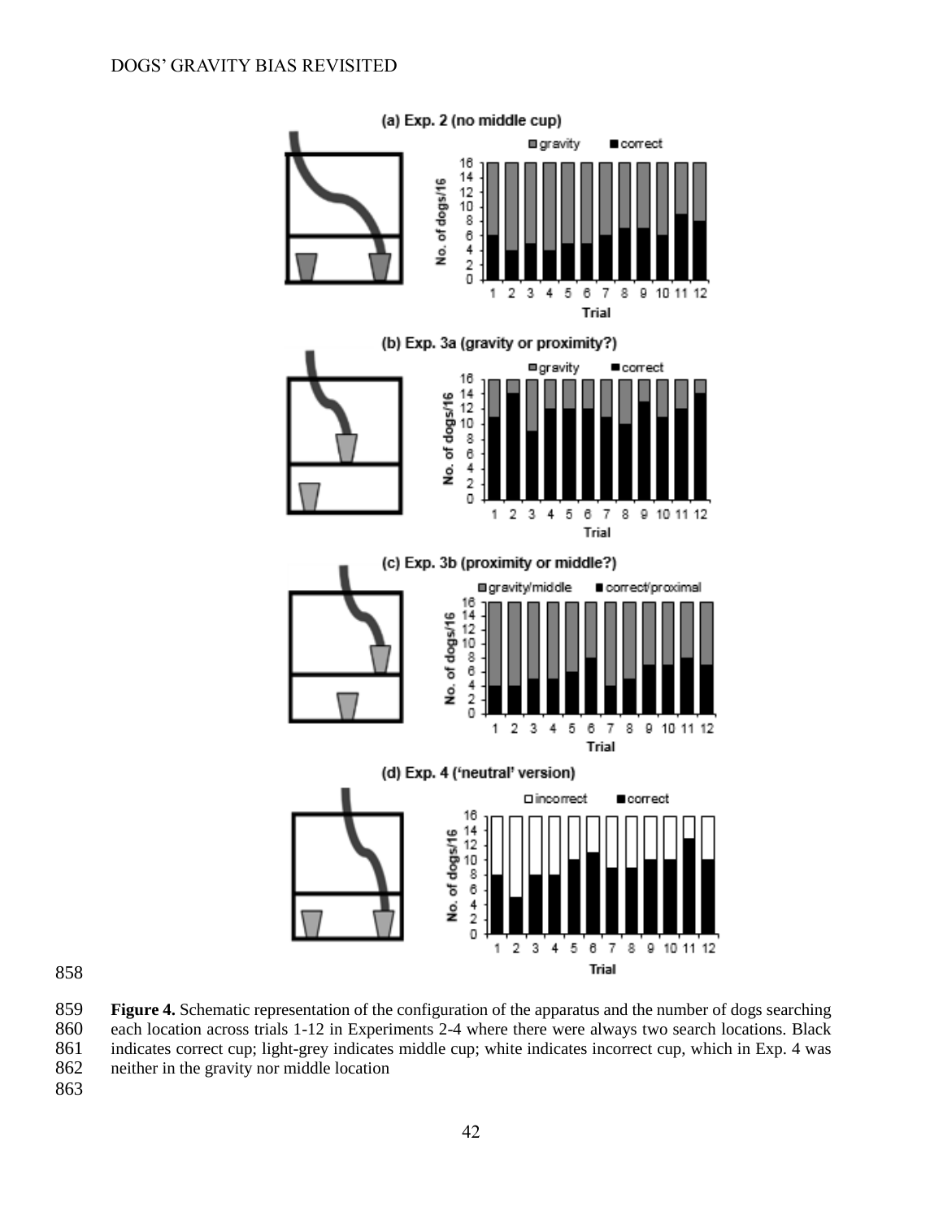**Figure 4.** Schematic representation of the configuration of the apparatus and the number of dogs searching each location across trials 1-12 in Experiments 2-4 where there were always two search locations. Black indicates correct cup; light-grey indicates middle cup; white indicates incorrect cup, which in Exp. 4 was neither in the gravity nor middle location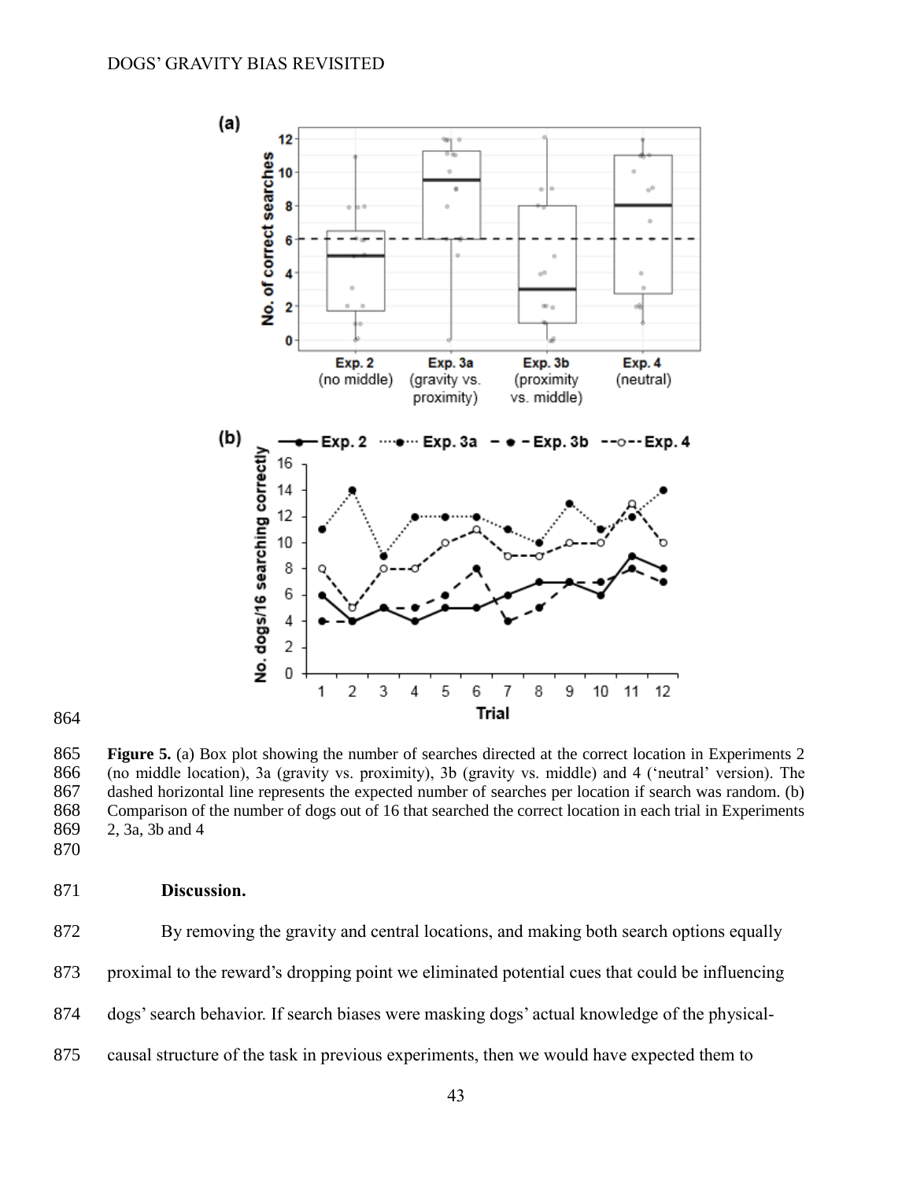**Figure 5.** (a) Box plot showing the number of searches directed at the correct location in Experiments 2 (no middle location), 3a (gravity vs. proximity), 3b (gravity vs. middle) and 4 ('neutral' version). The dashed horizontal line represents the expected number of searches per location if search was random. (b) Comparison of the number of dogs out of 16 that searched the correct location in each trial in Experiments 2, 3a, 3b and 4

**Discussion.**

By removing the gravity and central locations, and making both search options equally proximal to the reward's dropping point we eliminated potential cues that could be influencing dogs' search behavior. If search biases were masking dogs' actual knowledge of the physical-causal structure of the task in previous experiments, then we would have expected them to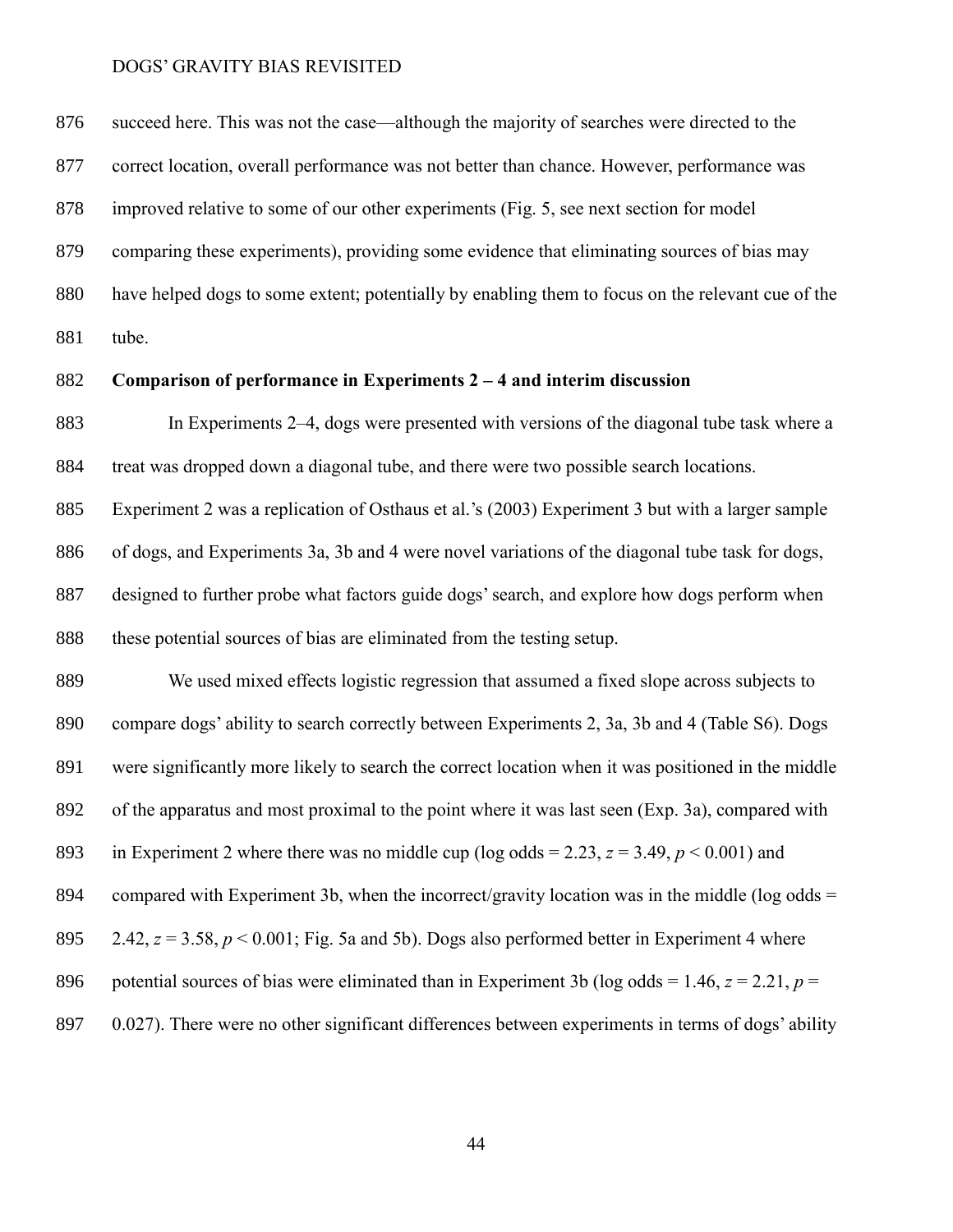succeed here. This was not the case—although the majority of searches were directed to the correct location, overall performance was not better than chance. However, performance was improved relative to some of our other experiments (Fig. 5, see next section for model comparing these experiments), providing some evidence that eliminating sources of bias may have helped dogs to some extent; potentially by enabling them to focus on the relevant cue of the tube.

**Comparison of performance in Experiments 2 – 4 and interim discussion**

In Experiments 2–4, dogs were presented with versions of the diagonal tube task where a treat was dropped down a diagonal tube, and there were two possible search locations. Experiment 2 was a replication of Osthaus et al.'s (2003) Experiment 3 but with a larger sample of dogs, and Experiments 3a, 3b and 4 were novel variations of the diagonal tube task for dogs, designed to further probe what factors guide dogs' search, and explore how dogs perform when these potential sources of bias are eliminated from the testing setup.

We used mixed effects logistic regression that assumed a fixed slope across subjects to compare dogs' ability to search correctly between Experiments 2, 3a, 3b and 4 (Table S6). Dogs were significantly more likely to search the correct location when it was positioned in the middle of the apparatus and most proximal to the point where it was last seen (Exp. 3a), compared with in Experiment 2 where there was no middle cup (log odds = 2.23, $z = 3.49$, $p < 0.001$) and compared with Experiment 3b, when the incorrect/gravity location was in the middle (log odds = 2.42, $z = 3.58$, $p < 0.001$; Fig. 5a and 5b). Dogs also performed better in Experiment 4 where potential sources of bias were eliminated than in Experiment 3b (log odds = 1.46, $z = 2.21$, $p = 0.027$). There were no other significant differences between experiments in terms of dogs' ability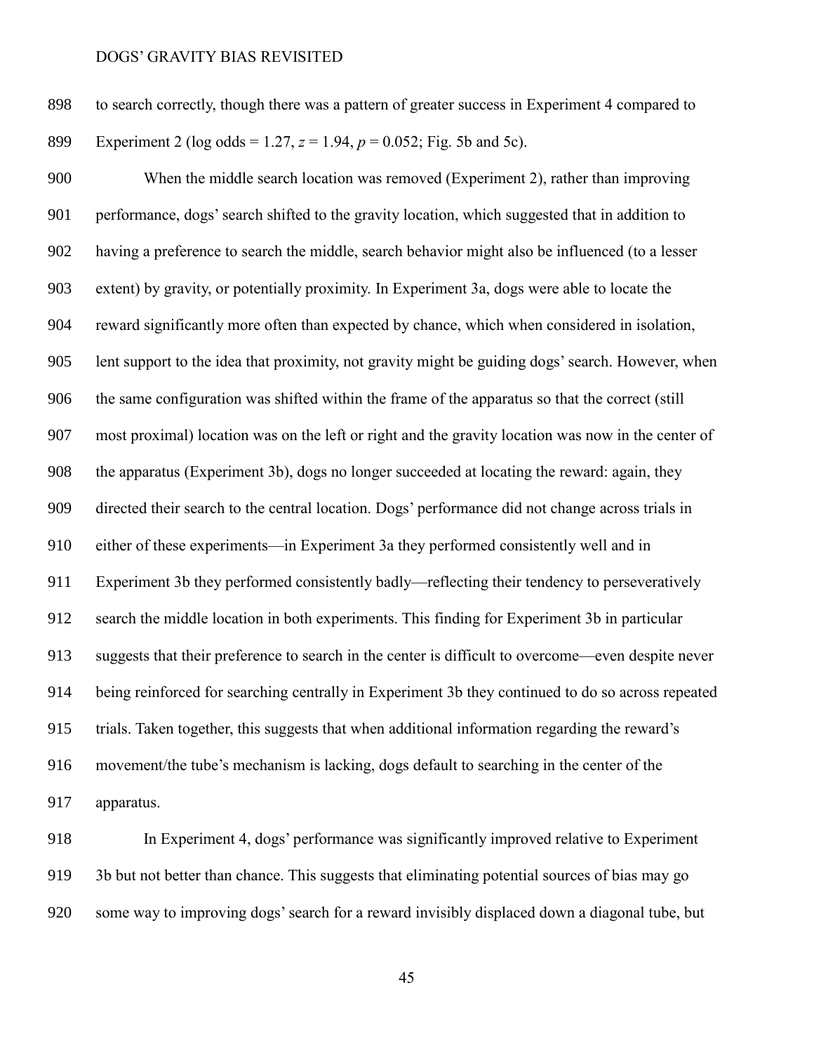to search correctly, though there was a pattern of greater success in Experiment 4 compared to Experiment 2 (log odds = 1.27, $z$ = 1.94, $p$ = 0.052; Fig. 5b and 5c).

When the middle search location was removed (Experiment 2), rather than improving performance, dogs' search shifted to the gravity location, which suggested that in addition to having a preference to search the middle, search behavior might also be influenced (to a lesser extent) by gravity, or potentially proximity. In Experiment 3a, dogs were able to locate the reward significantly more often than expected by chance, which when considered in isolation, lent support to the idea that proximity, not gravity might be guiding dogs' search. However, when the same configuration was shifted within the frame of the apparatus so that the correct (still most proximal) location was on the left or right and the gravity location was now in the center of the apparatus (Experiment 3b), dogs no longer succeeded at locating the reward: again, they directed their search to the central location. Dogs' performance did not change across trials in either of these experiments—in Experiment 3a they performed consistently well and in Experiment 3b they performed consistently badly—reflecting their tendency to perseveratively search the middle location in both experiments. This finding for Experiment 3b in particular suggests that their preference to search in the center is difficult to overcome—even despite never being reinforced for searching centrally in Experiment 3b they continued to do so across repeated trials. Taken together, this suggests that when additional information regarding the reward's movement/the tube's mechanism is lacking, dogs default to searching in the center of the apparatus.

In Experiment 4, dogs' performance was significantly improved relative to Experiment 3b but not better than chance. This suggests that eliminating potential sources of bias may go some way to improving dogs' search for a reward invisibly displaced down a diagonal tube, but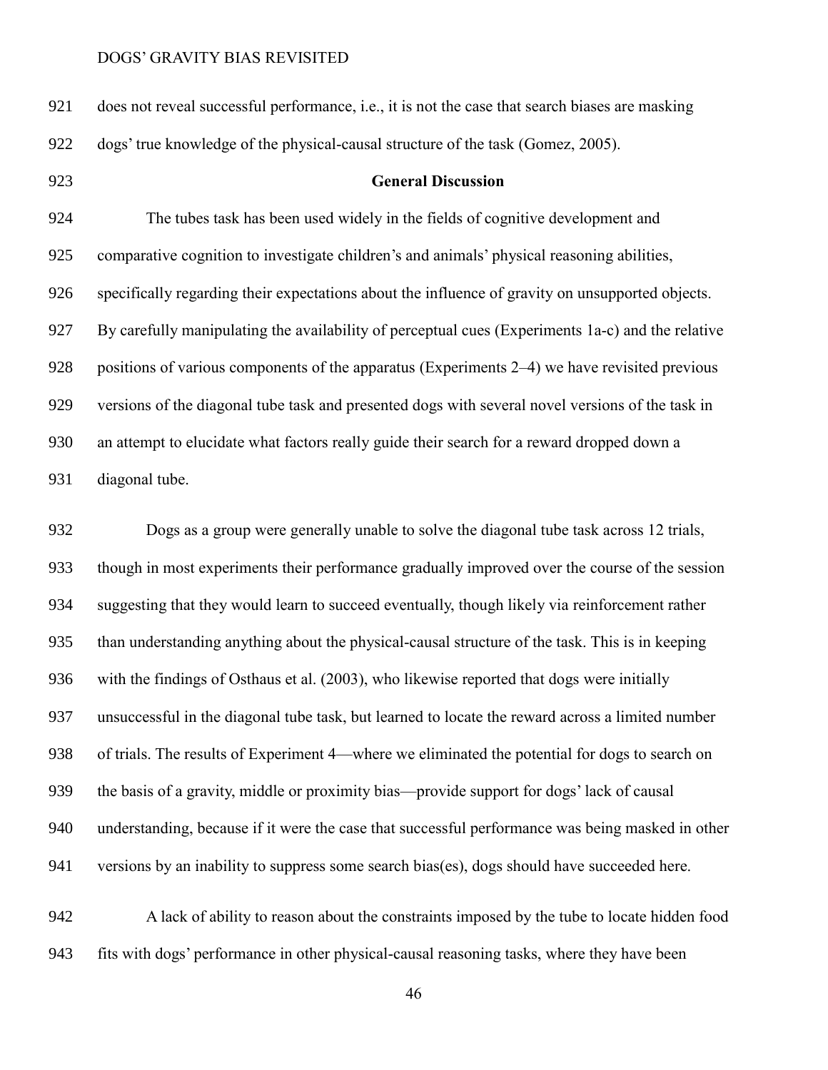does not reveal successful performance, i.e., it is not the case that search biases are masking dogs' true knowledge of the physical-causal structure of the task (Gomez, 2005).

## General Discussion

The tubes task has been used widely in the fields of cognitive development and comparative cognition to investigate children's and animals' physical reasoning abilities, specifically regarding their expectations about the influence of gravity on unsupported objects. By carefully manipulating the availability of perceptual cues (Experiments 1a-c) and the relative positions of various components of the apparatus (Experiments 2–4) we have revisited previous versions of the diagonal tube task and presented dogs with several novel versions of the task in an attempt to elucidate what factors really guide their search for a reward dropped down a diagonal tube.

Dogs as a group were generally unable to solve the diagonal tube task across 12 trials, though in most experiments their performance gradually improved over the course of the session suggesting that they would learn to succeed eventually, though likely via reinforcement rather than understanding anything about the physical-causal structure of the task. This is in keeping with the findings of Osthaus et al. (2003), who likewise reported that dogs were initially unsuccessful in the diagonal tube task, but learned to locate the reward across a limited number of trials. The results of Experiment 4—where we eliminated the potential for dogs to search on the basis of a gravity, middle or proximity bias—provide support for dogs' lack of causal understanding, because if it were the case that successful performance was being masked in other versions by an inability to suppress some search bias(es), dogs should have succeeded here.

A lack of ability to reason about the constraints imposed by the tube to locate hidden food fits with dogs' performance in other physical-causal reasoning tasks, where they have been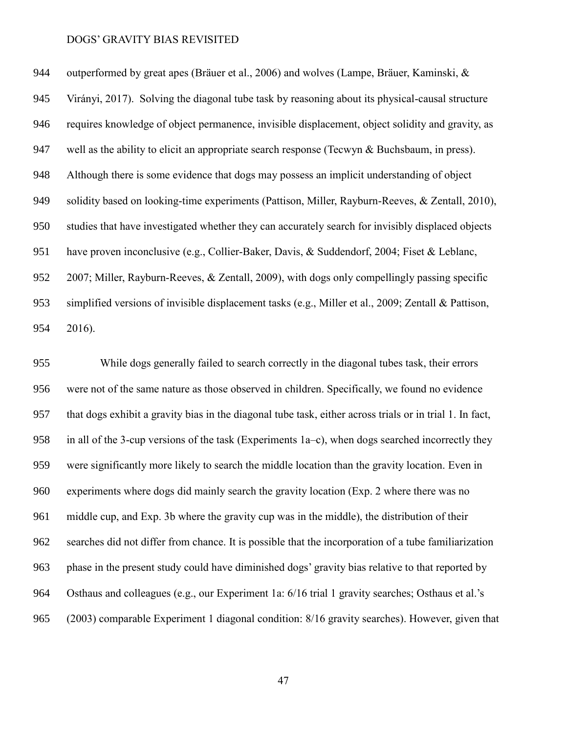outperformed by great apes (Bräuer et al., 2006) and wolves (Lampe, Bräuer, Kaminski, & Virányi, 2017). Solving the diagonal tube task by reasoning about its physical-causal structure requires knowledge of object permanence, invisible displacement, object solidity and gravity, as well as the ability to elicit an appropriate search response (Tecwyn & Buchsbaum, in press). Although there is some evidence that dogs may possess an implicit understanding of object solidity based on looking-time experiments (Pattison, Miller, Rayburn-Reeves, & Zentall, 2010), studies that have investigated whether they can accurately search for invisibly displaced objects have proven inconclusive (e.g., Collier-Baker, Davis, & Suddendorf, 2004; Fiset & Leblanc, 2007; Miller, Rayburn-Reeves, & Zentall, 2009), with dogs only compellingly passing specific simplified versions of invisible displacement tasks (e.g., Miller et al., 2009; Zentall & Pattison, 2016).

While dogs generally failed to search correctly in the diagonal tubes task, their errors were not of the same nature as those observed in children. Specifically, we found no evidence that dogs exhibit a gravity bias in the diagonal tube task, either across trials or in trial 1. In fact, in all of the 3-cup versions of the task (Experiments 1a–c), when dogs searched incorrectly they were significantly more likely to search the middle location than the gravity location. Even in experiments where dogs did mainly search the gravity location (Exp. 2 where there was no middle cup, and Exp. 3b where the gravity cup was in the middle), the distribution of their searches did not differ from chance. It is possible that the incorporation of a tube familiarization phase in the present study could have diminished dogs' gravity bias relative to that reported by Osthaus and colleagues (e.g., our Experiment 1a: 6/16 trial 1 gravity searches; Osthaus et al.'s (2003) comparable Experiment 1 diagonal condition: 8/16 gravity searches). However, given that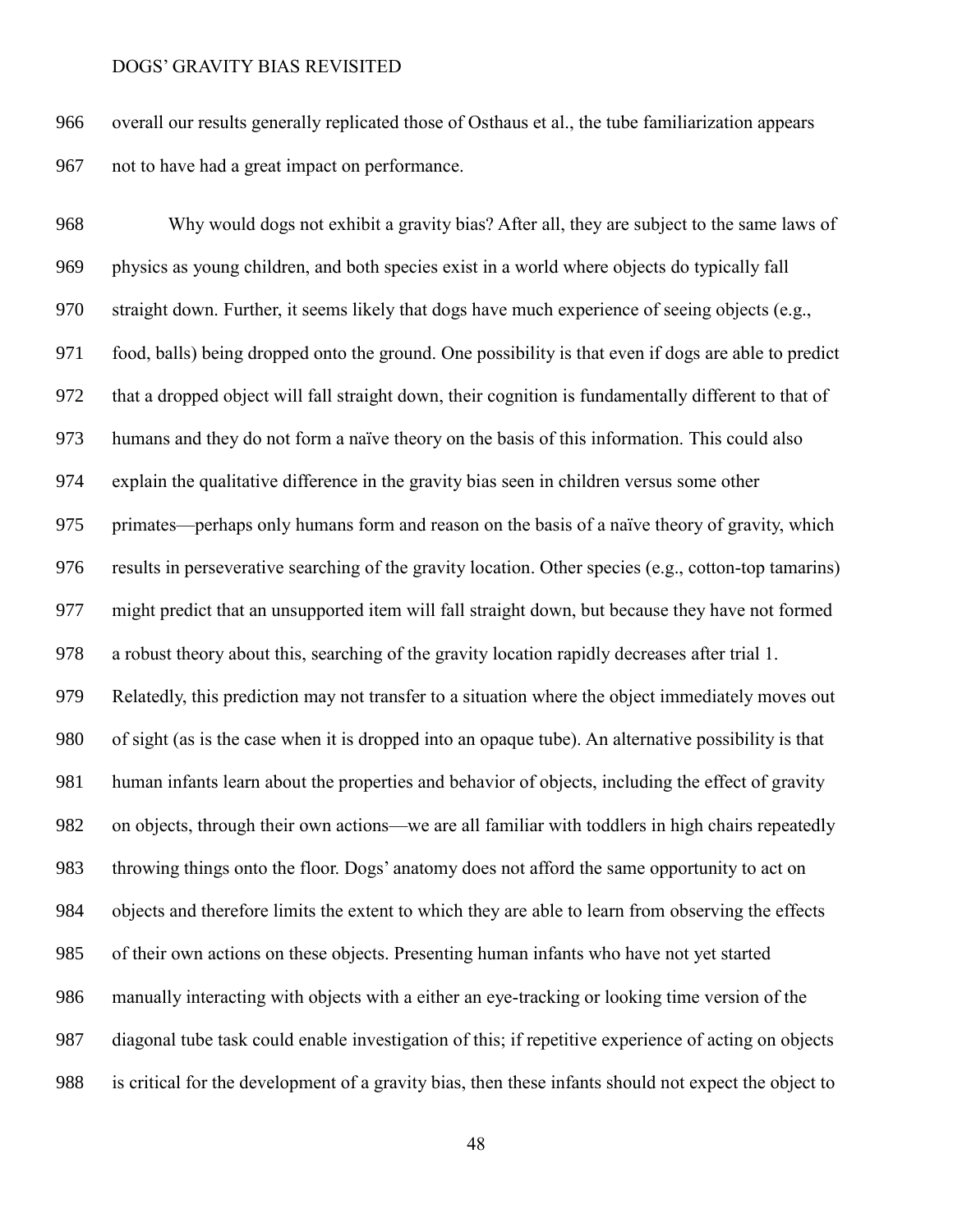overall our results generally replicated those of Osthaus et al., the tube familiarization appears not to have had a great impact on performance.

Why would dogs not exhibit a gravity bias? After all, they are subject to the same laws of physics as young children, and both species exist in a world where objects do typically fall straight down. Further, it seems likely that dogs have much experience of seeing objects (e.g., food, balls) being dropped onto the ground. One possibility is that even if dogs are able to predict that a dropped object will fall straight down, their cognition is fundamentally different to that of humans and they do not form a naïve theory on the basis of this information. This could also explain the qualitative difference in the gravity bias seen in children versus some other primates—perhaps only humans form and reason on the basis of a naïve theory of gravity, which results in perseverative searching of the gravity location. Other species (e.g., cotton-top tamarins) might predict that an unsupported item will fall straight down, but because they have not formed a robust theory about this, searching of the gravity location rapidly decreases after trial 1. Relatedly, this prediction may not transfer to a situation where the object immediately moves out of sight (as is the case when it is dropped into an opaque tube). An alternative possibility is that human infants learn about the properties and behavior of objects, including the effect of gravity on objects, through their own actions—we are all familiar with toddlers in high chairs repeatedly throwing things onto the floor. Dogs' anatomy does not afford the same opportunity to act on objects and therefore limits the extent to which they are able to learn from observing the effects of their own actions on these objects. Presenting human infants who have not yet started manually interacting with objects with a either an eye-tracking or looking time version of the diagonal tube task could enable investigation of this; if repetitive experience of acting on objects is critical for the development of a gravity bias, then these infants should not expect the object to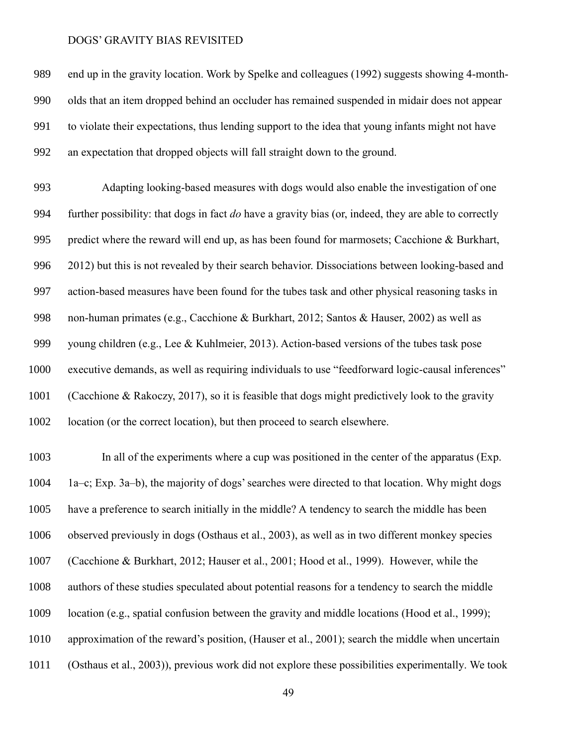end up in the gravity location. Work by Spelke and colleagues (1992) suggests showing 4-month-olds that an item dropped behind an occluder has remained suspended in midair does not appear to violate their expectations, thus lending support to the idea that young infants might not have an expectation that dropped objects will fall straight down to the ground.

Adapting looking-based measures with dogs would also enable the investigation of one further possibility: that dogs in fact *do* have a gravity bias (or, indeed, they are able to correctly predict where the reward will end up, as has been found for marmosets; Cacchione & Burkhart, 2012) but this is not revealed by their search behavior. Dissociations between looking-based and action-based measures have been found for the tubes task and other physical reasoning tasks in non-human primates (e.g., Cacchione & Burkhart, 2012; Santos & Hauser, 2002) as well as young children (e.g., Lee & Kuhlmeier, 2013). Action-based versions of the tubes task pose executive demands, as well as requiring individuals to use "feedforward logic-causal inferences" (Cacchione & Rakoczy, 2017), so it is feasible that dogs might predictively look to the gravity location (or the correct location), but then proceed to search elsewhere.

In all of the experiments where a cup was positioned in the center of the apparatus (Exp. 1a–c; Exp. 3a–b), the majority of dogs' searches were directed to that location. Why might dogs have a preference to search initially in the middle? A tendency to search the middle has been observed previously in dogs (Osthaus et al., 2003), as well as in two different monkey species (Cacchione & Burkhart, 2012; Hauser et al., 2001; Hood et al., 1999). However, while the authors of these studies speculated about potential reasons for a tendency to search the middle location (e.g., spatial confusion between the gravity and middle locations (Hood et al., 1999); approximation of the reward's position, (Hauser et al., 2001); search the middle when uncertain (Osthaus et al., 2003)), previous work did not explore these possibilities experimentally. We took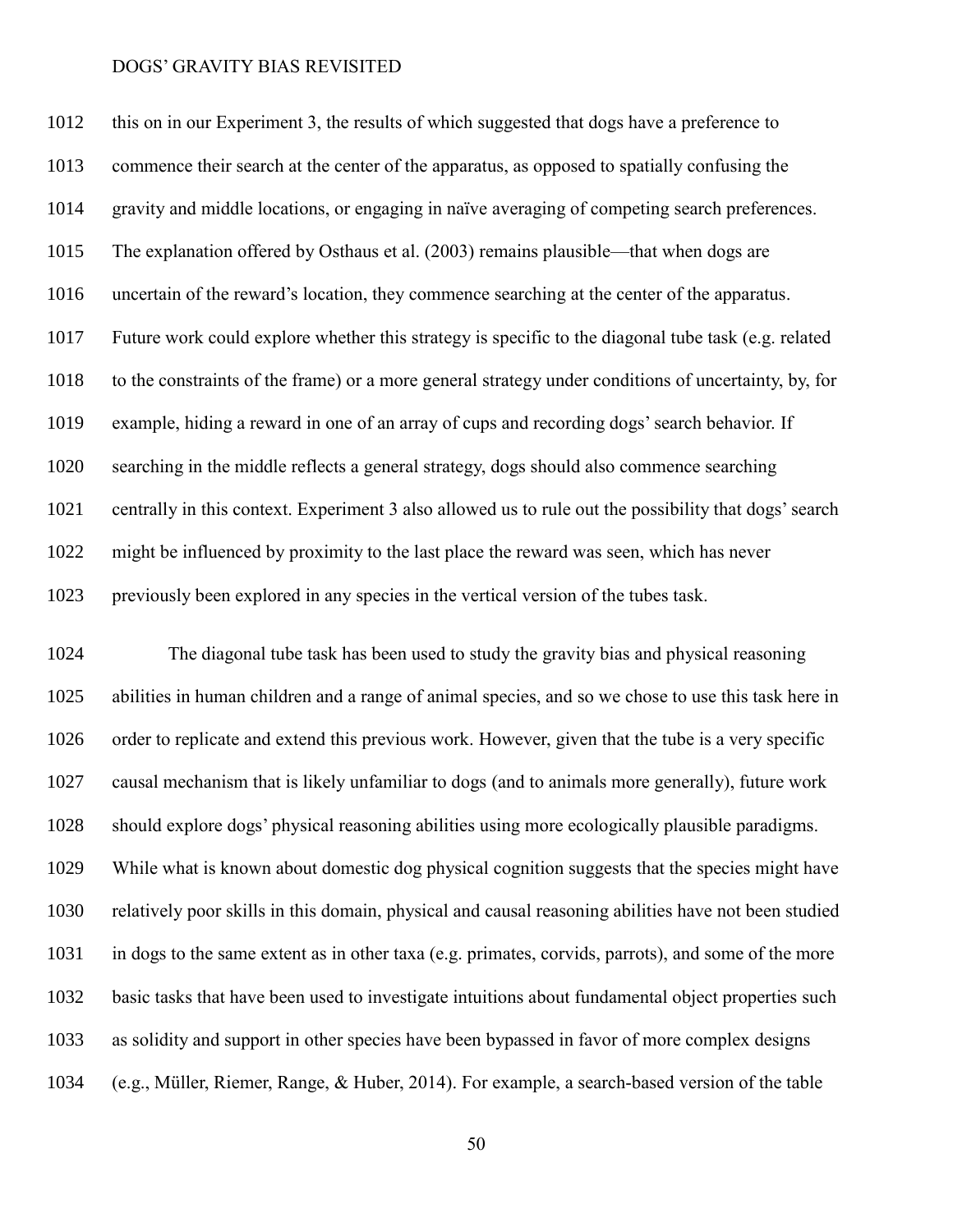this on in our Experiment 3, the results of which suggested that dogs have a preference to commence their search at the center of the apparatus, as opposed to spatially confusing the gravity and middle locations, or engaging in naïve averaging of competing search preferences. The explanation offered by Osthaus et al. (2003) remains plausible—that when dogs are uncertain of the reward's location, they commence searching at the center of the apparatus. Future work could explore whether this strategy is specific to the diagonal tube task (e.g. related to the constraints of the frame) or a more general strategy under conditions of uncertainty, by, for example, hiding a reward in one of an array of cups and recording dogs' search behavior. If searching in the middle reflects a general strategy, dogs should also commence searching centrally in this context. Experiment 3 also allowed us to rule out the possibility that dogs' search might be influenced by proximity to the last place the reward was seen, which has never previously been explored in any species in the vertical version of the tubes task.

The diagonal tube task has been used to study the gravity bias and physical reasoning abilities in human children and a range of animal species, and so we chose to use this task here in order to replicate and extend this previous work. However, given that the tube is a very specific causal mechanism that is likely unfamiliar to dogs (and to animals more generally), future work should explore dogs' physical reasoning abilities using more ecologically plausible paradigms. While what is known about domestic dog physical cognition suggests that the species might have relatively poor skills in this domain, physical and causal reasoning abilities have not been studied in dogs to the same extent as in other taxa (e.g. primates, corvids, parrots), and some of the more basic tasks that have been used to investigate intuitions about fundamental object properties such as solidity and support in other species have been bypassed in favor of more complex designs (e.g., Müller, Riemer, Range, & Huber, 2014). For example, a search-based version of the table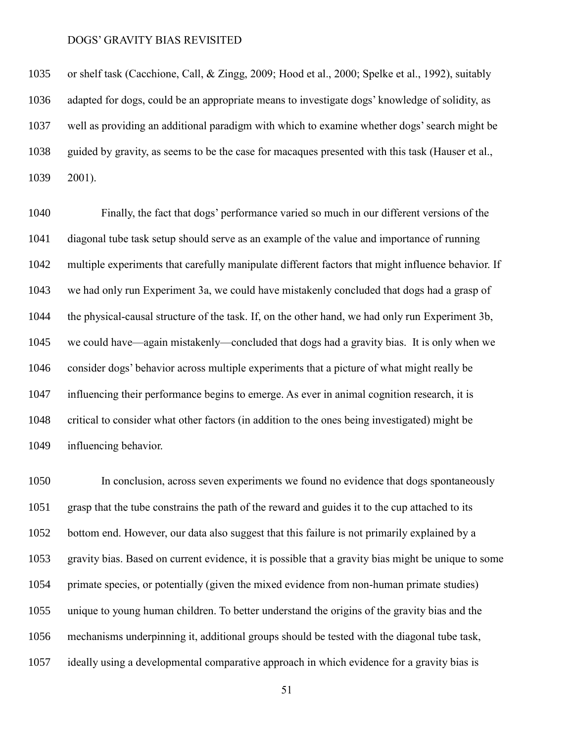or shelf task (Cacchione, Call, & Zingg, 2009; Hood et al., 2000; Spelke et al., 1992), suitably adapted for dogs, could be an appropriate means to investigate dogs' knowledge of solidity, as well as providing an additional paradigm with which to examine whether dogs' search might be guided by gravity, as seems to be the case for macaques presented with this task (Hauser et al., 2001).

Finally, the fact that dogs' performance varied so much in our different versions of the diagonal tube task setup should serve as an example of the value and importance of running multiple experiments that carefully manipulate different factors that might influence behavior. If we had only run Experiment 3a, we could have mistakenly concluded that dogs had a grasp of the physical-causal structure of the task. If, on the other hand, we had only run Experiment 3b, we could have—again mistakenly—concluded that dogs had a gravity bias. It is only when we consider dogs' behavior across multiple experiments that a picture of what might really be influencing their performance begins to emerge. As ever in animal cognition research, it is critical to consider what other factors (in addition to the ones being investigated) might be influencing behavior.

In conclusion, across seven experiments we found no evidence that dogs spontaneously grasp that the tube constrains the path of the reward and guides it to the cup attached to its bottom end. However, our data also suggest that this failure is not primarily explained by a gravity bias. Based on current evidence, it is possible that a gravity bias might be unique to some primate species, or potentially (given the mixed evidence from non-human primate studies) unique to young human children. To better understand the origins of the gravity bias and the mechanisms underpinning it, additional groups should be tested with the diagonal tube task, ideally using a developmental comparative approach in which evidence for a gravity bias is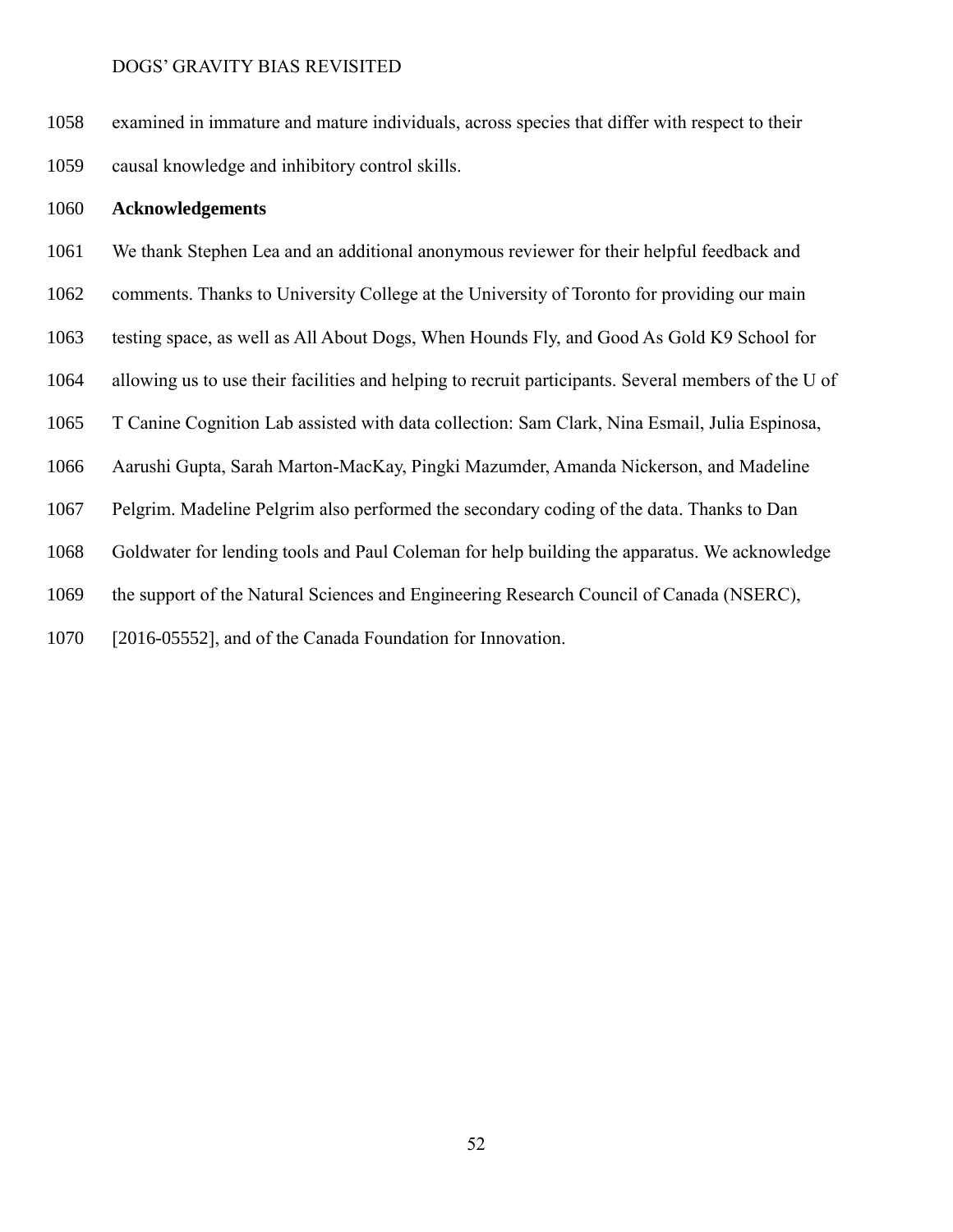examined in immature and mature individuals, across species that differ with respect to their causal knowledge and inhibitory control skills.

## Acknowledgements

We thank Stephen Lea and an additional anonymous reviewer for their helpful feedback and comments. Thanks to University College at the University of Toronto for providing our main testing space, as well as All About Dogs, When Hounds Fly, and Good As Gold K9 School for allowing us to use their facilities and helping to recruit participants. Several members of the U of T Canine Cognition Lab assisted with data collection: Sam Clark, Nina Esmail, Julia Espinosa, Aarushi Gupta, Sarah Marton-MacKay, Pingki Mazumder, Amanda Nickerson, and Madeline Pelgrim. Madeline Pelgrim also performed the secondary coding of the data. Thanks to Dan Goldwater for lending tools and Paul Coleman for help building the apparatus. We acknowledge the support of the Natural Sciences and Engineering Research Council of Canada (NSERC), [2016-05552], and of the Canada Foundation for Innovation.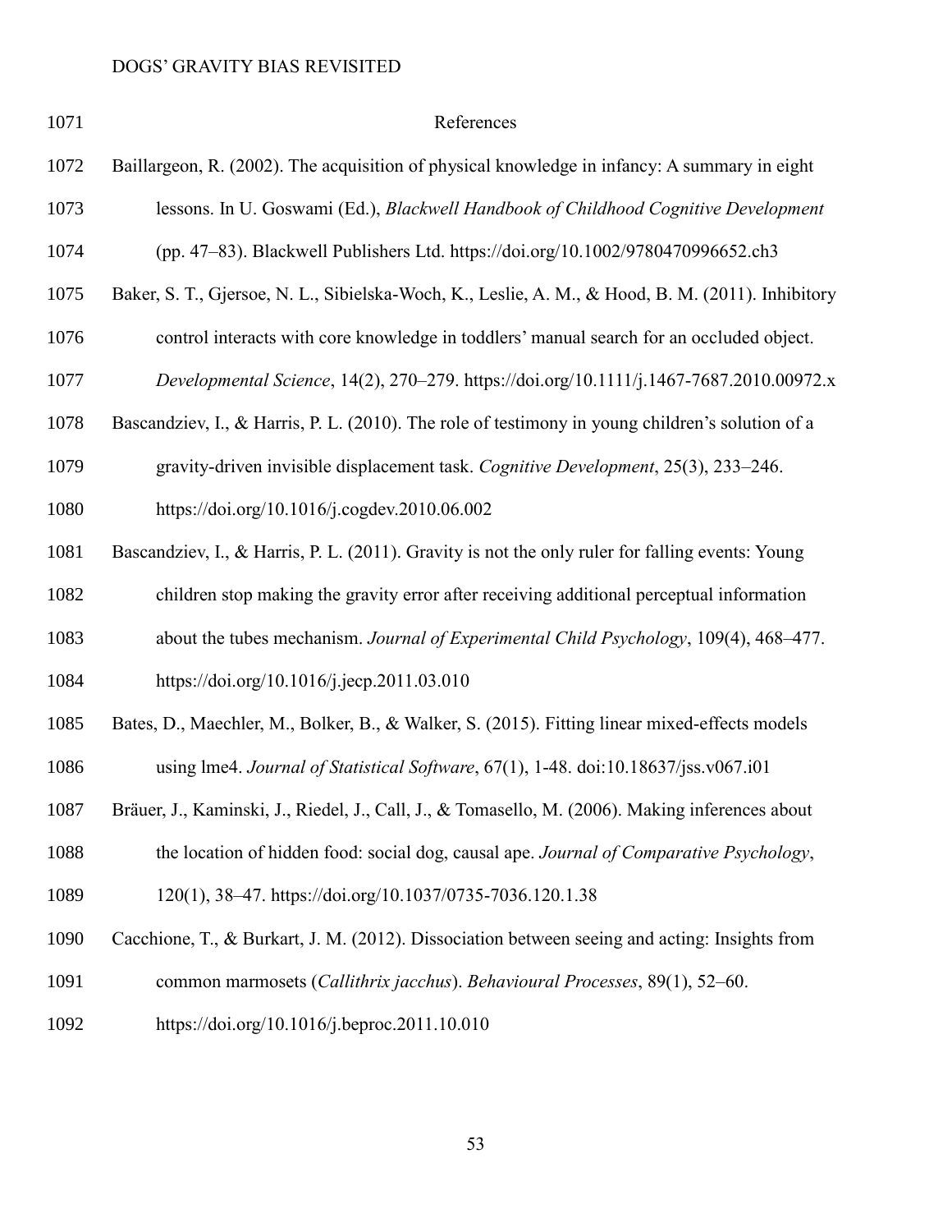## References

Baillargeon, R. (2002). The acquisition of physical knowledge in infancy: A summary in eight lessons. In U. Goswami (Ed.), *Blackwell Handbook of Childhood Cognitive Development* (pp. 47–83). Blackwell Publishers Ltd. https://doi.org/10.1002/9780470996652.ch3

Baker, S. T., Gjersoe, N. L., Sibielska-Woch, K., Leslie, A. M., & Hood, B. M. (2011). Inhibitory control interacts with core knowledge in toddlers' manual search for an occluded object. *Developmental Science*, 14(2), 270–279. https://doi.org/10.1111/j.1467-7687.2010.00972.x

Bascandziev, I., & Harris, P. L. (2010). The role of testimony in young children's solution of a gravity-driven invisible displacement task. *Cognitive Development*, 25(3), 233–246. https://doi.org/10.1016/j.cogdev.2010.06.002

Bascandziev, I., & Harris, P. L. (2011). Gravity is not the only ruler for falling events: Young children stop making the gravity error after receiving additional perceptual information about the tubes mechanism. *Journal of Experimental Child Psychology*, 109(4), 468–477. https://doi.org/10.1016/j.jecp.2011.03.010

Bates, D., Maechler, M., Bolker, B., & Walker, S. (2015). Fitting linear mixed-effects models using lme4. *Journal of Statistical Software*, 67(1), 1-48. doi:10.18637/jss.v067.i01

Bräuer, J., Kaminski, J., Riedel, J., Call, J., & Tomasello, M. (2006). Making inferences about the location of hidden food: social dog, causal ape. *Journal of Comparative Psychology*, 120(1), 38–47. https://doi.org/10.1037/0735-7036.120.1.38

Cacchione, T., & Burkart, J. M. (2012). Dissociation between seeing and acting: Insights from common marmosets (*Callithrix jacchus*). *Behavioural Processes*, 89(1), 52–60. https://doi.org/10.1016/j.beproc.2011.10.010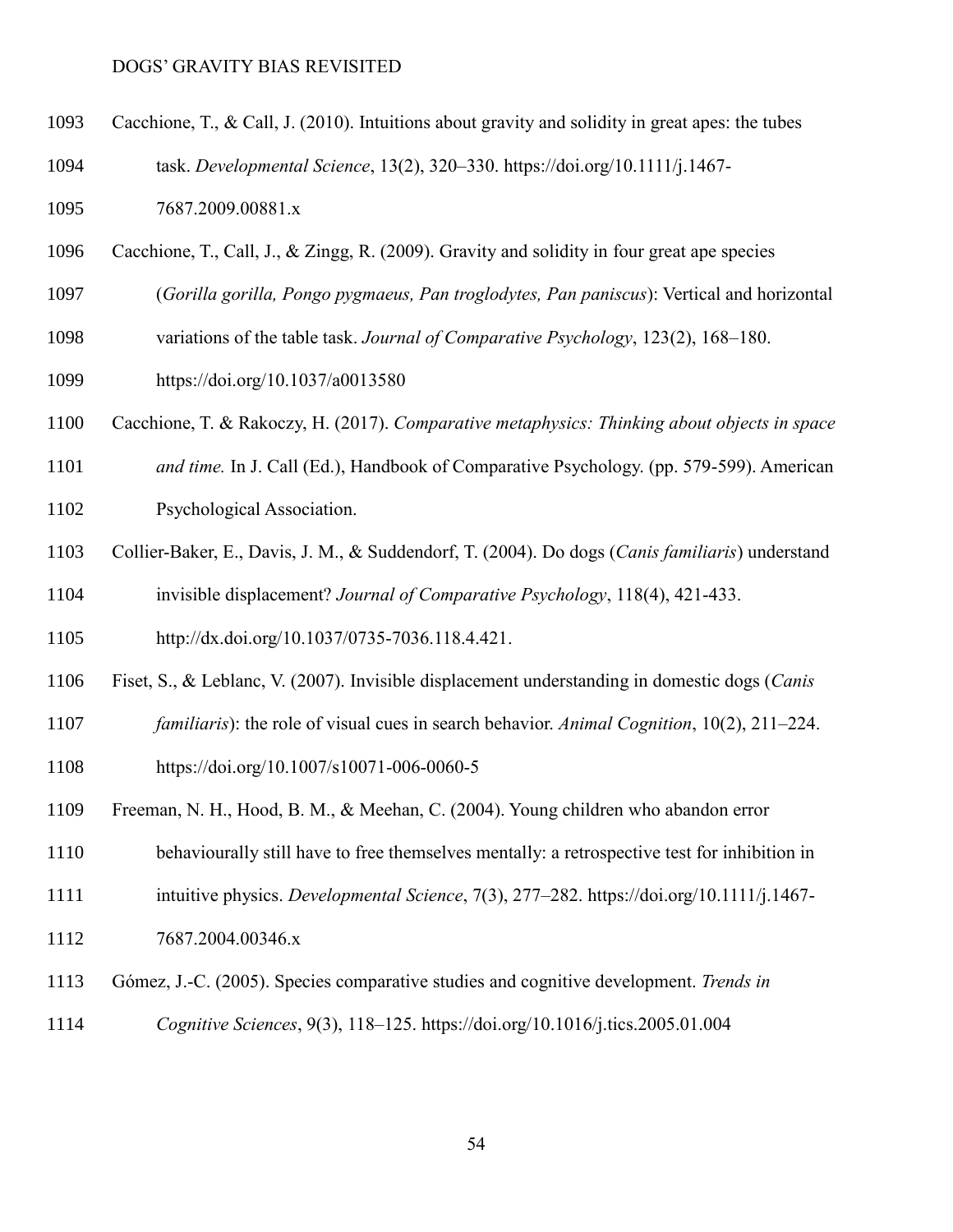Cacchione, T., & Call, J. (2010). Intuitions about gravity and solidity in great apes: the tubes task. *Developmental Science*, 13(2), 320–330. https://doi.org/10.1111/j.1467-7687.2009.00881.x

Cacchione, T., Call, J., & Zingg, R. (2009). Gravity and solidity in four great ape species (*Gorilla gorilla, Pongo pygmaeus, Pan troglodytes, Pan paniscus*): Vertical and horizontal variations of the table task. *Journal of Comparative Psychology*, 123(2), 168–180. https://doi.org/10.1037/a0013580

Cacchione, T. & Rakoczy, H. (2017). *Comparative metaphysics: Thinking about objects in space and time.* In J. Call (Ed.), Handbook of Comparative Psychology. (pp. 579-599). American Psychological Association.

Collier-Baker, E., Davis, J. M., & Suddendorf, T. (2004). Do dogs (*Canis familiaris*) understand invisible displacement? *Journal of Comparative Psychology*, 118(4), 421-433. http://dx.doi.org/10.1037/0735-7036.118.4.421.

Fiset, S., & Leblanc, V. (2007). Invisible displacement understanding in domestic dogs (*Canis familiaris*): the role of visual cues in search behavior. *Animal Cognition*, 10(2), 211–224. https://doi.org/10.1007/s10071-006-0060-5

Freeman, N. H., Hood, B. M., & Meehan, C. (2004). Young children who abandon error behaviourally still have to free themselves mentally: a retrospective test for inhibition in intuitive physics. *Developmental Science*, 7(3), 277–282. https://doi.org/10.1111/j.1467-7687.2004.00346.x

Gómez, J.-C. (2005). Species comparative studies and cognitive development. *Trends in Cognitive Sciences*, 9(3), 118–125. https://doi.org/10.1016/j.tics.2005.01.004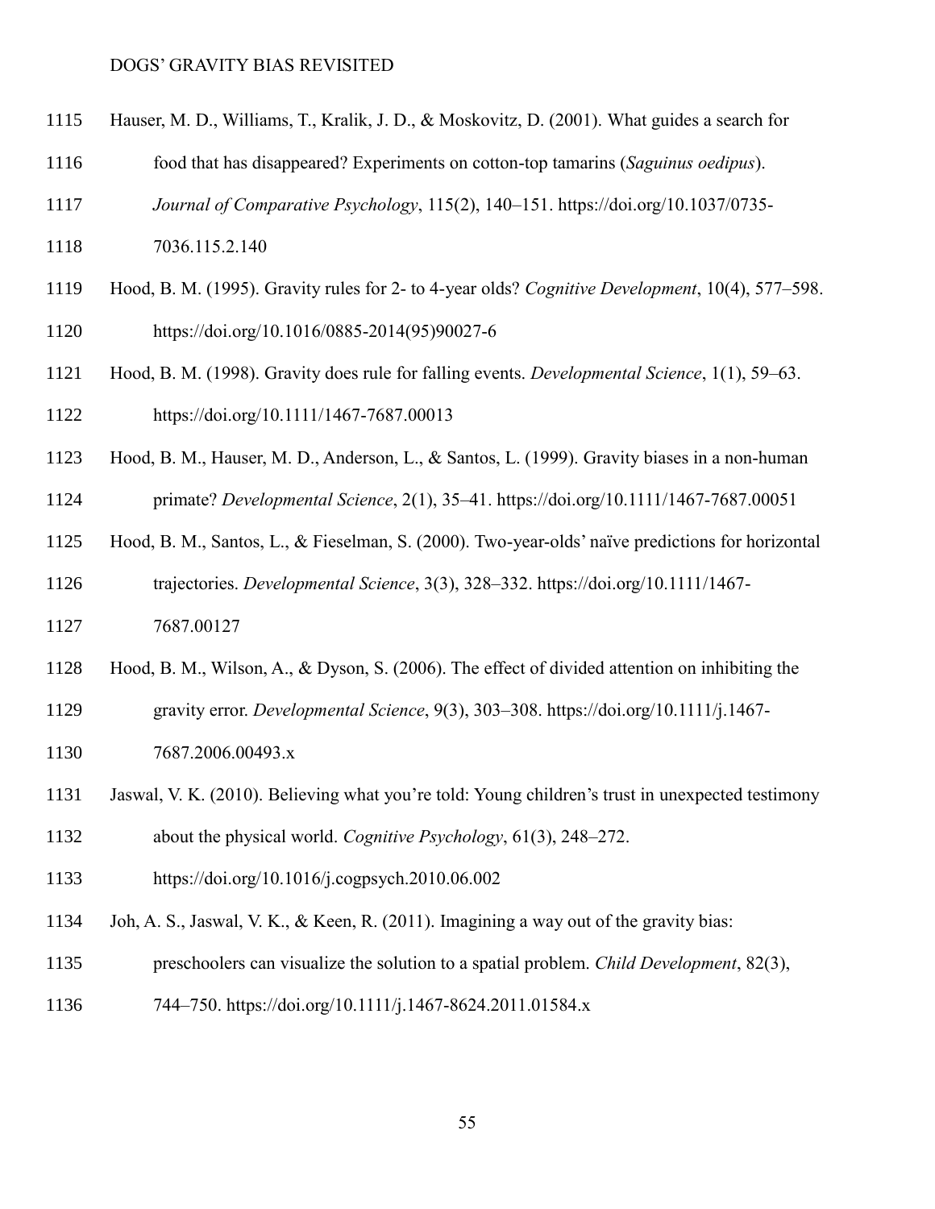Hauser, M. D., Williams, T., Kralik, J. D., & Moskovitz, D. (2001). What guides a search for food that has disappeared? Experiments on cotton-top tamarins (*Saguinus oedipus*). *Journal of Comparative Psychology*, 115(2), 140–151. https://doi.org/10.1037/0735-7036.115.2.140

Hood, B. M. (1995). Gravity rules for 2- to 4-year olds? *Cognitive Development*, 10(4), 577–598. https://doi.org/10.1016/0885-2014(95)90027-6

Hood, B. M. (1998). Gravity does rule for falling events. *Developmental Science*, 1(1), 59–63. https://doi.org/10.1111/1467-7687.00013

Hood, B. M., Hauser, M. D., Anderson, L., & Santos, L. (1999). Gravity biases in a non-human primate? *Developmental Science*, 2(1), 35–41. https://doi.org/10.1111/1467-7687.00051

Hood, B. M., Santos, L., & Fieselman, S. (2000). Two-year-olds' naïve predictions for horizontal trajectories. *Developmental Science*, 3(3), 328–332. https://doi.org/10.1111/1467-7687.00127

Hood, B. M., Wilson, A., & Dyson, S. (2006). The effect of divided attention on inhibiting the gravity error. *Developmental Science*, 9(3), 303–308. https://doi.org/10.1111/j.1467-7687.2006.00493.x

Jaswal, V. K. (2010). Believing what you're told: Young children's trust in unexpected testimony about the physical world. *Cognitive Psychology*, 61(3), 248–272. https://doi.org/10.1016/j.cogpsych.2010.06.002

Joh, A. S., Jaswal, V. K., & Keen, R. (2011). Imagining a way out of the gravity bias: preschoolers can visualize the solution to a spatial problem. *Child Development*, 82(3), 744–750. https://doi.org/10.1111/j.1467-8624.2011.01584.x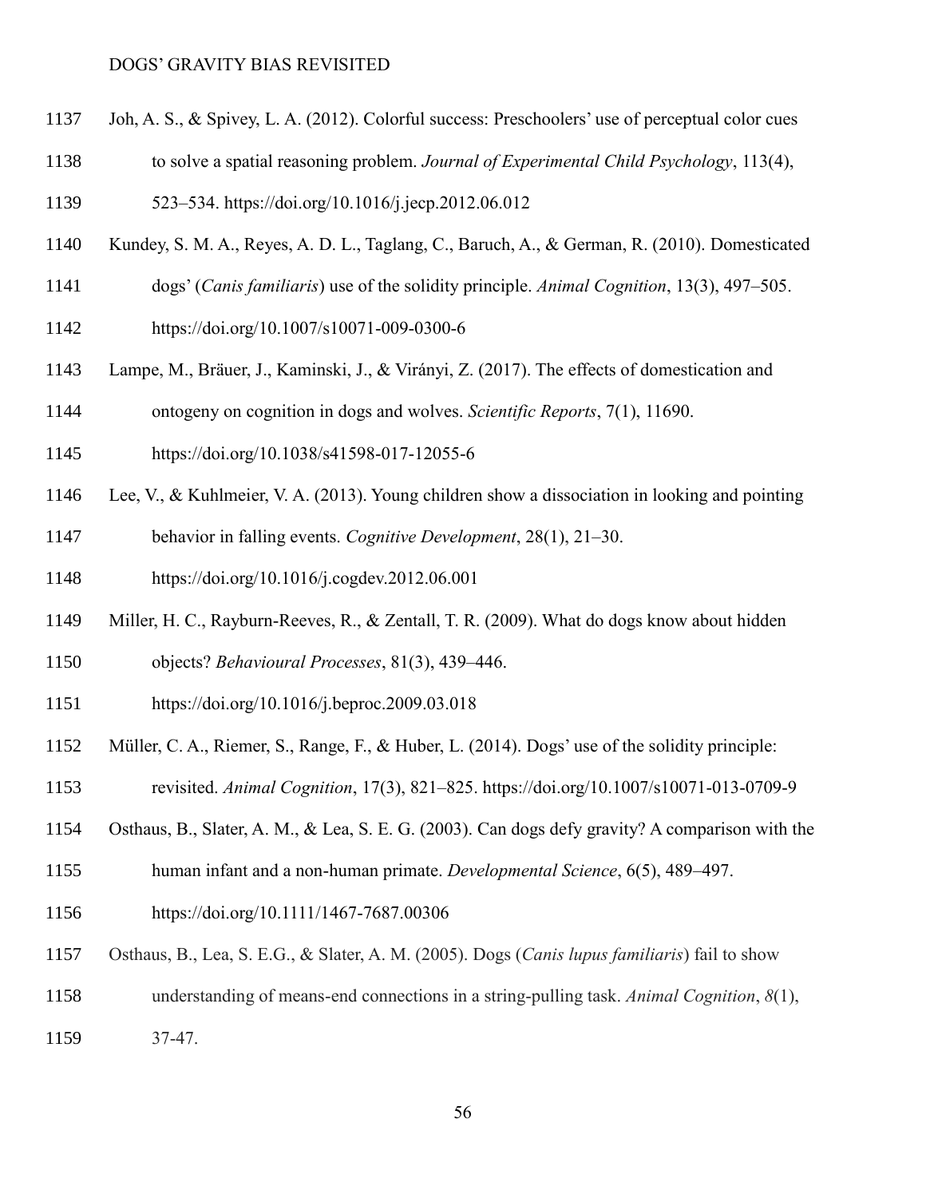Joh, A. S., & Spivey, L. A. (2012). Colorful success: Preschoolers' use of perceptual color cues to solve a spatial reasoning problem. *Journal of Experimental Child Psychology*, 113(4), 523–534. https://doi.org/10.1016/j.jecp.2012.06.012

Kundey, S. M. A., Reyes, A. D. L., Taglang, C., Baruch, A., & German, R. (2010). Domesticated dogs' (*Canis familiaris*) use of the solidity principle. *Animal Cognition*, 13(3), 497–505. https://doi.org/10.1007/s10071-009-0300-6

Lampe, M., Bräuer, J., Kaminski, J., & Virányi, Z. (2017). The effects of domestication and ontogeny on cognition in dogs and wolves. *Scientific Reports*, 7(1), 11690. https://doi.org/10.1038/s41598-017-12055-6

Lee, V., & Kuhlmeier, V. A. (2013). Young children show a dissociation in looking and pointing behavior in falling events. *Cognitive Development*, 28(1), 21–30. https://doi.org/10.1016/j.cogdev.2012.06.001

Miller, H. C., Rayburn-Reeves, R., & Zentall, T. R. (2009). What do dogs know about hidden objects? *Behavioural Processes*, 81(3), 439–446. https://doi.org/10.1016/j.beproc.2009.03.018

Müller, C. A., Riemer, S., Range, F., & Huber, L. (2014). Dogs' use of the solidity principle: revisited. *Animal Cognition*, 17(3), 821–825. https://doi.org/10.1007/s10071-013-0709-9

Osthaus, B., Slater, A. M., & Lea, S. E. G. (2003). Can dogs defy gravity? A comparison with the human infant and a non-human primate. *Developmental Science*, 6(5), 489–497. https://doi.org/10.1111/1467-7687.00306

Osthaus, B., Lea, S. E.G., & Slater, A. M. (2005). Dogs (*Canis lupus familiaris*) fail to show understanding of means-end connections in a string-pulling task. *Animal Cognition*, *8*(1), 37-47.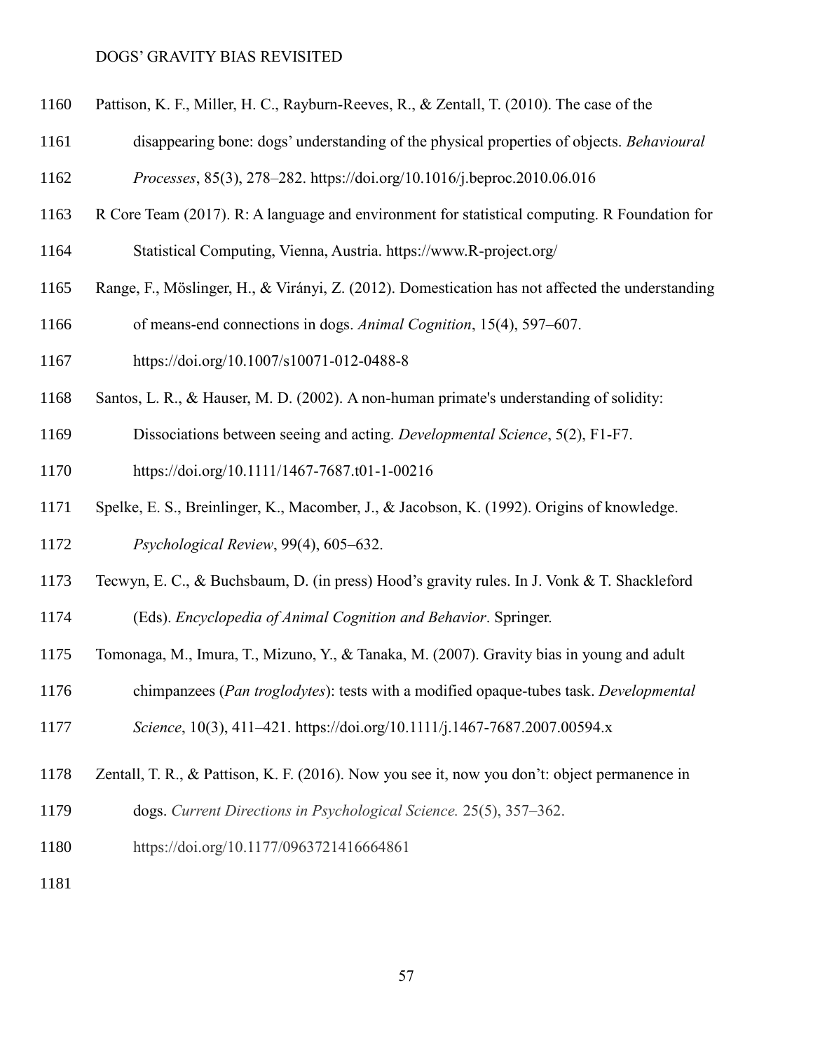Pattison, K. F., Miller, H. C., Rayburn-Reeves, R., & Zentall, T. (2010). The case of the disappearing bone: dogs' understanding of the physical properties of objects. *Behavioural Processes*, 85(3), 278–282. https://doi.org/10.1016/j.beproc.2010.06.016

R Core Team (2017). R: A language and environment for statistical computing. R Foundation for Statistical Computing, Vienna, Austria. https://www.R-project.org/

Range, F., Möslinger, H., & Virányi, Z. (2012). Domestication has not affected the understanding of means-end connections in dogs. *Animal Cognition*, 15(4), 597–607. https://doi.org/10.1007/s10071-012-0488-8

Santos, L. R., & Hauser, M. D. (2002). A non-human primate's understanding of solidity: Dissociations between seeing and acting. *Developmental Science*, 5(2), F1-F7. https://doi.org/10.1111/1467-7687.t01-1-00216

Spelke, E. S., Breinlinger, K., Macomber, J., & Jacobson, K. (1992). Origins of knowledge. *Psychological Review*, 99(4), 605–632.

Tecwyn, E. C., & Buchsbaum, D. (in press) Hood's gravity rules. In J. Vonk & T. Shackleford (Eds). *Encyclopedia of Animal Cognition and Behavior*. Springer.

Tomonaga, M., Imura, T., Mizuno, Y., & Tanaka, M. (2007). Gravity bias in young and adult chimpanzees (*Pan troglodytes*): tests with a modified opaque-tubes task. *Developmental Science*, 10(3), 411–421. https://doi.org/10.1111/j.1467-7687.2007.00594.x

Zentall, T. R., & Pattison, K. F. (2016). Now you see it, now you don't: object permanence in dogs. *Current Directions in Psychological Science.* 25(5), 357–362. https://doi.org/10.1177/0963721416664861